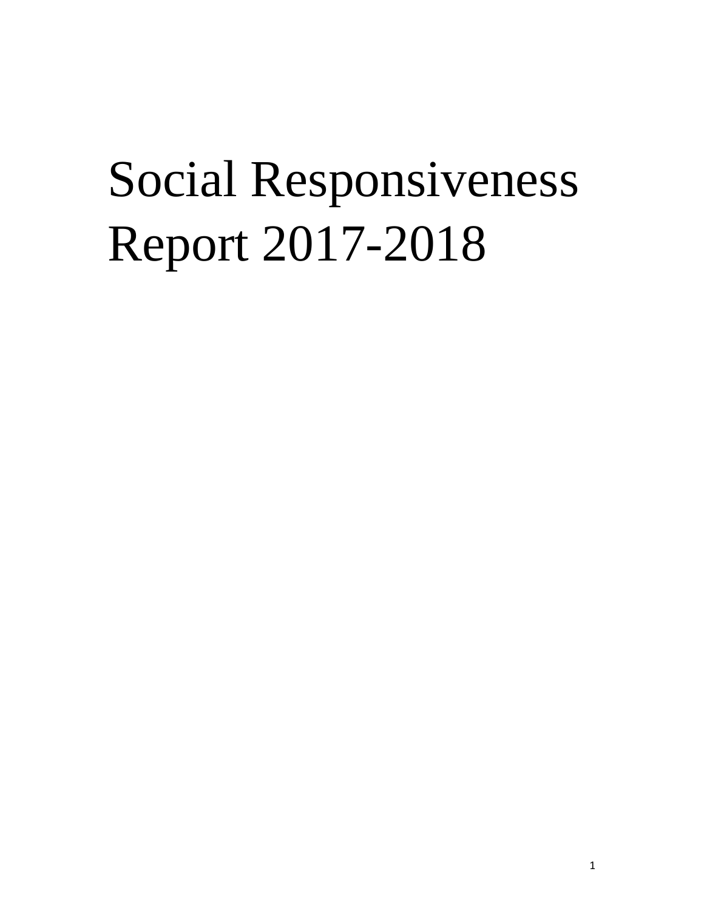# Social Responsiveness Report 2017-2018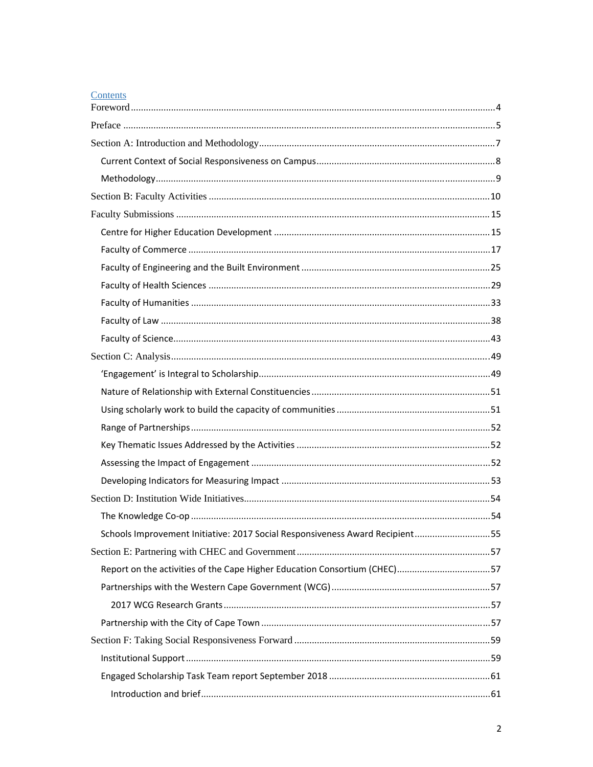## Contents

- Foreword ........ 4
- Preface ........ 5
- Section A: Introduction and Methodology ........ 7
  - Current Context of Social Responsiveness on Campus ........ 8
  - Methodology ........ 9
- Section B: Faculty Activities ........ 10
- Faculty Submissions ........ 15
  - Centre for Higher Education Development ........ 15
  - Faculty of Commerce ........ 17
  - Faculty of Engineering and the Built Environment ........ 25
  - Faculty of Health Sciences ........ 29
  - Faculty of Humanities ........ 33
  - Faculty of Law ........ 38
  - Faculty of Science ........ 43
- Section C: Analysis ........ 49
  - 'Engagement' is Integral to Scholarship ........ 49
  - Nature of Relationship with External Constituencies ........ 51
  - Using scholarly work to build the capacity of communities ........ 51
  - Range of Partnerships ........ 52
  - Key Thematic Issues Addressed by the Activities ........ 52
  - Assessing the Impact of Engagement ........ 52
  - Developing Indicators for Measuring Impact ........ 53
- Section D: Institution Wide Initiatives ........ 54
  - The Knowledge Co-op ........ 54
  - Schools Improvement Initiative: 2017 Social Responsiveness Award Recipient ........ 55
- Section E: Partnering with CHEC and Government ........ 57
  - Report on the activities of the Cape Higher Education Consortium (CHEC) ........ 57
  - Partnerships with the Western Cape Government (WCG) ........ 57
    - 2017 WCG Research Grants ........ 57
  - Partnership with the City of Cape Town ........ 57
- Section F: Taking Social Responsiveness Forward ........ 59
  - Institutional Support ........ 59
  - Engaged Scholarship Task Team report September 2018 ........ 61
    - Introduction and brief ........ 61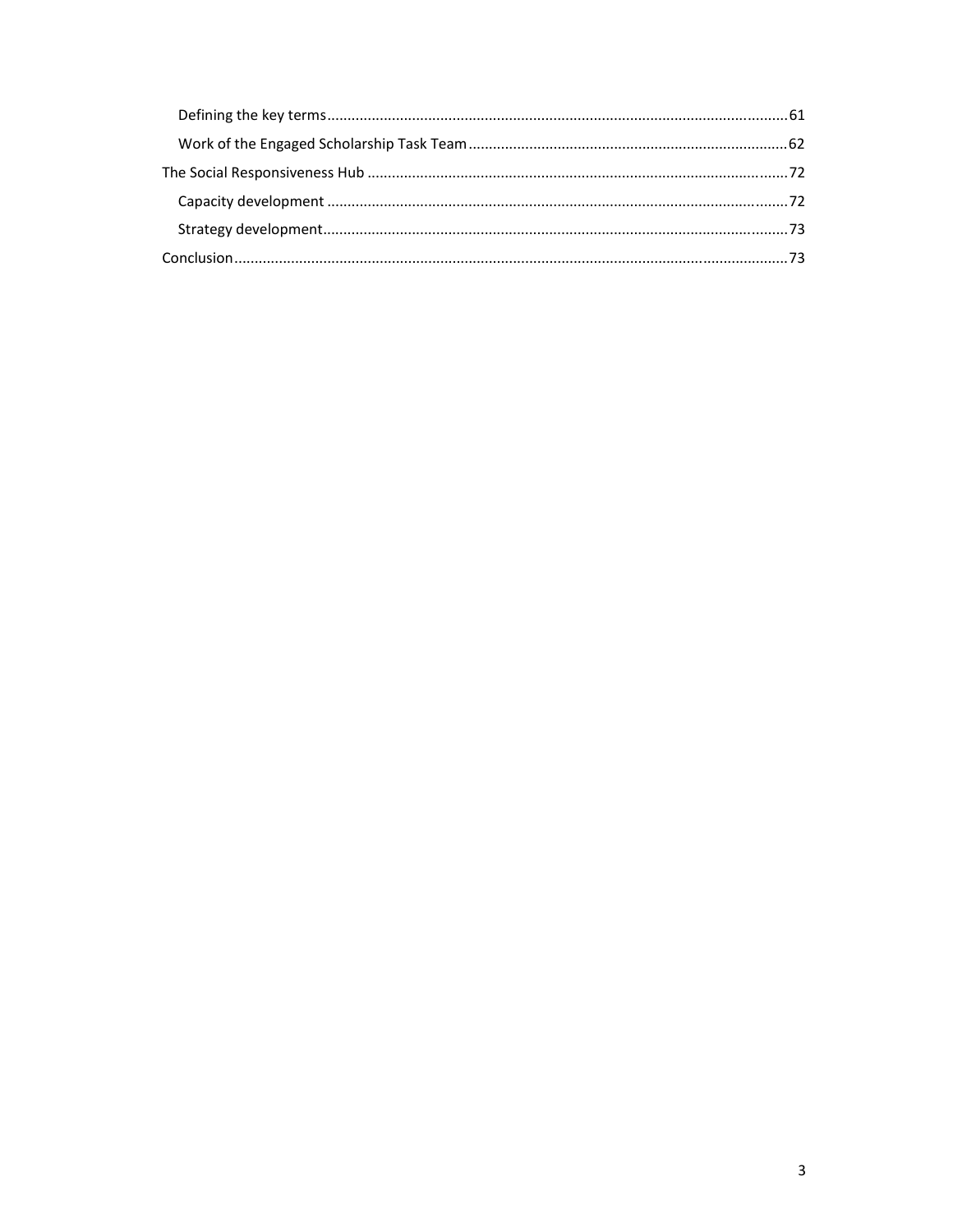- Defining the key terms ........ 61
- Work of the Engaged Scholarship Task Team ........ 62

The Social Responsiveness Hub ........ 72

- Capacity development ........ 72
- Strategy development ........ 73

Conclusion ........ 73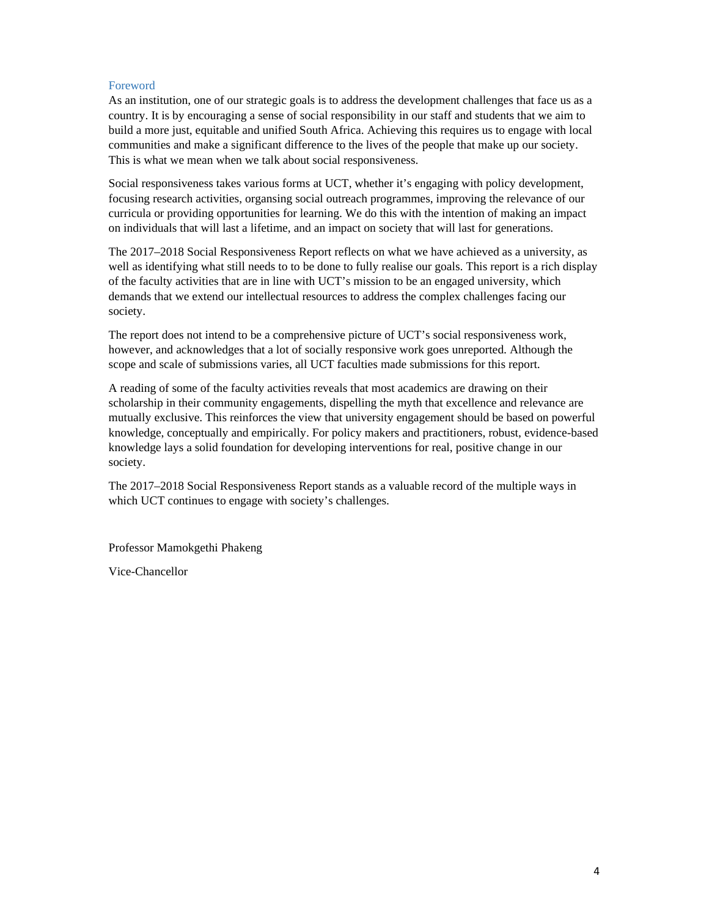## Foreword

As an institution, one of our strategic goals is to address the development challenges that face us as a country. It is by encouraging a sense of social responsibility in our staff and students that we aim to build a more just, equitable and unified South Africa. Achieving this requires us to engage with local communities and make a significant difference to the lives of the people that make up our society. This is what we mean when we talk about social responsiveness.

Social responsiveness takes various forms at UCT, whether it's engaging with policy development, focusing research activities, organsing social outreach programmes, improving the relevance of our curricula or providing opportunities for learning. We do this with the intention of making an impact on individuals that will last a lifetime, and an impact on society that will last for generations.

The 2017–2018 Social Responsiveness Report reflects on what we have achieved as a university, as well as identifying what still needs to to be done to fully realise our goals. This report is a rich display of the faculty activities that are in line with UCT's mission to be an engaged university, which demands that we extend our intellectual resources to address the complex challenges facing our society.

The report does not intend to be a comprehensive picture of UCT's social responsiveness work, however, and acknowledges that a lot of socially responsive work goes unreported. Although the scope and scale of submissions varies, all UCT faculties made submissions for this report.

A reading of some of the faculty activities reveals that most academics are drawing on their scholarship in their community engagements, dispelling the myth that excellence and relevance are mutually exclusive. This reinforces the view that university engagement should be based on powerful knowledge, conceptually and empirically. For policy makers and practitioners, robust, evidence-based knowledge lays a solid foundation for developing interventions for real, positive change in our society.

The 2017–2018 Social Responsiveness Report stands as a valuable record of the multiple ways in which UCT continues to engage with society's challenges.

Professor Mamokgethi Phakeng

Vice-Chancellor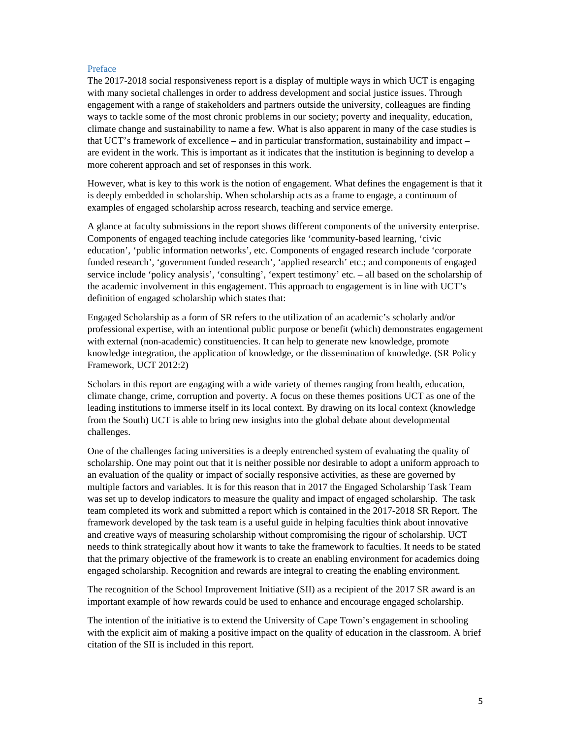## Preface

The 2017-2018 social responsiveness report is a display of multiple ways in which UCT is engaging with many societal challenges in order to address development and social justice issues. Through engagement with a range of stakeholders and partners outside the university, colleagues are finding ways to tackle some of the most chronic problems in our society; poverty and inequality, education, climate change and sustainability to name a few. What is also apparent in many of the case studies is that UCT's framework of excellence – and in particular transformation, sustainability and impact – are evident in the work. This is important as it indicates that the institution is beginning to develop a more coherent approach and set of responses in this work.

However, what is key to this work is the notion of engagement. What defines the engagement is that it is deeply embedded in scholarship. When scholarship acts as a frame to engage, a continuum of examples of engaged scholarship across research, teaching and service emerge.

A glance at faculty submissions in the report shows different components of the university enterprise. Components of engaged teaching include categories like 'community-based learning, 'civic education', 'public information networks', etc. Components of engaged research include 'corporate funded research', 'government funded research', 'applied research' etc.; and components of engaged service include 'policy analysis', 'consulting', 'expert testimony' etc. – all based on the scholarship of the academic involvement in this engagement. This approach to engagement is in line with UCT's definition of engaged scholarship which states that:

Engaged Scholarship as a form of SR refers to the utilization of an academic's scholarly and/or professional expertise, with an intentional public purpose or benefit (which) demonstrates engagement with external (non-academic) constituencies. It can help to generate new knowledge, promote knowledge integration, the application of knowledge, or the dissemination of knowledge. (SR Policy Framework, UCT 2012:2)

Scholars in this report are engaging with a wide variety of themes ranging from health, education, climate change, crime, corruption and poverty. A focus on these themes positions UCT as one of the leading institutions to immerse itself in its local context. By drawing on its local context (knowledge from the South) UCT is able to bring new insights into the global debate about developmental challenges.

One of the challenges facing universities is a deeply entrenched system of evaluating the quality of scholarship. One may point out that it is neither possible nor desirable to adopt a uniform approach to an evaluation of the quality or impact of socially responsive activities, as these are governed by multiple factors and variables. It is for this reason that in 2017 the Engaged Scholarship Task Team was set up to develop indicators to measure the quality and impact of engaged scholarship. The task team completed its work and submitted a report which is contained in the 2017-2018 SR Report. The framework developed by the task team is a useful guide in helping faculties think about innovative and creative ways of measuring scholarship without compromising the rigour of scholarship. UCT needs to think strategically about how it wants to take the framework to faculties. It needs to be stated that the primary objective of the framework is to create an enabling environment for academics doing engaged scholarship. Recognition and rewards are integral to creating the enabling environment.

The recognition of the School Improvement Initiative (SII) as a recipient of the 2017 SR award is an important example of how rewards could be used to enhance and encourage engaged scholarship.

The intention of the initiative is to extend the University of Cape Town's engagement in schooling with the explicit aim of making a positive impact on the quality of education in the classroom. A brief citation of the SII is included in this report.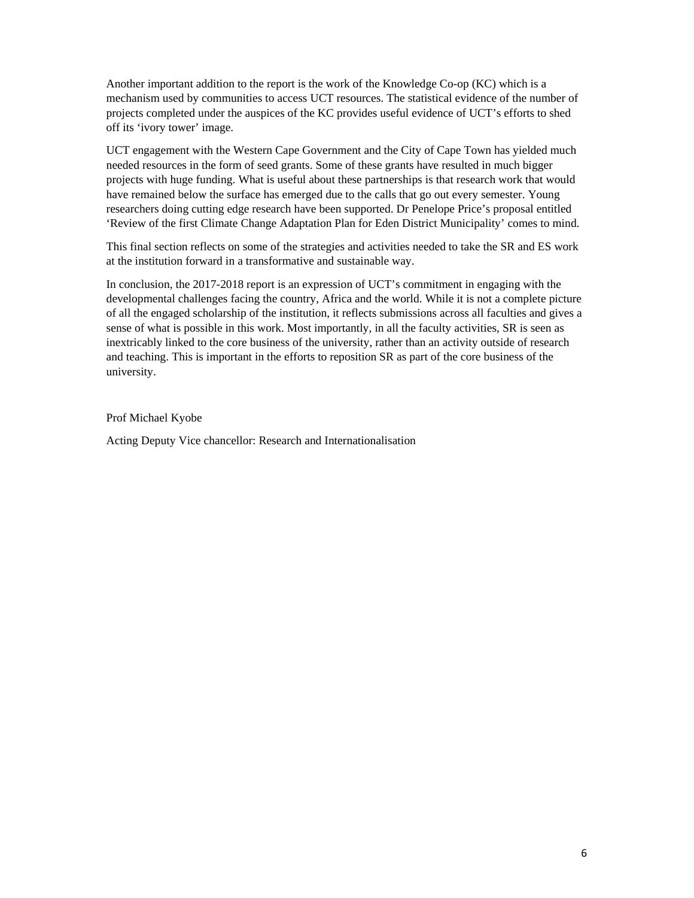Another important addition to the report is the work of the Knowledge Co-op (KC) which is a mechanism used by communities to access UCT resources. The statistical evidence of the number of projects completed under the auspices of the KC provides useful evidence of UCT's efforts to shed off its 'ivory tower' image.

UCT engagement with the Western Cape Government and the City of Cape Town has yielded much needed resources in the form of seed grants. Some of these grants have resulted in much bigger projects with huge funding. What is useful about these partnerships is that research work that would have remained below the surface has emerged due to the calls that go out every semester. Young researchers doing cutting edge research have been supported. Dr Penelope Price's proposal entitled 'Review of the first Climate Change Adaptation Plan for Eden District Municipality' comes to mind.

This final section reflects on some of the strategies and activities needed to take the SR and ES work at the institution forward in a transformative and sustainable way.

In conclusion, the 2017-2018 report is an expression of UCT's commitment in engaging with the developmental challenges facing the country, Africa and the world. While it is not a complete picture of all the engaged scholarship of the institution, it reflects submissions across all faculties and gives a sense of what is possible in this work. Most importantly, in all the faculty activities, SR is seen as inextricably linked to the core business of the university, rather than an activity outside of research and teaching. This is important in the efforts to reposition SR as part of the core business of the university.

Prof Michael Kyobe

Acting Deputy Vice chancellor: Research and Internationalisation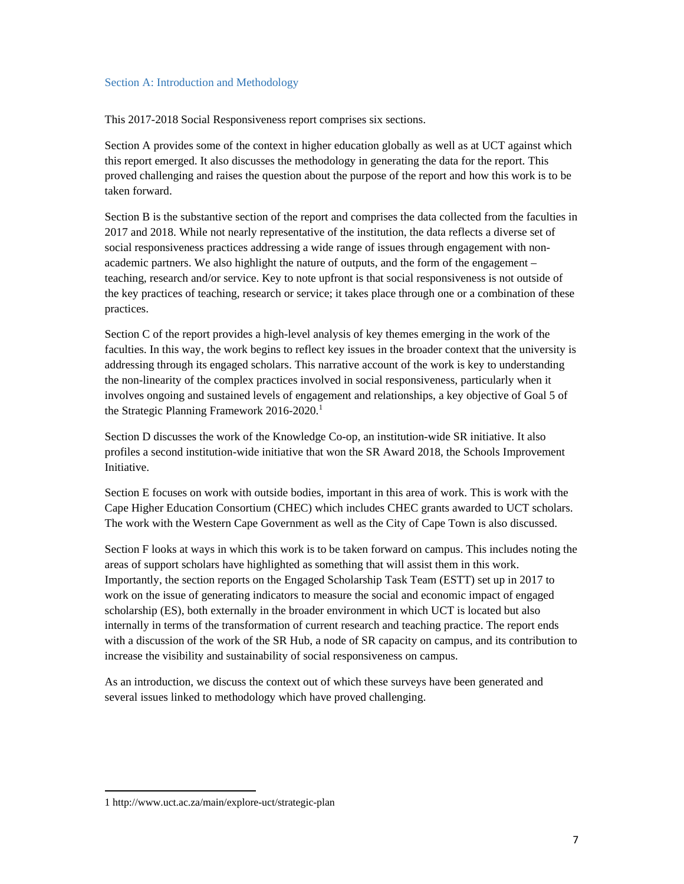## Section A: Introduction and Methodology

This 2017-2018 Social Responsiveness report comprises six sections.

Section A provides some of the context in higher education globally as well as at UCT against which this report emerged. It also discusses the methodology in generating the data for the report. This proved challenging and raises the question about the purpose of the report and how this work is to be taken forward.

Section B is the substantive section of the report and comprises the data collected from the faculties in 2017 and 2018. While not nearly representative of the institution, the data reflects a diverse set of social responsiveness practices addressing a wide range of issues through engagement with non-academic partners. We also highlight the nature of outputs, and the form of the engagement – teaching, research and/or service. Key to note upfront is that social responsiveness is not outside of the key practices of teaching, research or service; it takes place through one or a combination of these practices.

Section C of the report provides a high-level analysis of key themes emerging in the work of the faculties. In this way, the work begins to reflect key issues in the broader context that the university is addressing through its engaged scholars. This narrative account of the work is key to understanding the non-linearity of the complex practices involved in social responsiveness, particularly when it involves ongoing and sustained levels of engagement and relationships, a key objective of Goal 5 of the Strategic Planning Framework 2016-2020.[1]

Section D discusses the work of the Knowledge Co-op, an institution-wide SR initiative. It also profiles a second institution-wide initiative that won the SR Award 2018, the Schools Improvement Initiative.

Section E focuses on work with outside bodies, important in this area of work. This is work with the Cape Higher Education Consortium (CHEC) which includes CHEC grants awarded to UCT scholars. The work with the Western Cape Government as well as the City of Cape Town is also discussed.

Section F looks at ways in which this work is to be taken forward on campus. This includes noting the areas of support scholars have highlighted as something that will assist them in this work. Importantly, the section reports on the Engaged Scholarship Task Team (ESTT) set up in 2017 to work on the issue of generating indicators to measure the social and economic impact of engaged scholarship (ES), both externally in the broader environment in which UCT is located but also internally in terms of the transformation of current research and teaching practice. The report ends with a discussion of the work of the SR Hub, a node of SR capacity on campus, and its contribution to increase the visibility and sustainability of social responsiveness on campus.

As an introduction, we discuss the context out of which these surveys have been generated and several issues linked to methodology which have proved challenging.

---

1 http://www.uct.ac.za/main/explore-uct/strategic-plan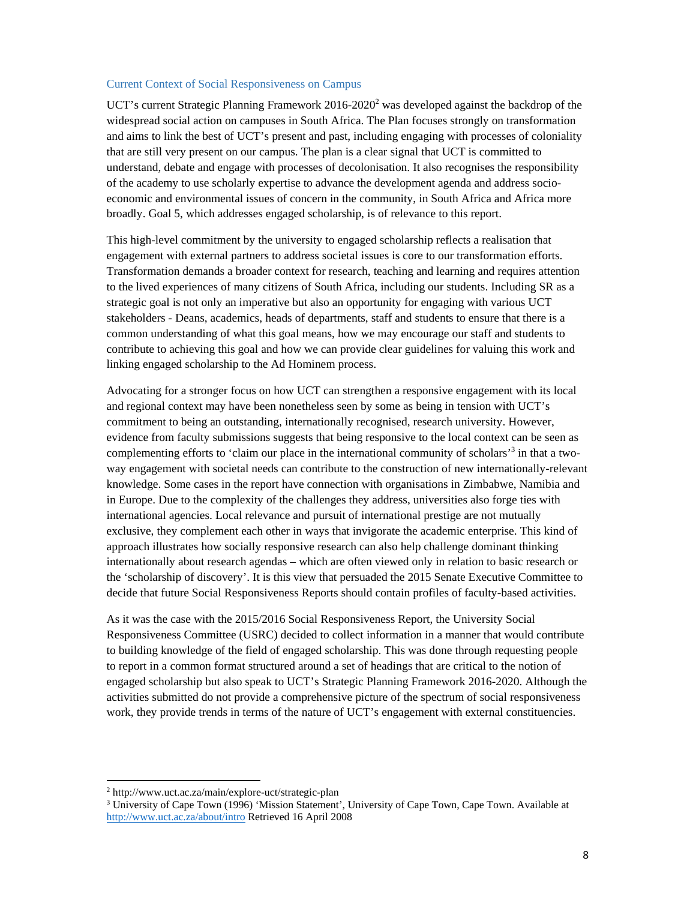## Current Context of Social Responsiveness on Campus

UCT's current Strategic Planning Framework 2016-2020[2] was developed against the backdrop of the widespread social action on campuses in South Africa. The Plan focuses strongly on transformation and aims to link the best of UCT's present and past, including engaging with processes of coloniality that are still very present on our campus. The plan is a clear signal that UCT is committed to understand, debate and engage with processes of decolonisation. It also recognises the responsibility of the academy to use scholarly expertise to advance the development agenda and address socio-economic and environmental issues of concern in the community, in South Africa and Africa more broadly. Goal 5, which addresses engaged scholarship, is of relevance to this report.

This high-level commitment by the university to engaged scholarship reflects a realisation that engagement with external partners to address societal issues is core to our transformation efforts. Transformation demands a broader context for research, teaching and learning and requires attention to the lived experiences of many citizens of South Africa, including our students. Including SR as a strategic goal is not only an imperative but also an opportunity for engaging with various UCT stakeholders - Deans, academics, heads of departments, staff and students to ensure that there is a common understanding of what this goal means, how we may encourage our staff and students to contribute to achieving this goal and how we can provide clear guidelines for valuing this work and linking engaged scholarship to the Ad Hominem process.

Advocating for a stronger focus on how UCT can strengthen a responsive engagement with its local and regional context may have been nonetheless seen by some as being in tension with UCT's commitment to being an outstanding, internationally recognised, research university. However, evidence from faculty submissions suggests that being responsive to the local context can be seen as complementing efforts to 'claim our place in the international community of scholars'[3] in that a two-way engagement with societal needs can contribute to the construction of new internationally-relevant knowledge. Some cases in the report have connection with organisations in Zimbabwe, Namibia and in Europe. Due to the complexity of the challenges they address, universities also forge ties with international agencies. Local relevance and pursuit of international prestige are not mutually exclusive, they complement each other in ways that invigorate the academic enterprise. This kind of approach illustrates how socially responsive research can also help challenge dominant thinking internationally about research agendas – which are often viewed only in relation to basic research or the 'scholarship of discovery'. It is this view that persuaded the 2015 Senate Executive Committee to decide that future Social Responsiveness Reports should contain profiles of faculty-based activities.

As it was the case with the 2015/2016 Social Responsiveness Report, the University Social Responsiveness Committee (USRC) decided to collect information in a manner that would contribute to building knowledge of the field of engaged scholarship. This was done through requesting people to report in a common format structured around a set of headings that are critical to the notion of engaged scholarship but also speak to UCT's Strategic Planning Framework 2016-2020. Although the activities submitted do not provide a comprehensive picture of the spectrum of social responsiveness work, they provide trends in terms of the nature of UCT's engagement with external constituencies.

---

[2] http://www.uct.ac.za/main/explore-uct/strategic-plan

[3] University of Cape Town (1996) 'Mission Statement', University of Cape Town, Cape Town. Available at http://www.uct.ac.za/about/intro Retrieved 16 April 2008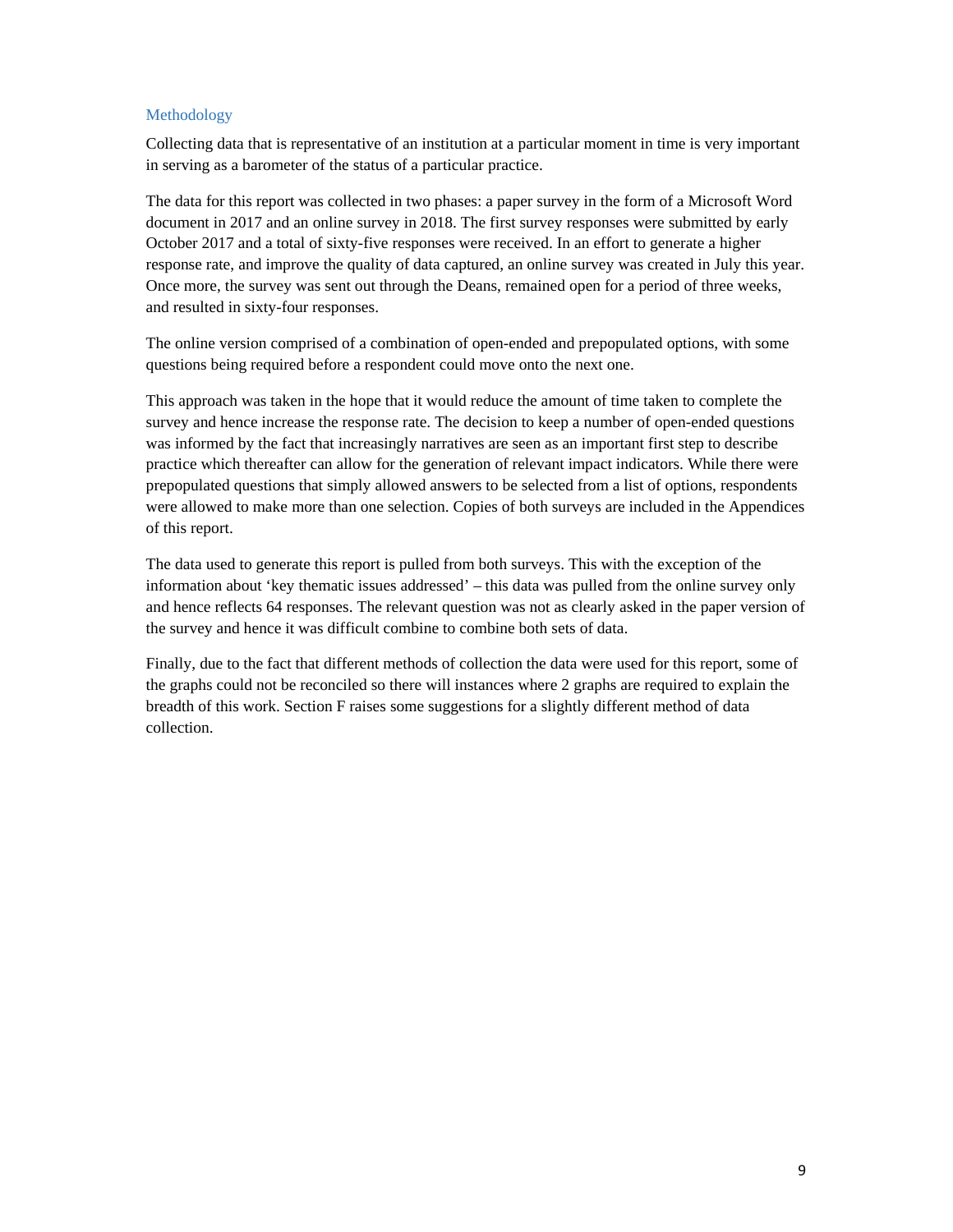## Methodology

Collecting data that is representative of an institution at a particular moment in time is very important in serving as a barometer of the status of a particular practice.

The data for this report was collected in two phases: a paper survey in the form of a Microsoft Word document in 2017 and an online survey in 2018. The first survey responses were submitted by early October 2017 and a total of sixty-five responses were received. In an effort to generate a higher response rate, and improve the quality of data captured, an online survey was created in July this year. Once more, the survey was sent out through the Deans, remained open for a period of three weeks, and resulted in sixty-four responses.

The online version comprised of a combination of open-ended and prepopulated options, with some questions being required before a respondent could move onto the next one.

This approach was taken in the hope that it would reduce the amount of time taken to complete the survey and hence increase the response rate. The decision to keep a number of open-ended questions was informed by the fact that increasingly narratives are seen as an important first step to describe practice which thereafter can allow for the generation of relevant impact indicators. While there were prepopulated questions that simply allowed answers to be selected from a list of options, respondents were allowed to make more than one selection. Copies of both surveys are included in the Appendices of this report.

The data used to generate this report is pulled from both surveys. This with the exception of the information about 'key thematic issues addressed' – this data was pulled from the online survey only and hence reflects 64 responses. The relevant question was not as clearly asked in the paper version of the survey and hence it was difficult combine to combine both sets of data.

Finally, due to the fact that different methods of collection the data were used for this report, some of the graphs could not be reconciled so there will instances where 2 graphs are required to explain the breadth of this work. Section F raises some suggestions for a slightly different method of data collection.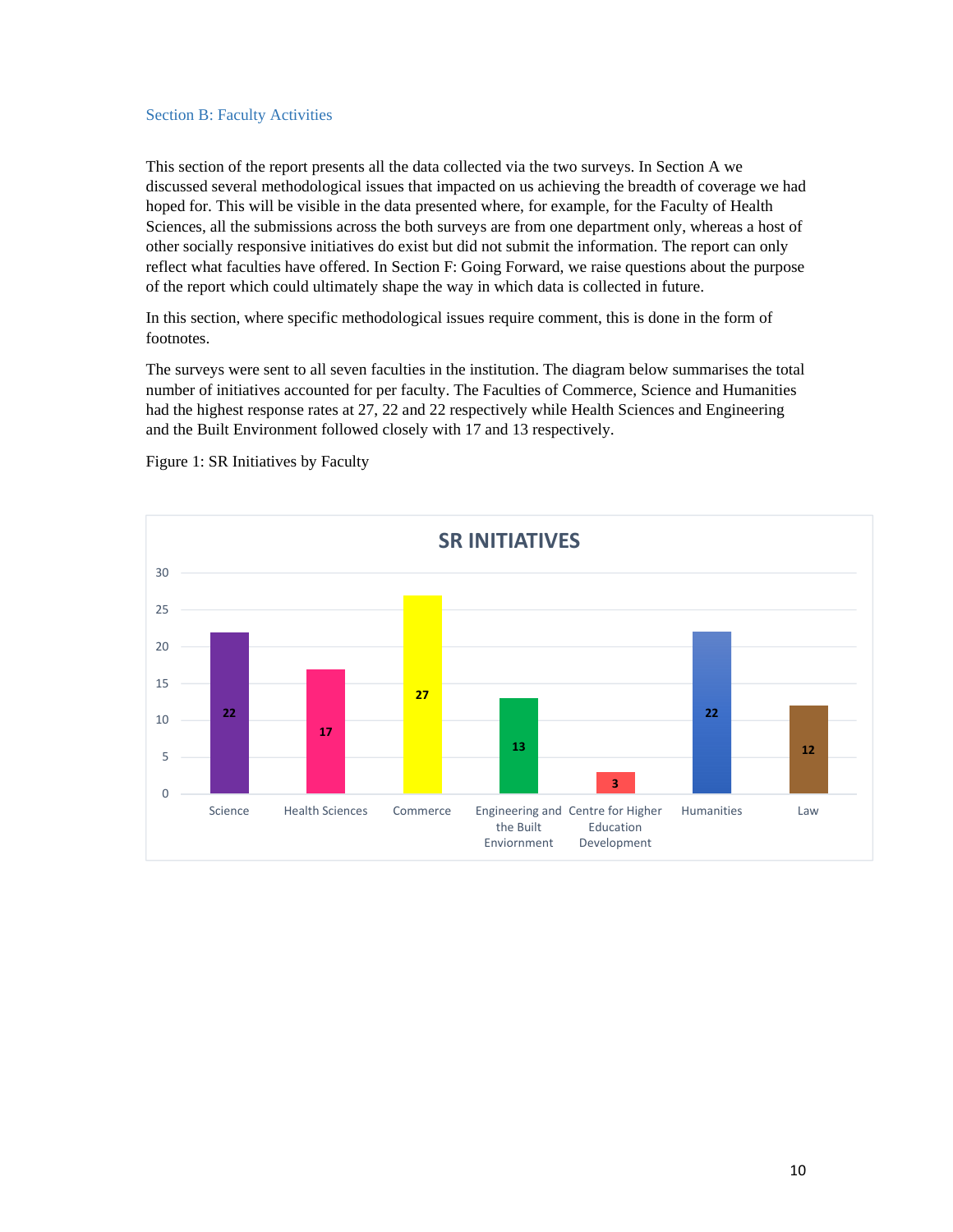## Section B: Faculty Activities

This section of the report presents all the data collected via the two surveys. In Section A we discussed several methodological issues that impacted on us achieving the breadth of coverage we had hoped for. This will be visible in the data presented where, for example, for the Faculty of Health Sciences, all the submissions across the both surveys are from one department only, whereas a host of other socially responsive initiatives do exist but did not submit the information. The report can only reflect what faculties have offered. In Section F: Going Forward, we raise questions about the purpose of the report which could ultimately shape the way in which data is collected in future.

In this section, where specific methodological issues require comment, this is done in the form of footnotes.

The surveys were sent to all seven faculties in the institution. The diagram below summarises the total number of initiatives accounted for per faculty. The Faculties of Commerce, Science and Humanities had the highest response rates at 27, 22 and 22 respectively while Health Sciences and Engineering and the Built Environment followed closely with 17 and 13 respectively.

Figure 1: SR Initiatives by Faculty

**SR INITIATIVES**

| Faculty | SR Initiatives |
|---|---|
| Science | 22 |
| Health Sciences | 17 |
| Commerce | 27 |
| Engineering and the Built Enviornment | 13 |
| Centre for Higher Education Development | 3 |
| Humanities | 22 |
| Law | 12 |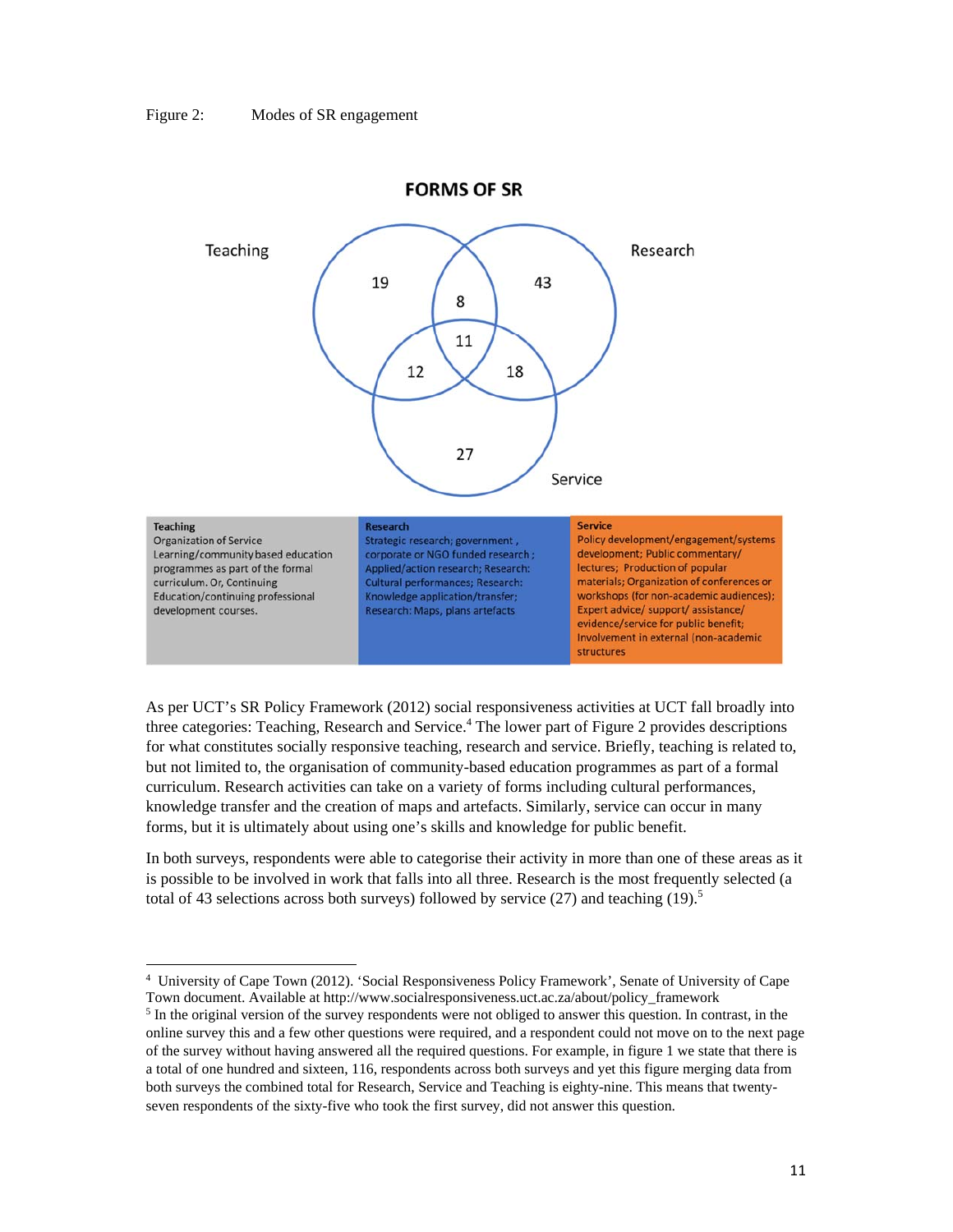Figure 2: Modes of SR engagement

**FORMS OF SR**

| Teaching | Research | Service |
|---|---|---|
| Organization of Service Learning/community based education programmes as part of the formal curriculum. Or, Continuing Education/continuing professional development courses. | Strategic research; government , corporate or NGO funded research ; Applied/action research; Research: Cultural performances; Research: Knowledge application/transfer; Research: Maps, plans artefacts | Policy development/engagement/systems development; Public commentary/ lectures; Production of popular materials; Organization of conferences or workshops (for non-academic audiences); Expert advice/ support/ assistance/ evidence/service for public benefit; Involvement in external (non-academic structures |

As per UCT's SR Policy Framework (2012) social responsiveness activities at UCT fall broadly into three categories: Teaching, Research and Service.[4] The lower part of Figure 2 provides descriptions for what constitutes socially responsive teaching, research and service. Briefly, teaching is related to, but not limited to, the organisation of community-based education programmes as part of a formal curriculum. Research activities can take on a variety of forms including cultural performances, knowledge transfer and the creation of maps and artefacts. Similarly, service can occur in many forms, but it is ultimately about using one's skills and knowledge for public benefit.

In both surveys, respondents were able to categorise their activity in more than one of these areas as it is possible to be involved in work that falls into all three. Research is the most frequently selected (a total of 43 selections across both surveys) followed by service (27) and teaching (19).[5]

---

[4] University of Cape Town (2012). 'Social Responsiveness Policy Framework', Senate of University of Cape Town document. Available at http://www.socialresponsiveness.uct.ac.za/about/policy_framework

[5] In the original version of the survey respondents were not obliged to answer this question. In contrast, in the online survey this and a few other questions were required, and a respondent could not move on to the next page of the survey without having answered all the required questions. For example, in figure 1 we state that there is a total of one hundred and sixteen, 116, respondents across both surveys and yet this figure merging data from both surveys the combined total for Research, Service and Teaching is eighty-nine. This means that twenty-seven respondents of the sixty-five who took the first survey, did not answer this question.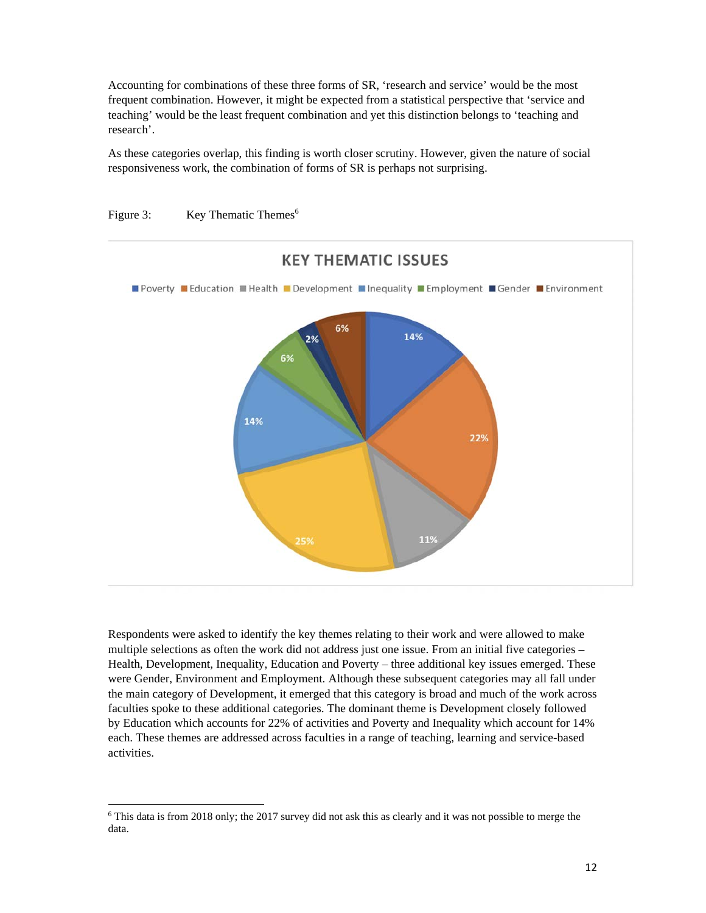Accounting for combinations of these three forms of SR, 'research and service' would be the most frequent combination. However, it might be expected from a statistical perspective that 'service and teaching' would be the least frequent combination and yet this distinction belongs to 'teaching and research'.

As these categories overlap, this finding is worth closer scrutiny. However, given the nature of social responsiveness work, the combination of forms of SR is perhaps not surprising.

Figure 3: Key Thematic Themes[6]

Respondents were asked to identify the key themes relating to their work and were allowed to make multiple selections as often the work did not address just one issue. From an initial five categories – Health, Development, Inequality, Education and Poverty – three additional key issues emerged. These were Gender, Environment and Employment. Although these subsequent categories may all fall under the main category of Development, it emerged that this category is broad and much of the work across faculties spoke to these additional categories. The dominant theme is Development closely followed by Education which accounts for 22% of activities and Poverty and Inequality which account for 14% each. These themes are addressed across faculties in a range of teaching, learning and service-based activities.

[6] This data is from 2018 only; the 2017 survey did not ask this as clearly and it was not possible to merge the data.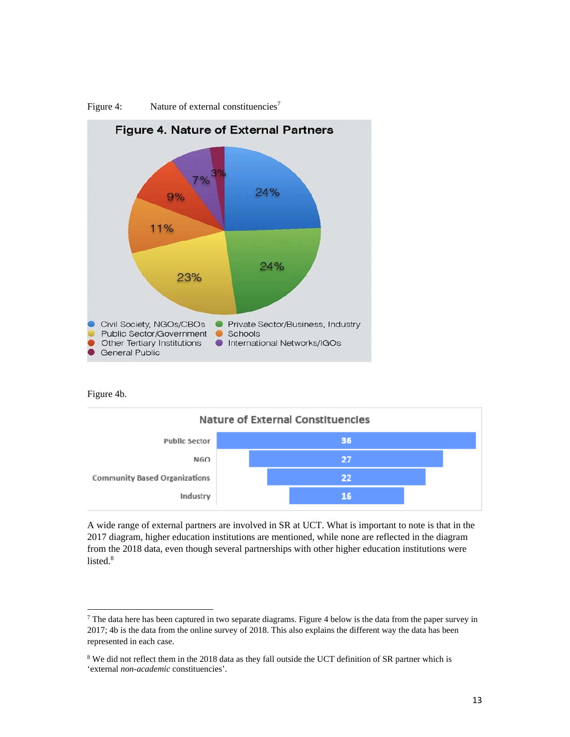Figure 4: Nature of external constituencies[7]

**Figure 4. Nature of External Partners**

| Category | Percentage |
|---|---|
| Civil Society, NGOs/CBOs | 24% |
| Private Sector/Business, Industry | 24% |
| Public Sector/Government | 23% |
| Schools | 11% |
| Other Tertiary Institutions | 9% |
| International Networks/IGOs | 7% |
| General Public | 3% |

Figure 4b.

**Nature of External Constituencies**

| Constituency | Count |
|---|---|
| Public Sector | 36 |
| NGO | 27 |
| Community Based Organizations | 22 |
| Industry | 16 |

A wide range of external partners are involved in SR at UCT. What is important to note is that in the 2017 diagram, higher education institutions are mentioned, while none are reflected in the diagram from the 2018 data, even though several partnerships with other higher education institutions were listed.[8]

---

[7] The data here has been captured in two separate diagrams. Figure 4 below is the data from the paper survey in 2017; 4b is the data from the online survey of 2018. This also explains the different way the data has been represented in each case.

[8] We did not reflect them in the 2018 data as they fall outside the UCT definition of SR partner which is 'external *non-academic* constituencies'.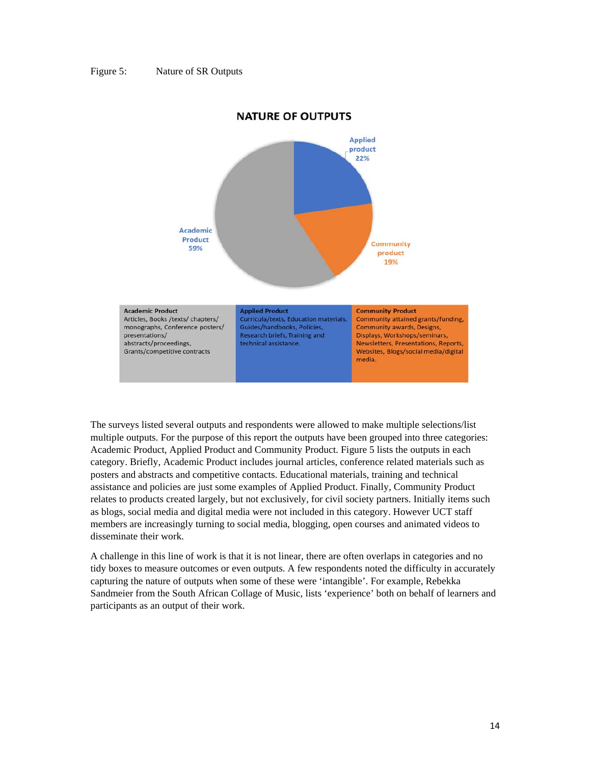Figure 5: Nature of SR Outputs

NATURE OF OUTPUTS

Applied product 22%

Community product 19%

Academic Product 59%

| Academic Product | Applied Product | Community Product |
|---|---|---|
| Articles, Books /texts/ chapters/ monographs, Conference posters/ presentations/ abstracts/proceedings, Grants/competitive contracts | Curricula/texts, Education materials, Guides/handbooks, Policies, Research briefs, Training and technical assistance. | Community attained grants/funding, Community awards, Designs, Displays, Workshops/seminars, Newsletters, Presentations, Reports, Websites, Blogs/social media/digital media. |

The surveys listed several outputs and respondents were allowed to make multiple selections/list multiple outputs. For the purpose of this report the outputs have been grouped into three categories: Academic Product, Applied Product and Community Product. Figure 5 lists the outputs in each category. Briefly, Academic Product includes journal articles, conference related materials such as posters and abstracts and competitive contacts. Educational materials, training and technical assistance and policies are just some examples of Applied Product. Finally, Community Product relates to products created largely, but not exclusively, for civil society partners. Initially items such as blogs, social media and digital media were not included in this category. However UCT staff members are increasingly turning to social media, blogging, open courses and animated videos to disseminate their work.

A challenge in this line of work is that it is not linear, there are often overlaps in categories and no tidy boxes to measure outcomes or even outputs. A few respondents noted the difficulty in accurately capturing the nature of outputs when some of these were 'intangible'. For example, Rebekka Sandmeier from the South African College of Music, lists 'experience' both on behalf of learners and participants as an output of their work.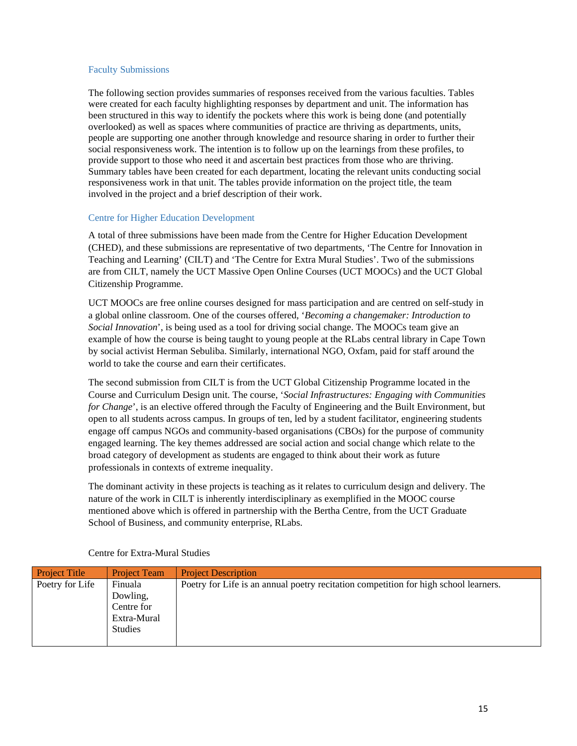## Faculty Submissions

The following section provides summaries of responses received from the various faculties. Tables were created for each faculty highlighting responses by department and unit. The information has been structured in this way to identify the pockets where this work is being done (and potentially overlooked) as well as spaces where communities of practice are thriving as departments, units, people are supporting one another through knowledge and resource sharing in order to further their social responsiveness work. The intention is to follow up on the learnings from these profiles, to provide support to those who need it and ascertain best practices from those who are thriving. Summary tables have been created for each department, locating the relevant units conducting social responsiveness work in that unit. The tables provide information on the project title, the team involved in the project and a brief description of their work.

### Centre for Higher Education Development

A total of three submissions have been made from the Centre for Higher Education Development (CHED), and these submissions are representative of two departments, 'The Centre for Innovation in Teaching and Learning' (CILT) and 'The Centre for Extra Mural Studies'. Two of the submissions are from CILT, namely the UCT Massive Open Online Courses (UCT MOOCs) and the UCT Global Citizenship Programme.

UCT MOOCs are free online courses designed for mass participation and are centred on self-study in a global online classroom. One of the courses offered, '*Becoming a changemaker: Introduction to Social Innovation*', is being used as a tool for driving social change. The MOOCs team give an example of how the course is being taught to young people at the RLabs central library in Cape Town by social activist Herman Sebuliba. Similarly, international NGO, Oxfam, paid for staff around the world to take the course and earn their certificates.

The second submission from CILT is from the UCT Global Citizenship Programme located in the Course and Curriculum Design unit. The course, '*Social Infrastructures: Engaging with Communities for Change*', is an elective offered through the Faculty of Engineering and the Built Environment, but open to all students across campus. In groups of ten, led by a student facilitator, engineering students engage off campus NGOs and community-based organisations (CBOs) for the purpose of community engaged learning. The key themes addressed are social action and social change which relate to the broad category of development as students are engaged to think about their work as future professionals in contexts of extreme inequality.

The dominant activity in these projects is teaching as it relates to curriculum design and delivery. The nature of the work in CILT is inherently interdisciplinary as exemplified in the MOOC course mentioned above which is offered in partnership with the Bertha Centre, from the UCT Graduate School of Business, and community enterprise, RLabs.

Centre for Extra-Mural Studies

| Project Title | Project Team | Project Description |
|---|---|---|
| Poetry for Life | Finuala Dowling, Centre for Extra-Mural Studies | Poetry for Life is an annual poetry recitation competition for high school learners. |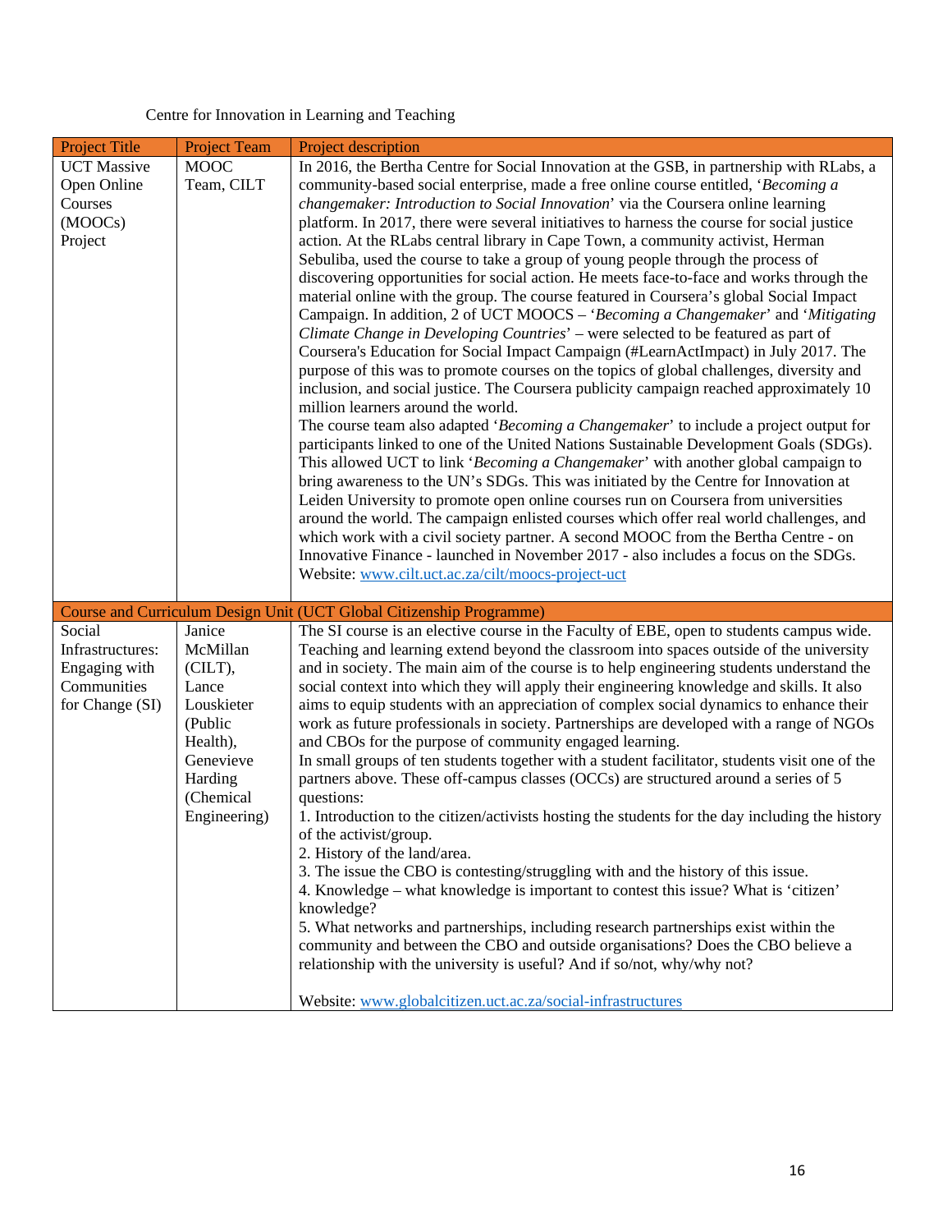Centre for Innovation in Learning and Teaching

| Project Title | Project Team | Project description |
|---|---|---|
| UCT Massive Open Online Courses (MOOCs) Project | MOOC Team, CILT | In 2016, the Bertha Centre for Social Innovation at the GSB, in partnership with RLabs, a community-based social enterprise, made a free online course entitled, '*Becoming a changemaker: Introduction to Social Innovation*' via the Coursera online learning platform. In 2017, there were several initiatives to harness the course for social justice action. At the RLabs central library in Cape Town, a community activist, Herman Sebuliba, used the course to take a group of young people through the process of discovering opportunities for social action. He meets face-to-face and works through the material online with the group. The course featured in Coursera's global Social Impact Campaign. In addition, 2 of UCT MOOCS – '*Becoming a Changemaker*' and '*Mitigating Climate Change in Developing Countries*' – were selected to be featured as part of Coursera's Education for Social Impact Campaign (#LearnActImpact) in July 2017. The purpose of this was to promote courses on the topics of global challenges, diversity and inclusion, and social justice. The Coursera publicity campaign reached approximately 10 million learners around the world.<br>The course team also adapted '*Becoming a Changemaker*' to include a project output for participants linked to one of the United Nations Sustainable Development Goals (SDGs). This allowed UCT to link '*Becoming a Changemaker*' with another global campaign to bring awareness to the UN's SDGs. This was initiated by the Centre for Innovation at Leiden University to promote open online courses run on Coursera from universities around the world. The campaign enlisted courses which offer real world challenges, and which work with a civil society partner. A second MOOC from the Bertha Centre - on Innovative Finance - launched in November 2017 - also includes a focus on the SDGs.<br>Website: www.cilt.uct.ac.za/cilt/moocs-project-uct |
| Course and Curriculum Design Unit (UCT Global Citizenship Programme) | | |
| Social Infrastructures: Engaging with Communities for Change (SI) | Janice McMillan (CILT), Lance Louskieter (Public Health), Genevieve Harding (Chemical Engineering) | The SI course is an elective course in the Faculty of EBE, open to students campus wide. Teaching and learning extend beyond the classroom into spaces outside of the university and in society. The main aim of the course is to help engineering students understand the social context into which they will apply their engineering knowledge and skills. It also aims to equip students with an appreciation of complex social dynamics to enhance their work as future professionals in society. Partnerships are developed with a range of NGOs and CBOs for the purpose of community engaged learning.<br>In small groups of ten students together with a student facilitator, students visit one of the partners above. These off-campus classes (OCCs) are structured around a series of 5 questions:<br>1. Introduction to the citizen/activists hosting the students for the day including the history of the activist/group.<br>2. History of the land/area.<br>3. The issue the CBO is contesting/struggling with and the history of this issue.<br>4. Knowledge – what knowledge is important to contest this issue? What is 'citizen' knowledge?<br>5. What networks and partnerships, including research partnerships exist within the community and between the CBO and outside organisations? Does the CBO believe a relationship with the university is useful? And if so/not, why/why not?<br><br>Website: www.globalcitizen.uct.ac.za/social-infrastructures |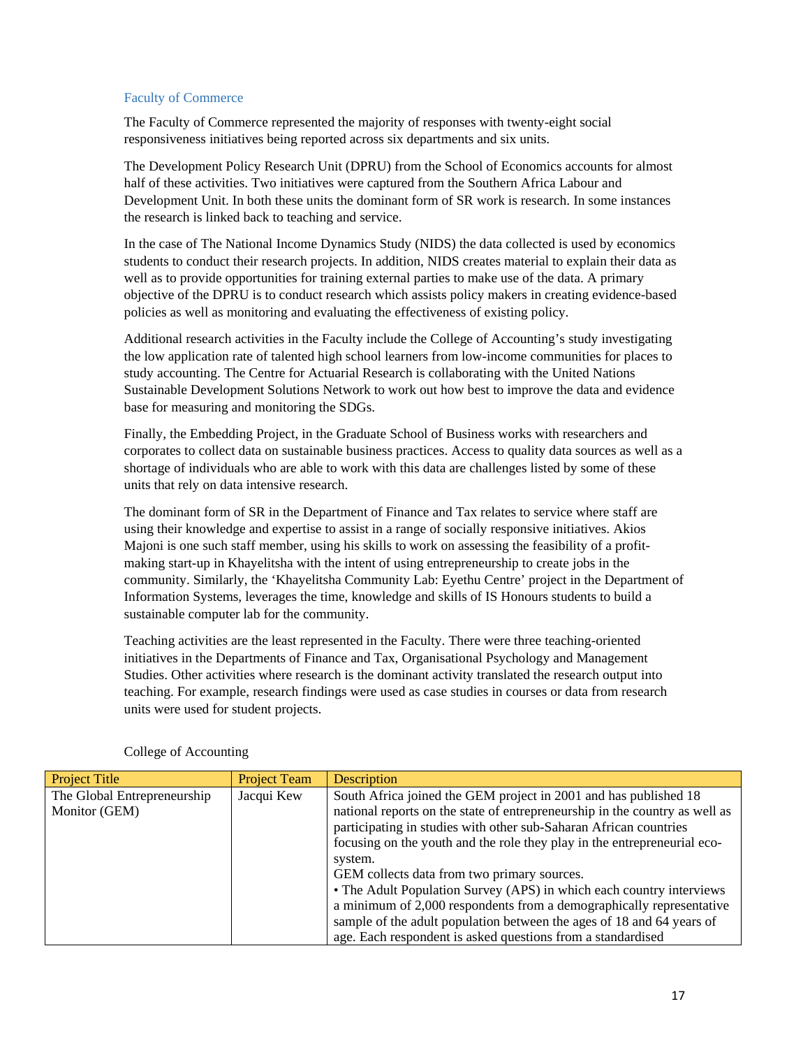### Faculty of Commerce

The Faculty of Commerce represented the majority of responses with twenty-eight social responsiveness initiatives being reported across six departments and six units.

The Development Policy Research Unit (DPRU) from the School of Economics accounts for almost half of these activities. Two initiatives were captured from the Southern Africa Labour and Development Unit. In both these units the dominant form of SR work is research. In some instances the research is linked back to teaching and service.

In the case of The National Income Dynamics Study (NIDS) the data collected is used by economics students to conduct their research projects. In addition, NIDS creates material to explain their data as well as to provide opportunities for training external parties to make use of the data. A primary objective of the DPRU is to conduct research which assists policy makers in creating evidence-based policies as well as monitoring and evaluating the effectiveness of existing policy.

Additional research activities in the Faculty include the College of Accounting's study investigating the low application rate of talented high school learners from low-income communities for places to study accounting. The Centre for Actuarial Research is collaborating with the United Nations Sustainable Development Solutions Network to work out how best to improve the data and evidence base for measuring and monitoring the SDGs.

Finally, the Embedding Project, in the Graduate School of Business works with researchers and corporates to collect data on sustainable business practices. Access to quality data sources as well as a shortage of individuals who are able to work with this data are challenges listed by some of these units that rely on data intensive research.

The dominant form of SR in the Department of Finance and Tax relates to service where staff are using their knowledge and expertise to assist in a range of socially responsive initiatives. Akios Majoni is one such staff member, using his skills to work on assessing the feasibility of a profit-making start-up in Khayelitsha with the intent of using entrepreneurship to create jobs in the community. Similarly, the 'Khayelitsha Community Lab: Eyethu Centre' project in the Department of Information Systems, leverages the time, knowledge and skills of IS Honours students to build a sustainable computer lab for the community.

Teaching activities are the least represented in the Faculty. There were three teaching-oriented initiatives in the Departments of Finance and Tax, Organisational Psychology and Management Studies. Other activities where research is the dominant activity translated the research output into teaching. For example, research findings were used as case studies in courses or data from research units were used for student projects.

College of Accounting

| Project Title | Project Team | Description |
|---|---|---|
| The Global Entrepreneurship Monitor (GEM) | Jacqui Kew | South Africa joined the GEM project in 2001 and has published 18 national reports on the state of entrepreneurship in the country as well as participating in studies with other sub-Saharan African countries focusing on the youth and the role they play in the entrepreneurial eco-system.<br>GEM collects data from two primary sources.<br>• The Adult Population Survey (APS) in which each country interviews a minimum of 2,000 respondents from a demographically representative sample of the adult population between the ages of 18 and 64 years of age. Each respondent is asked questions from a standardised |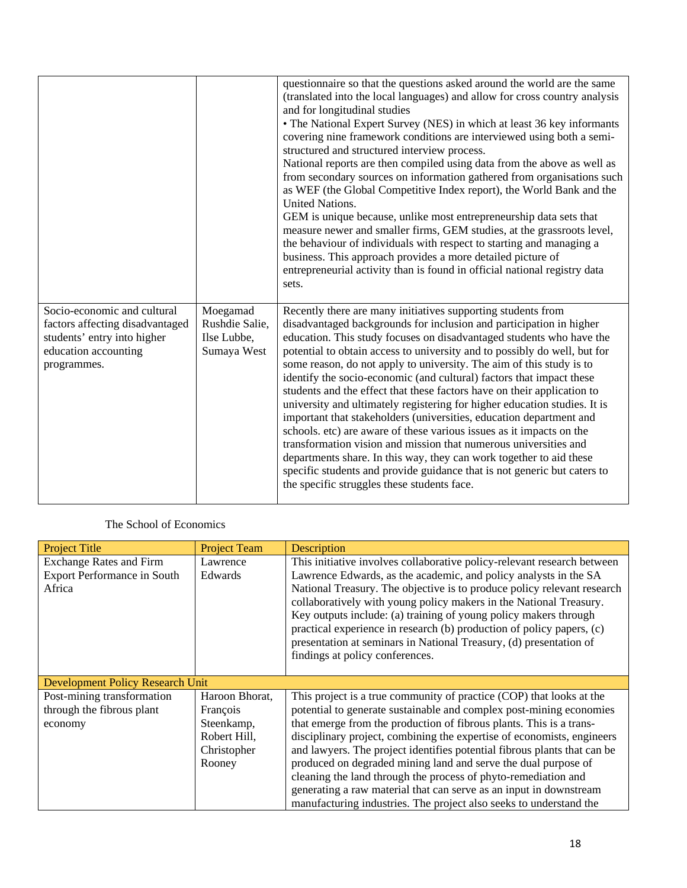| | | |
|---|---|---|
| | | questionnaire so that the questions asked around the world are the same (translated into the local languages) and allow for cross country analysis and for longitudinal studies<br>• The National Expert Survey (NES) in which at least 36 key informants covering nine framework conditions are interviewed using both a semi-structured and structured interview process.<br>National reports are then compiled using data from the above as well as from secondary sources on information gathered from organisations such as WEF (the Global Competitive Index report), the World Bank and the United Nations.<br>GEM is unique because, unlike most entrepreneurship data sets that measure newer and smaller firms, GEM studies, at the grassroots level, the behaviour of individuals with respect to starting and managing a business. This approach provides a more detailed picture of entrepreneurial activity than is found in official national registry data sets. |
| Socio-economic and cultural factors affecting disadvantaged students' entry into higher education accounting programmes. | Moegamad Rushdie Salie, Ilse Lubbe, Sumaya West | Recently there are many initiatives supporting students from disadvantaged backgrounds for inclusion and participation in higher education. This study focuses on disadvantaged students who have the potential to obtain access to university and to possibly do well, but for some reason, do not apply to university. The aim of this study is to identify the socio-economic (and cultural) factors that impact these students and the effect that these factors have on their application to university and ultimately registering for higher education studies. It is important that stakeholders (universities, education department and schools. etc) are aware of these various issues as it impacts on the transformation vision and mission that numerous universities and departments share. In this way, they can work together to aid these specific students and provide guidance that is not generic but caters to the specific struggles these students face. |

The School of Economics

| Project Title | Project Team | Description |
|---|---|---|
| Exchange Rates and Firm Export Performance in South Africa | Lawrence Edwards | This initiative involves collaborative policy-relevant research between Lawrence Edwards, as the academic, and policy analysts in the SA National Treasury. The objective is to produce policy relevant research collaboratively with young policy makers in the National Treasury. Key outputs include: (a) training of young policy makers through practical experience in research (b) production of policy papers, (c) presentation at seminars in National Treasury, (d) presentation of findings at policy conferences. |
| Development Policy Research Unit | | |
| Post-mining transformation through the fibrous plant economy | Haroon Bhorat, François Steenkamp, Robert Hill, Christopher Rooney | This project is a true community of practice (COP) that looks at the potential to generate sustainable and complex post-mining economies that emerge from the production of fibrous plants. This is a trans-disciplinary project, combining the expertise of economists, engineers and lawyers. The project identifies potential fibrous plants that can be produced on degraded mining land and serve the dual purpose of cleaning the land through the process of phyto-remediation and generating a raw material that can serve as an input in downstream manufacturing industries. The project also seeks to understand the |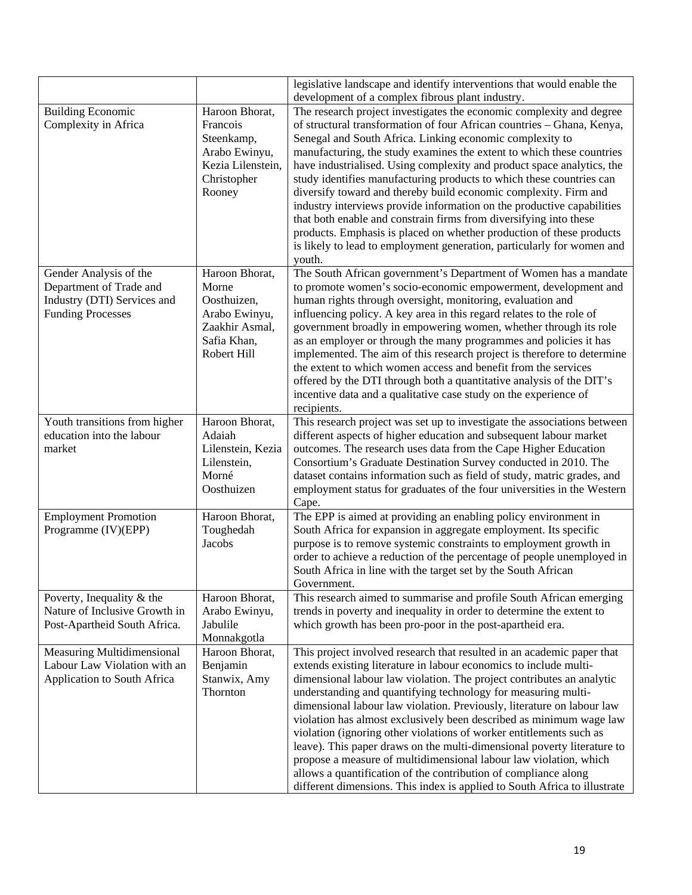| | | |
|---|---|---|
| | | legislative landscape and identify interventions that would enable the development of a complex fibrous plant industry. |
| Building Economic Complexity in Africa | Haroon Bhorat, Francois Steenkamp, Arabo Ewinyu, Kezia Lilenstein, Christopher Rooney | The research project investigates the economic complexity and degree of structural transformation of four African countries – Ghana, Kenya, Senegal and South Africa. Linking economic complexity to manufacturing, the study examines the extent to which these countries have industrialised. Using complexity and product space analytics, the study identifies manufacturing products to which these countries can diversify toward and thereby build economic complexity. Firm and industry interviews provide information on the productive capabilities that both enable and constrain firms from diversifying into these products. Emphasis is placed on whether production of these products is likely to lead to employment generation, particularly for women and youth. |
| Gender Analysis of the Department of Trade and Industry (DTI) Services and Funding Processes | Haroon Bhorat, Morne Oosthuizen, Arabo Ewinyu, Zaakhir Asmal, Safia Khan, Robert Hill | The South African government's Department of Women has a mandate to promote women's socio-economic empowerment, development and human rights through oversight, monitoring, evaluation and influencing policy. A key area in this regard relates to the role of government broadly in empowering women, whether through its role as an employer or through the many programmes and policies it has implemented. The aim of this research project is therefore to determine the extent to which women access and benefit from the services offered by the DTI through both a quantitative analysis of the DIT's incentive data and a qualitative case study on the experience of recipients. |
| Youth transitions from higher education into the labour market | Haroon Bhorat, Adaiah Lilenstein, Kezia Lilenstein, Morné Oosthuizen | This research project was set up to investigate the associations between different aspects of higher education and subsequent labour market outcomes. The research uses data from the Cape Higher Education Consortium's Graduate Destination Survey conducted in 2010. The dataset contains information such as field of study, matric grades, and employment status for graduates of the four universities in the Western Cape. |
| Employment Promotion Programme (IV)(EPP) | Haroon Bhorat, Toughedah Jacobs | The EPP is aimed at providing an enabling policy environment in South Africa for expansion in aggregate employment. Its specific purpose is to remove systemic constraints to employment growth in order to achieve a reduction of the percentage of people unemployed in South Africa in line with the target set by the South African Government. |
| Poverty, Inequality & the Nature of Inclusive Growth in Post-Apartheid South Africa. | Haroon Bhorat, Arabo Ewinyu, Jabulile Monnakgotla | This research aimed to summarise and profile South African emerging trends in poverty and inequality in order to determine the extent to which growth has been pro-poor in the post-apartheid era. |
| Measuring Multidimensional Labour Law Violation with an Application to South Africa | Haroon Bhorat, Benjamin Stanwix, Amy Thornton | This project involved research that resulted in an academic paper that extends existing literature in labour economics to include multi-dimensional labour law violation. The project contributes an analytic understanding and quantifying technology for measuring multi-dimensional labour law violation. Previously, literature on labour law violation has almost exclusively been described as minimum wage law violation (ignoring other violations of worker entitlements such as leave). This paper draws on the multi-dimensional poverty literature to propose a measure of multidimensional labour law violation, which allows a quantification of the contribution of compliance along different dimensions. This index is applied to South Africa to illustrate |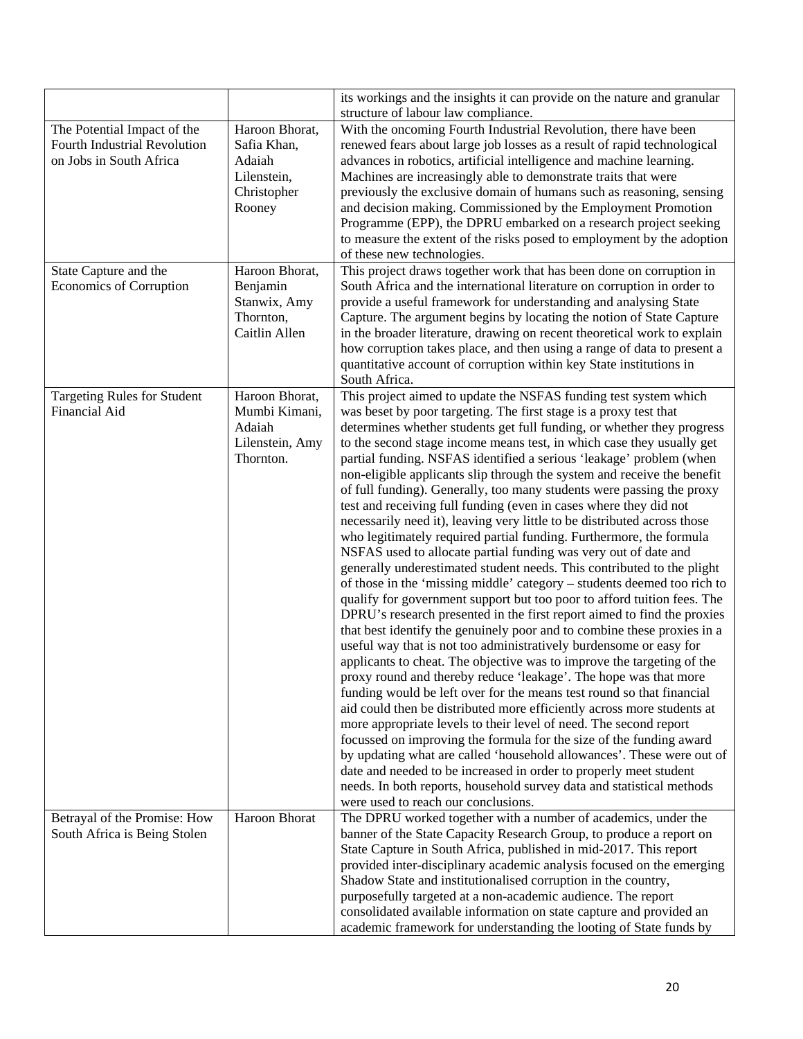| | | |
|---|---|---|
| | | its workings and the insights it can provide on the nature and granular structure of labour law compliance. |
| The Potential Impact of the Fourth Industrial Revolution on Jobs in South Africa | Haroon Bhorat, Safia Khan, Adaiah Lilenstein, Christopher Rooney | With the oncoming Fourth Industrial Revolution, there have been renewed fears about large job losses as a result of rapid technological advances in robotics, artificial intelligence and machine learning. Machines are increasingly able to demonstrate traits that were previously the exclusive domain of humans such as reasoning, sensing and decision making. Commissioned by the Employment Promotion Programme (EPP), the DPRU embarked on a research project seeking to measure the extent of the risks posed to employment by the adoption of these new technologies. |
| State Capture and the Economics of Corruption | Haroon Bhorat, Benjamin Stanwix, Amy Thornton, Caitlin Allen | This project draws together work that has been done on corruption in South Africa and the international literature on corruption in order to provide a useful framework for understanding and analysing State Capture. The argument begins by locating the notion of State Capture in the broader literature, drawing on recent theoretical work to explain how corruption takes place, and then using a range of data to present a quantitative account of corruption within key State institutions in South Africa. |
| Targeting Rules for Student Financial Aid | Haroon Bhorat, Mumbi Kimani, Adaiah Lilenstein, Amy Thornton. | This project aimed to update the NSFAS funding test system which was beset by poor targeting. The first stage is a proxy test that determines whether students get full funding, or whether they progress to the second stage income means test, in which case they usually get partial funding. NSFAS identified a serious 'leakage' problem (when non-eligible applicants slip through the system and receive the benefit of full funding). Generally, too many students were passing the proxy test and receiving full funding (even in cases where they did not necessarily need it), leaving very little to be distributed across those who legitimately required partial funding. Furthermore, the formula NSFAS used to allocate partial funding was very out of date and generally underestimated student needs. This contributed to the plight of those in the 'missing middle' category – students deemed too rich to qualify for government support but too poor to afford tuition fees. The DPRU's research presented in the first report aimed to find the proxies that best identify the genuinely poor and to combine these proxies in a useful way that is not too administratively burdensome or easy for applicants to cheat. The objective was to improve the targeting of the proxy round and thereby reduce 'leakage'. The hope was that more funding would be left over for the means test round so that financial aid could then be distributed more efficiently across more students at more appropriate levels to their level of need. The second report focussed on improving the formula for the size of the funding award by updating what are called 'household allowances'. These were out of date and needed to be increased in order to properly meet student needs. In both reports, household survey data and statistical methods were used to reach our conclusions. |
| Betrayal of the Promise: How South Africa is Being Stolen | Haroon Bhorat | The DPRU worked together with a number of academics, under the banner of the State Capacity Research Group, to produce a report on State Capture in South Africa, published in mid-2017. This report provided inter-disciplinary academic analysis focused on the emerging Shadow State and institutionalised corruption in the country, purposefully targeted at a non-academic audience. The report consolidated available information on state capture and provided an academic framework for understanding the looting of State funds by |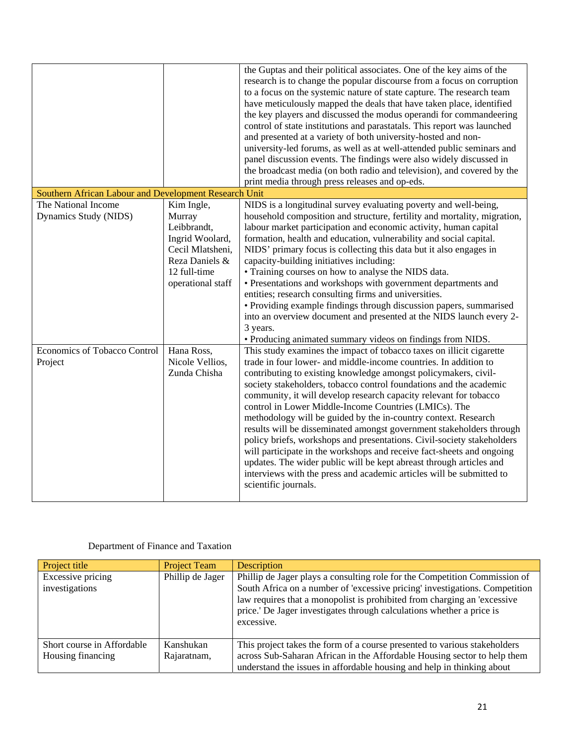| | | |
|---|---|---|
| | | the Guptas and their political associates. One of the key aims of the research is to change the popular discourse from a focus on corruption to a focus on the systemic nature of state capture. The research team have meticulously mapped the deals that have taken place, identified the key players and discussed the modus operandi for commandeering control of state institutions and parastatals. This report was launched and presented at a variety of both university-hosted and non-university-led forums, as well as at well-attended public seminars and panel discussion events. The findings were also widely discussed in the broadcast media (on both radio and television), and covered by the print media through press releases and op-eds. |
| **Southern African Labour and Development Research Unit** | | |
| The National Income Dynamics Study (NIDS) | Kim Ingle, Murray Leibbrandt, Ingrid Woolard, Cecil Mlatsheni, Reza Daniels & 12 full-time operational staff | NIDS is a longitudinal survey evaluating poverty and well-being, household composition and structure, fertility and mortality, migration, labour market participation and economic activity, human capital formation, health and education, vulnerability and social capital. NIDS' primary focus is collecting this data but it also engages in capacity-building initiatives including:<br>• Training courses on how to analyse the NIDS data.<br>• Presentations and workshops with government departments and entities; research consulting firms and universities.<br>• Providing example findings through discussion papers, summarised into an overview document and presented at the NIDS launch every 2-3 years.<br>• Producing animated summary videos on findings from NIDS. |
| Economics of Tobacco Control Project | Hana Ross, Nicole Vellios, Zunda Chisha | This study examines the impact of tobacco taxes on illicit cigarette trade in four lower- and middle-income countries. In addition to contributing to existing knowledge amongst policymakers, civil-society stakeholders, tobacco control foundations and the academic community, it will develop research capacity relevant for tobacco control in Lower Middle-Income Countries (LMICs). The methodology will be guided by the in-country context. Research results will be disseminated amongst government stakeholders through policy briefs, workshops and presentations. Civil-society stakeholders will participate in the workshops and receive fact-sheets and ongoing updates. The wider public will be kept abreast through articles and interviews with the press and academic articles will be submitted to scientific journals. |

Department of Finance and Taxation

| Project title | Project Team | Description |
|---|---|---|
| Excessive pricing investigations | Phillip de Jager | Phillip de Jager plays a consulting role for the Competition Commission of South Africa on a number of 'excessive pricing' investigations. Competition law requires that a monopolist is prohibited from charging an 'excessive price.' De Jager investigates through calculations whether a price is excessive. |
| Short course in Affordable Housing financing | Kanshukan Rajaratnam, | This project takes the form of a course presented to various stakeholders across Sub-Saharan African in the Affordable Housing sector to help them understand the issues in affordable housing and help in thinking about |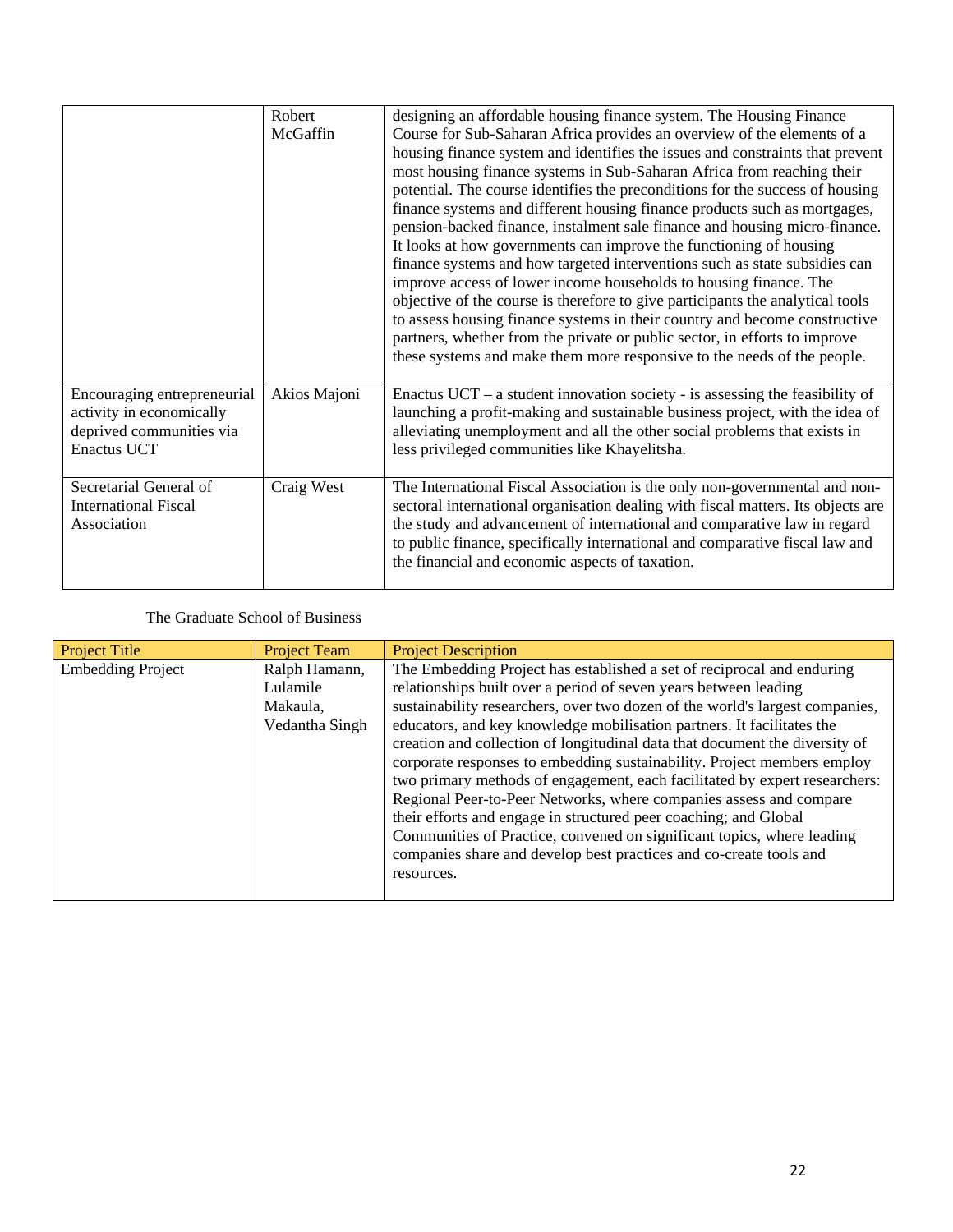| | | |
|---|---|---|
| | Robert McGaffin | designing an affordable housing finance system. The Housing Finance Course for Sub-Saharan Africa provides an overview of the elements of a housing finance system and identifies the issues and constraints that prevent most housing finance systems in Sub-Saharan Africa from reaching their potential. The course identifies the preconditions for the success of housing finance systems and different housing finance products such as mortgages, pension-backed finance, instalment sale finance and housing micro-finance. It looks at how governments can improve the functioning of housing finance systems and how targeted interventions such as state subsidies can improve access of lower income households to housing finance. The objective of the course is therefore to give participants the analytical tools to assess housing finance systems in their country and become constructive partners, whether from the private or public sector, in efforts to improve these systems and make them more responsive to the needs of the people. |
| Encouraging entrepreneurial activity in economically deprived communities via Enactus UCT | Akios Majoni | Enactus UCT – a student innovation society - is assessing the feasibility of launching a profit-making and sustainable business project, with the idea of alleviating unemployment and all the other social problems that exists in less privileged communities like Khayelitsha. |
| Secretarial General of International Fiscal Association | Craig West | The International Fiscal Association is the only non-governmental and non-sectoral international organisation dealing with fiscal matters. Its objects are the study and advancement of international and comparative law in regard to public finance, specifically international and comparative fiscal law and the financial and economic aspects of taxation. |

The Graduate School of Business

| Project Title | Project Team | Project Description |
|---|---|---|
| Embedding Project | Ralph Hamann, Lulamile Makaula, Vedantha Singh | The Embedding Project has established a set of reciprocal and enduring relationships built over a period of seven years between leading sustainability researchers, over two dozen of the world's largest companies, educators, and key knowledge mobilisation partners. It facilitates the creation and collection of longitudinal data that document the diversity of corporate responses to embedding sustainability. Project members employ two primary methods of engagement, each facilitated by expert researchers: Regional Peer-to-Peer Networks, where companies assess and compare their efforts and engage in structured peer coaching; and Global Communities of Practice, convened on significant topics, where leading companies share and develop best practices and co-create tools and resources. |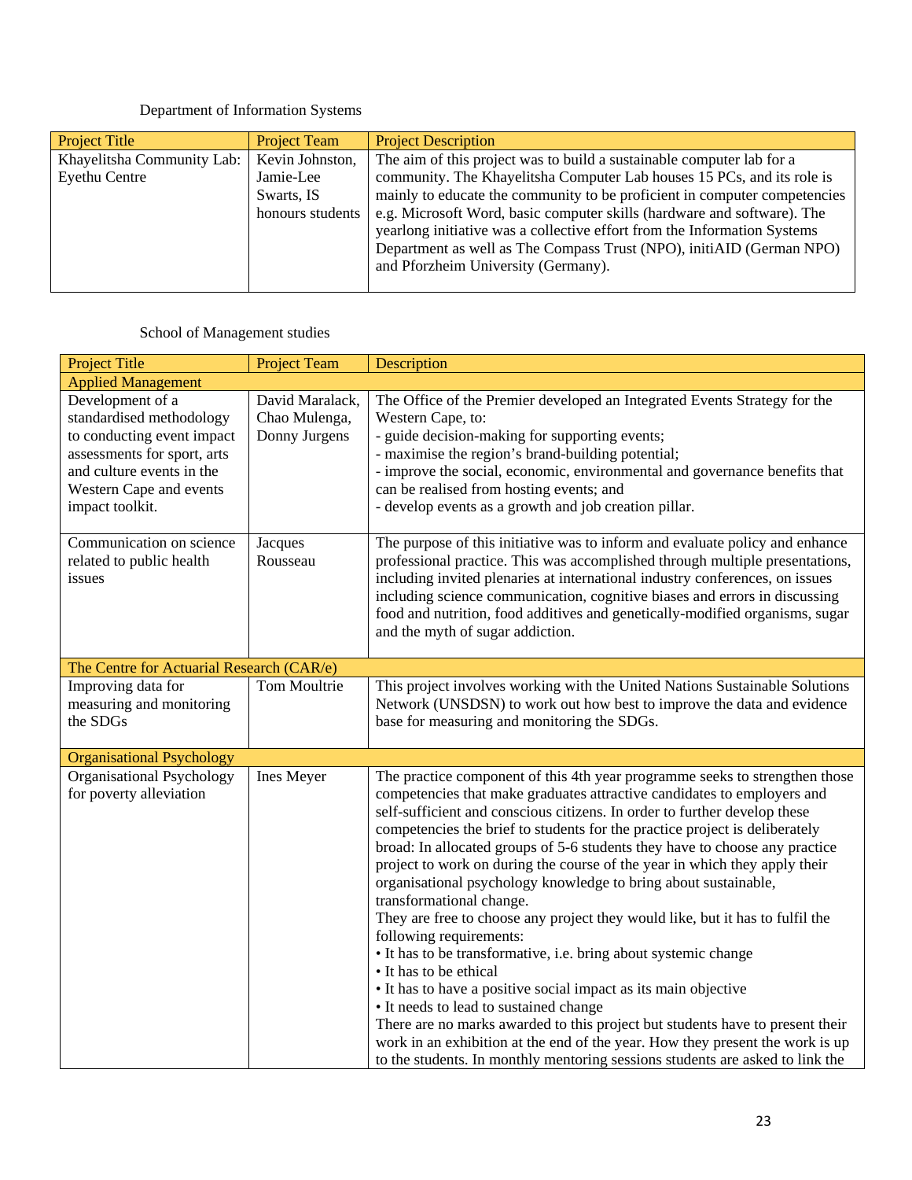Department of Information Systems

| Project Title | Project Team | Project Description |
|---|---|---|
| Khayelitsha Community Lab: Eyethu Centre | Kevin Johnston, Jamie-Lee Swarts, IS honours students | The aim of this project was to build a sustainable computer lab for a community. The Khayelitsha Computer Lab houses 15 PCs, and its role is mainly to educate the community to be proficient in computer competencies e.g. Microsoft Word, basic computer skills (hardware and software). The yearlong initiative was a collective effort from the Information Systems Department as well as The Compass Trust (NPO), initiAID (German NPO) and Pforzheim University (Germany). |

School of Management studies

| Project Title | Project Team | Description |
|---|---|---|
| **Applied Management** | | |
| Development of a standardised methodology to conducting event impact assessments for sport, arts and culture events in the Western Cape and events impact toolkit. | David Maralack, Chao Mulenga, Donny Jurgens | The Office of the Premier developed an Integrated Events Strategy for the Western Cape, to:<br>- guide decision-making for supporting events;<br>- maximise the region's brand-building potential;<br>- improve the social, economic, environmental and governance benefits that can be realised from hosting events; and<br>- develop events as a growth and job creation pillar. |
| Communication on science related to public health issues | Jacques Rousseau | The purpose of this initiative was to inform and evaluate policy and enhance professional practice. This was accomplished through multiple presentations, including invited plenaries at international industry conferences, on issues including science communication, cognitive biases and errors in discussing food and nutrition, food additives and genetically-modified organisms, sugar and the myth of sugar addiction. |
| **The Centre for Actuarial Research (CAR/e)** | | |
| Improving data for measuring and monitoring the SDGs | Tom Moultrie | This project involves working with the United Nations Sustainable Solutions Network (UNSDSN) to work out how best to improve the data and evidence base for measuring and monitoring the SDGs. |
| **Organisational Psychology** | | |
| Organisational Psychology for poverty alleviation | Ines Meyer | The practice component of this 4th year programme seeks to strengthen those competencies that make graduates attractive candidates to employers and self-sufficient and conscious citizens. In order to further develop these competencies the brief to students for the practice project is deliberately broad: In allocated groups of 5-6 students they have to choose any practice project to work on during the course of the year in which they apply their organisational psychology knowledge to bring about sustainable, transformational change.<br>They are free to choose any project they would like, but it has to fulfil the following requirements:<br>• It has to be transformative, i.e. bring about systemic change<br>• It has to be ethical<br>• It has to have a positive social impact as its main objective<br>• It needs to lead to sustained change<br>There are no marks awarded to this project but students have to present their work in an exhibition at the end of the year. How they present the work is up to the students. In monthly mentoring sessions students are asked to link the |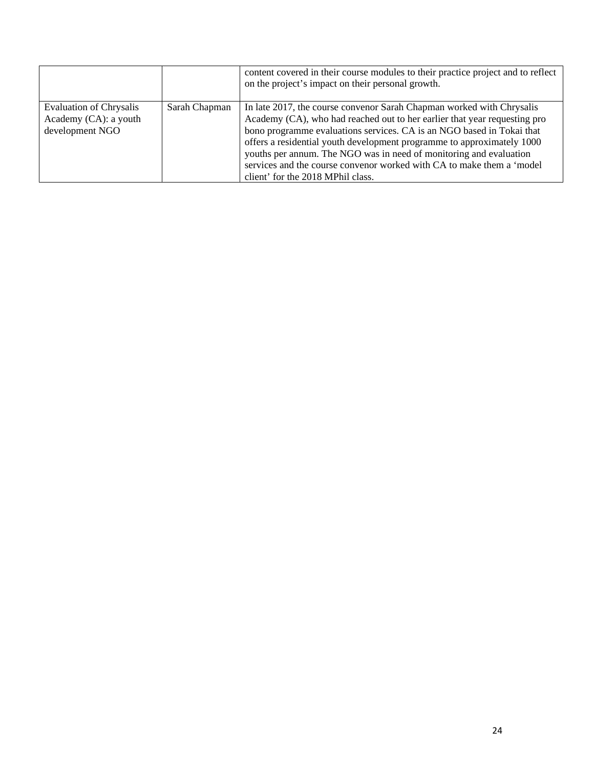| | | |
|---|---|---|
| | | content covered in their course modules to their practice project and to reflect on the project's impact on their personal growth. |
| Evaluation of Chrysalis Academy (CA): a youth development NGO | Sarah Chapman | In late 2017, the course convenor Sarah Chapman worked with Chrysalis Academy (CA), who had reached out to her earlier that year requesting pro bono programme evaluations services. CA is an NGO based in Tokai that offers a residential youth development programme to approximately 1000 youths per annum. The NGO was in need of monitoring and evaluation services and the course convenor worked with CA to make them a 'model client' for the 2018 MPhil class. |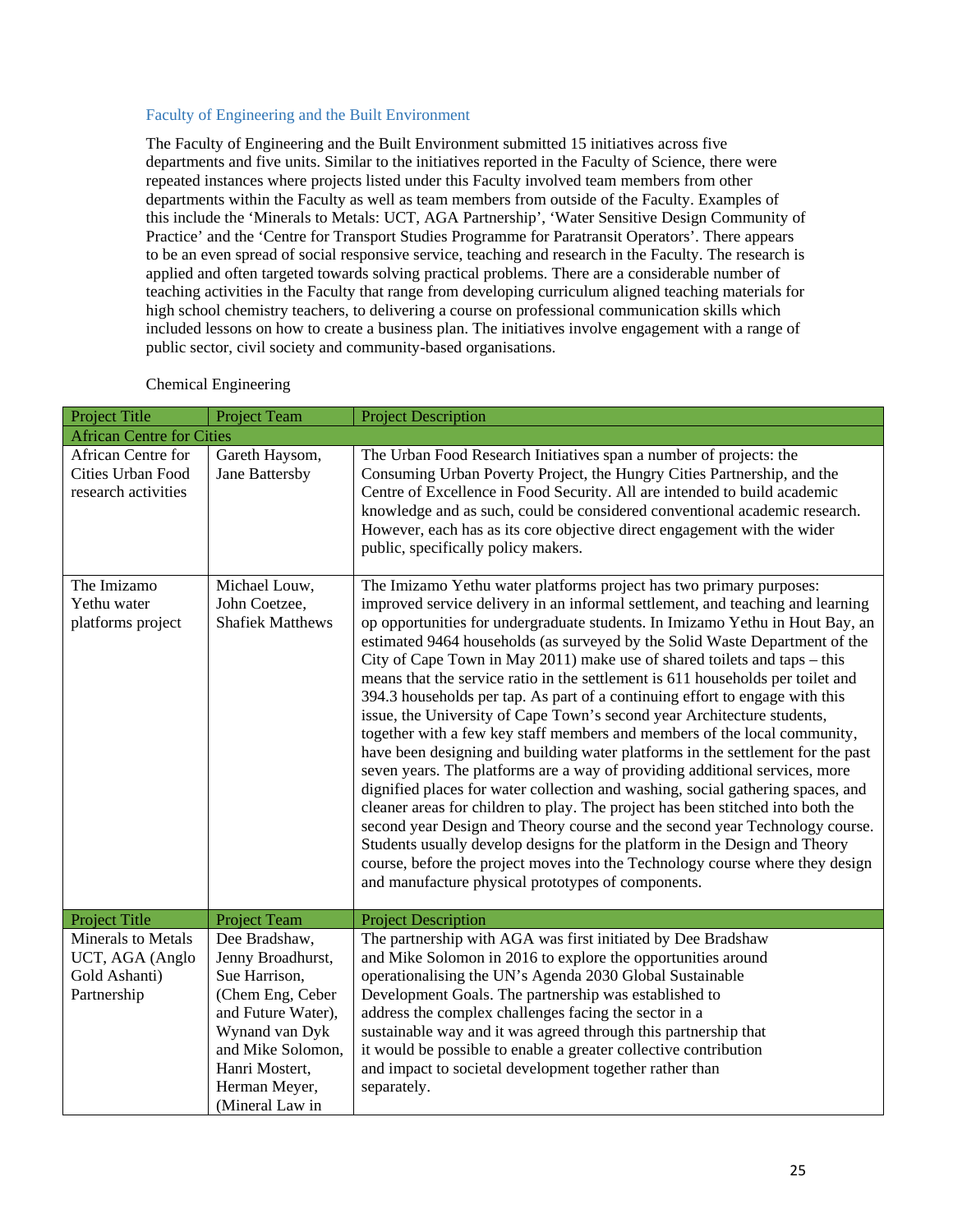### Faculty of Engineering and the Built Environment

The Faculty of Engineering and the Built Environment submitted 15 initiatives across five departments and five units. Similar to the initiatives reported in the Faculty of Science, there were repeated instances where projects listed under this Faculty involved team members from other departments within the Faculty as well as team members from outside of the Faculty. Examples of this include the 'Minerals to Metals: UCT, AGA Partnership', 'Water Sensitive Design Community of Practice' and the 'Centre for Transport Studies Programme for Paratransit Operators'. There appears to be an even spread of social responsive service, teaching and research in the Faculty. The research is applied and often targeted towards solving practical problems. There are a considerable number of teaching activities in the Faculty that range from developing curriculum aligned teaching materials for high school chemistry teachers, to delivering a course on professional communication skills which included lessons on how to create a business plan. The initiatives involve engagement with a range of public sector, civil society and community-based organisations.

Chemical Engineering

| Project Title | Project Team | Project Description |
|---|---|---|
| African Centre for Cities | | |
| African Centre for Cities Urban Food research activities | Gareth Haysom, Jane Battersby | The Urban Food Research Initiatives span a number of projects: the Consuming Urban Poverty Project, the Hungry Cities Partnership, and the Centre of Excellence in Food Security. All are intended to build academic knowledge and as such, could be considered conventional academic research. However, each has as its core objective direct engagement with the wider public, specifically policy makers. |
| The Imizamo Yethu water platforms project | Michael Louw, John Coetzee, Shafiek Matthews | The Imizamo Yethu water platforms project has two primary purposes: improved service delivery in an informal settlement, and teaching and learning op opportunities for undergraduate students. In Imizamo Yethu in Hout Bay, an estimated 9464 households (as surveyed by the Solid Waste Department of the City of Cape Town in May 2011) make use of shared toilets and taps – this means that the service ratio in the settlement is 611 households per toilet and 394.3 households per tap. As part of a continuing effort to engage with this issue, the University of Cape Town's second year Architecture students, together with a few key staff members and members of the local community, have been designing and building water platforms in the settlement for the past seven years. The platforms are a way of providing additional services, more dignified places for water collection and washing, social gathering spaces, and cleaner areas for children to play. The project has been stitched into both the second year Design and Theory course and the second year Technology course. Students usually develop designs for the platform in the Design and Theory course, before the project moves into the Technology course where they design and manufacture physical prototypes of components. |
| Minerals to Metals UCT, AGA (Anglo Gold Ashanti) Partnership | Dee Bradshaw, Jenny Broadhurst, Sue Harrison, (Chem Eng, Ceber and Future Water), Wynand van Dyk and Mike Solomon, Hanri Mostert, Herman Meyer, (Mineral Law in | The partnership with AGA was first initiated by Dee Bradshaw and Mike Solomon in 2016 to explore the opportunities around operationalising the UN's Agenda 2030 Global Sustainable Development Goals. The partnership was established to address the complex challenges facing the sector in a sustainable way and it was agreed through this partnership that it would be possible to enable a greater collective contribution and impact to societal development together rather than separately. |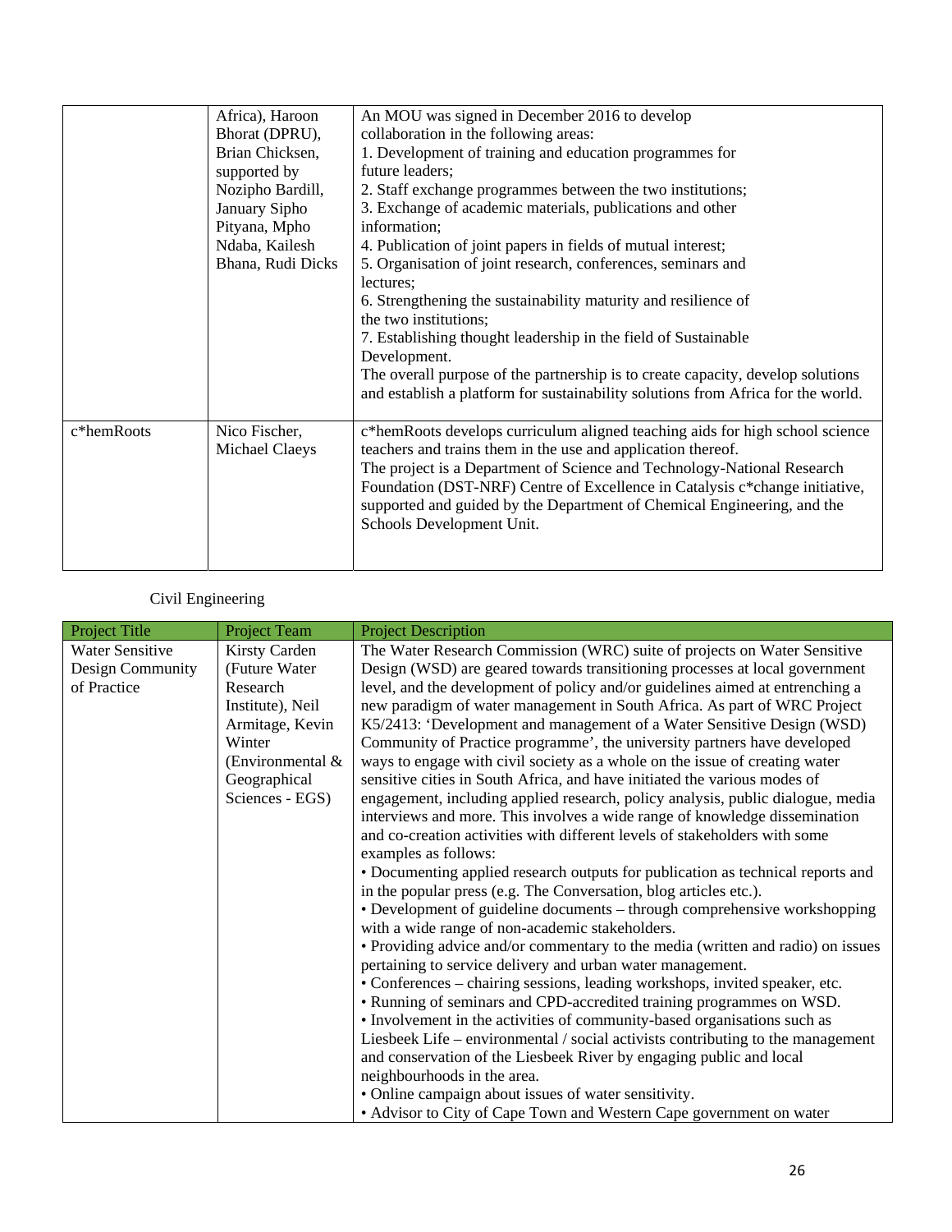|  | Africa), Haroon Bhorat (DPRU), Brian Chicksen, supported by Nozipho Bardill, January Sipho Pityana, Mpho Ndaba, Kailesh Bhana, Rudi Dicks | An MOU was signed in December 2016 to develop collaboration in the following areas:<br>1. Development of training and education programmes for future leaders;<br>2. Staff exchange programmes between the two institutions;<br>3. Exchange of academic materials, publications and other information;<br>4. Publication of joint papers in fields of mutual interest;<br>5. Organisation of joint research, conferences, seminars and lectures;<br>6. Strengthening the sustainability maturity and resilience of the two institutions;<br>7. Establishing thought leadership in the field of Sustainable Development.<br>The overall purpose of the partnership is to create capacity, develop solutions and establish a platform for sustainability solutions from Africa for the world. |
|---|---|---|
| c*hemRoots | Nico Fischer, Michael Claeys | c*hemRoots develops curriculum aligned teaching aids for high school science teachers and trains them in the use and application thereof.<br>The project is a Department of Science and Technology-National Research Foundation (DST-NRF) Centre of Excellence in Catalysis c*change initiative, supported and guided by the Department of Chemical Engineering, and the Schools Development Unit. |

Civil Engineering

| Project Title | Project Team | Project Description |
|---|---|---|
| Water Sensitive Design Community of Practice | Kirsty Carden (Future Water Research Institute), Neil Armitage, Kevin Winter (Environmental & Geographical Sciences - EGS) | The Water Research Commission (WRC) suite of projects on Water Sensitive Design (WSD) are geared towards transitioning processes at local government level, and the development of policy and/or guidelines aimed at entrenching a new paradigm of water management in South Africa. As part of WRC Project K5/2413: 'Development and management of a Water Sensitive Design (WSD) Community of Practice programme', the university partners have developed ways to engage with civil society as a whole on the issue of creating water sensitive cities in South Africa, and have initiated the various modes of engagement, including applied research, policy analysis, public dialogue, media interviews and more. This involves a wide range of knowledge dissemination and co-creation activities with different levels of stakeholders with some examples as follows:<br>• Documenting applied research outputs for publication as technical reports and in the popular press (e.g. The Conversation, blog articles etc.).<br>• Development of guideline documents – through comprehensive workshopping with a wide range of non-academic stakeholders.<br>• Providing advice and/or commentary to the media (written and radio) on issues pertaining to service delivery and urban water management.<br>• Conferences – chairing sessions, leading workshops, invited speaker, etc.<br>• Running of seminars and CPD-accredited training programmes on WSD.<br>• Involvement in the activities of community-based organisations such as Liesbeek Life – environmental / social activists contributing to the management and conservation of the Liesbeek River by engaging public and local neighbourhoods in the area.<br>• Online campaign about issues of water sensitivity.<br>• Advisor to City of Cape Town and Western Cape government on water |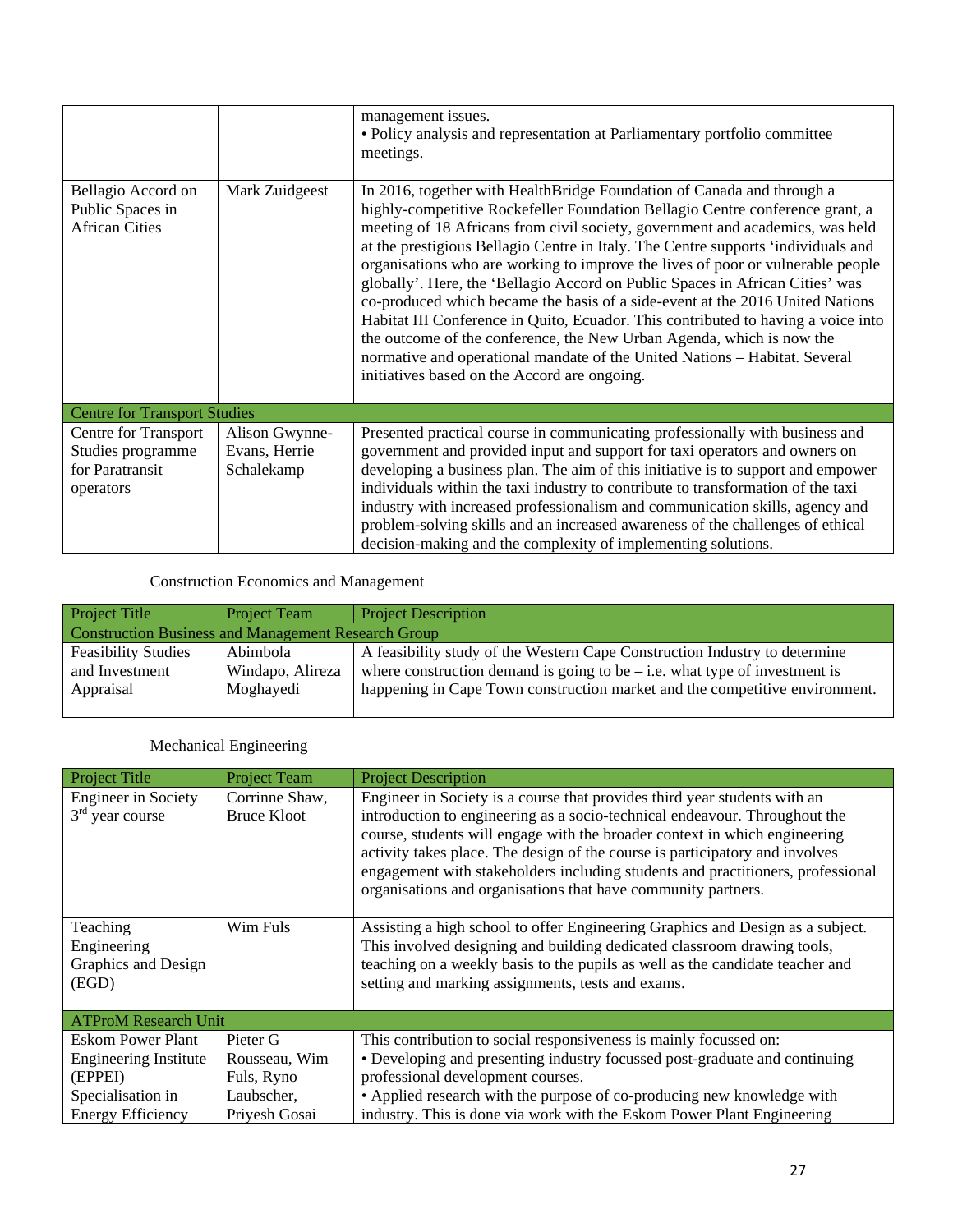| | | management issues.<br>• Policy analysis and representation at Parliamentary portfolio committee meetings. |
|---|---|---|
| Bellagio Accord on Public Spaces in African Cities | Mark Zuidgeest | In 2016, together with HealthBridge Foundation of Canada and through a highly-competitive Rockefeller Foundation Bellagio Centre conference grant, a meeting of 18 Africans from civil society, government and academics, was held at the prestigious Bellagio Centre in Italy. The Centre supports 'individuals and organisations who are working to improve the lives of poor or vulnerable people globally'. Here, the 'Bellagio Accord on Public Spaces in African Cities' was co-produced which became the basis of a side-event at the 2016 United Nations Habitat III Conference in Quito, Ecuador. This contributed to having a voice into the outcome of the conference, the New Urban Agenda, which is now the normative and operational mandate of the United Nations – Habitat. Several initiatives based on the Accord are ongoing. |
| **Centre for Transport Studies** | | |
| Centre for Transport Studies programme for Paratransit operators | Alison Gwynne-Evans, Herrie Schalekamp | Presented practical course in communicating professionally with business and government and provided input and support for taxi operators and owners on developing a business plan. The aim of this initiative is to support and empower individuals within the taxi industry to contribute to transformation of the taxi industry with increased professionalism and communication skills, agency and problem-solving skills and an increased awareness of the challenges of ethical decision-making and the complexity of implementing solutions. |

Construction Economics and Management

| Project Title | Project Team | Project Description |
|---|---|---|
| **Construction Business and Management Research Group** | | |
| Feasibility Studies and Investment Appraisal | Abimbola Windapo, Alireza Moghayedi | A feasibility study of the Western Cape Construction Industry to determine where construction demand is going to be – i.e. what type of investment is happening in Cape Town construction market and the competitive environment. |

Mechanical Engineering

| Project Title | Project Team | Project Description |
|---|---|---|
| Engineer in Society 3rd year course | Corrinne Shaw, Bruce Kloot | Engineer in Society is a course that provides third year students with an introduction to engineering as a socio-technical endeavour. Throughout the course, students will engage with the broader context in which engineering activity takes place. The design of the course is participatory and involves engagement with stakeholders including students and practitioners, professional organisations and organisations that have community partners. |
| Teaching Engineering Graphics and Design (EGD) | Wim Fuls | Assisting a high school to offer Engineering Graphics and Design as a subject. This involved designing and building dedicated classroom drawing tools, teaching on a weekly basis to the pupils as well as the candidate teacher and setting and marking assignments, tests and exams. |
| **ATProM Research Unit** | | |
| Eskom Power Plant Engineering Institute (EPPEI) Specialisation in Energy Efficiency | Pieter G Rousseau, Wim Fuls, Ryno Laubscher, Priyesh Gosai | This contribution to social responsiveness is mainly focussed on:<br>• Developing and presenting industry focussed post-graduate and continuing professional development courses.<br>• Applied research with the purpose of co-producing new knowledge with industry. This is done via work with the Eskom Power Plant Engineering |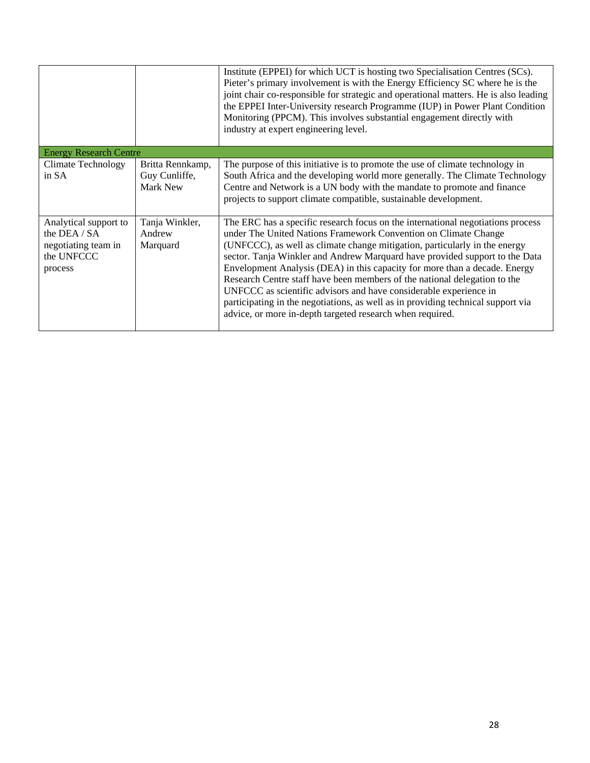| | | |
|---|---|---|
| | | Institute (EPPEI) for which UCT is hosting two Specialisation Centres (SCs). Pieter's primary involvement is with the Energy Efficiency SC where he is the joint chair co-responsible for strategic and operational matters. He is also leading the EPPEI Inter-University research Programme (IUP) in Power Plant Condition Monitoring (PPCM). This involves substantial engagement directly with industry at expert engineering level. |
| **Energy Research Centre** | | |
| Climate Technology in SA | Britta Rennkamp, Guy Cunliffe, Mark New | The purpose of this initiative is to promote the use of climate technology in South Africa and the developing world more generally. The Climate Technology Centre and Network is a UN body with the mandate to promote and finance projects to support climate compatible, sustainable development. |
| Analytical support to the DEA / SA negotiating team in the UNFCCC process | Tanja Winkler, Andrew Marquard | The ERC has a specific research focus on the international negotiations process under The United Nations Framework Convention on Climate Change (UNFCCC), as well as climate change mitigation, particularly in the energy sector. Tanja Winkler and Andrew Marquard have provided support to the Data Envelopment Analysis (DEA) in this capacity for more than a decade. Energy Research Centre staff have been members of the national delegation to the UNFCCC as scientific advisors and have considerable experience in participating in the negotiations, as well as in providing technical support via advice, or more in-depth targeted research when required. |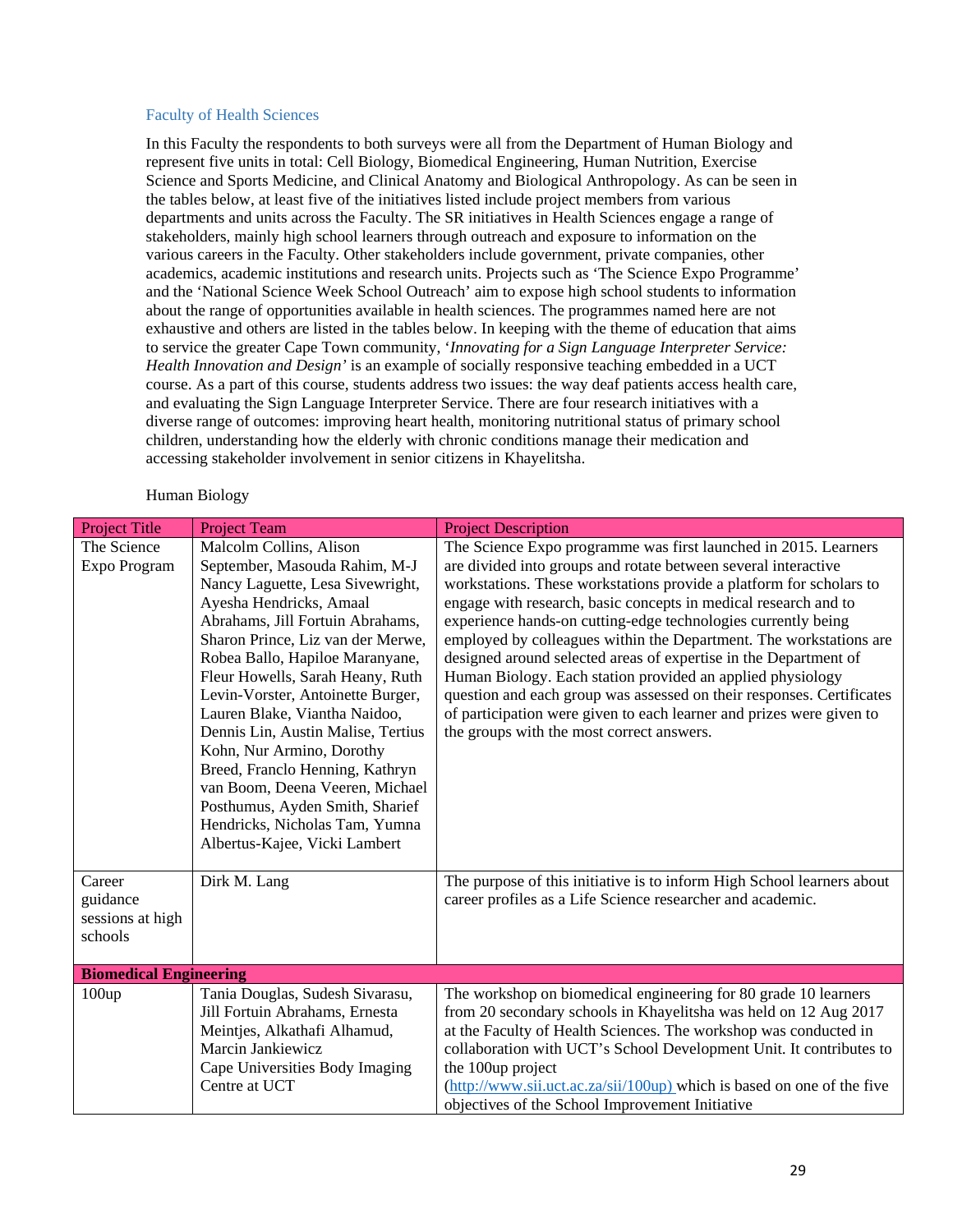### Faculty of Health Sciences

In this Faculty the respondents to both surveys were all from the Department of Human Biology and represent five units in total: Cell Biology, Biomedical Engineering, Human Nutrition, Exercise Science and Sports Medicine, and Clinical Anatomy and Biological Anthropology. As can be seen in the tables below, at least five of the initiatives listed include project members from various departments and units across the Faculty. The SR initiatives in Health Sciences engage a range of stakeholders, mainly high school learners through outreach and exposure to information on the various careers in the Faculty. Other stakeholders include government, private companies, other academics, academic institutions and research units. Projects such as 'The Science Expo Programme' and the 'National Science Week School Outreach' aim to expose high school students to information about the range of opportunities available in health sciences. The programmes named here are not exhaustive and others are listed in the tables below. In keeping with the theme of education that aims to service the greater Cape Town community, '*Innovating for a Sign Language Interpreter Service: Health Innovation and Design*' is an example of socially responsive teaching embedded in a UCT course. As a part of this course, students address two issues: the way deaf patients access health care, and evaluating the Sign Language Interpreter Service. There are four research initiatives with a diverse range of outcomes: improving heart health, monitoring nutritional status of primary school children, understanding how the elderly with chronic conditions manage their medication and accessing stakeholder involvement in senior citizens in Khayelitsha.

Human Biology

| Project Title | Project Team | Project Description |
|---|---|---|
| The Science Expo Program | Malcolm Collins, Alison September, Masouda Rahim, M-J Nancy Laguette, Lesa Sivewright, Ayesha Hendricks, Amaal Abrahams, Jill Fortuin Abrahams, Sharon Prince, Liz van der Merwe, Robea Ballo, Hapiloe Maranyane, Fleur Howells, Sarah Heany, Ruth Levin-Vorster, Antoinette Burger, Lauren Blake, Viantha Naidoo, Dennis Lin, Austin Malise, Tertius Kohn, Nur Armino, Dorothy Breed, Franclo Henning, Kathryn van Boom, Deena Veeren, Michael Posthumus, Ayden Smith, Sharief Hendricks, Nicholas Tam, Yumna Albertus-Kajee, Vicki Lambert | The Science Expo programme was first launched in 2015. Learners are divided into groups and rotate between several interactive workstations. These workstations provide a platform for scholars to engage with research, basic concepts in medical research and to experience hands-on cutting-edge technologies currently being employed by colleagues within the Department. The workstations are designed around selected areas of expertise in the Department of Human Biology. Each station provided an applied physiology question and each group was assessed on their responses. Certificates of participation were given to each learner and prizes were given to the groups with the most correct answers. |
| Career guidance sessions at high schools | Dirk M. Lang | The purpose of this initiative is to inform High School learners about career profiles as a Life Science researcher and academic. |
| **Biomedical Engineering** | | |
| 100up | Tania Douglas, Sudesh Sivarasu, Jill Fortuin Abrahams, Ernesta Meintjes, Alkathafi Alhamud, Marcin Jankiewicz<br>Cape Universities Body Imaging Centre at UCT | The workshop on biomedical engineering for 80 grade 10 learners from 20 secondary schools in Khayelitsha was held on 12 Aug 2017 at the Faculty of Health Sciences. The workshop was conducted in collaboration with UCT's School Development Unit. It contributes to the 100up project (http://www.sii.uct.ac.za/sii/100up) which is based on one of the five objectives of the School Improvement Initiative |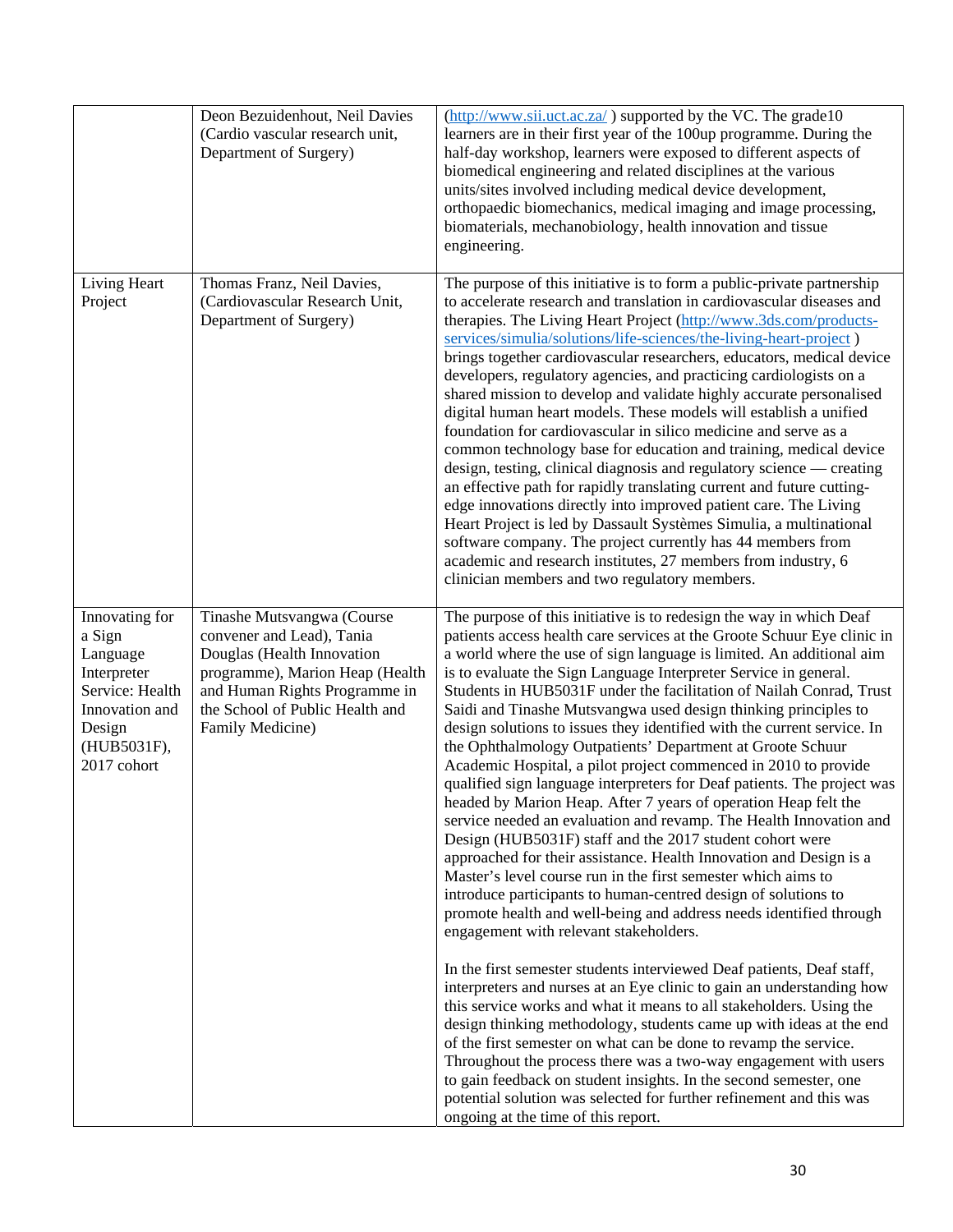| | | |
|---|---|---|
| | Deon Bezuidenhout, Neil Davies (Cardio vascular research unit, Department of Surgery) | (http://www.sii.uct.ac.za/ ) supported by the VC. The grade10 learners are in their first year of the 100up programme. During the half-day workshop, learners were exposed to different aspects of biomedical engineering and related disciplines at the various units/sites involved including medical device development, orthopaedic biomechanics, medical imaging and image processing, biomaterials, mechanobiology, health innovation and tissue engineering. |
| Living Heart Project | Thomas Franz, Neil Davies, (Cardiovascular Research Unit, Department of Surgery) | The purpose of this initiative is to form a public-private partnership to accelerate research and translation in cardiovascular diseases and therapies. The Living Heart Project (http://www.3ds.com/products-services/simulia/solutions/life-sciences/the-living-heart-project ) brings together cardiovascular researchers, educators, medical device developers, regulatory agencies, and practicing cardiologists on a shared mission to develop and validate highly accurate personalised digital human heart models. These models will establish a unified foundation for cardiovascular in silico medicine and serve as a common technology base for education and training, medical device design, testing, clinical diagnosis and regulatory science — creating an effective path for rapidly translating current and future cutting-edge innovations directly into improved patient care. The Living Heart Project is led by Dassault Systèmes Simulia, a multinational software company. The project currently has 44 members from academic and research institutes, 27 members from industry, 6 clinician members and two regulatory members. |
| Innovating for a Sign Language Interpreter Service: Health Innovation and Design (HUB5031F), 2017 cohort | Tinashe Mutsvangwa (Course convener and Lead), Tania Douglas (Health Innovation programme), Marion Heap (Health and Human Rights Programme in the School of Public Health and Family Medicine) | The purpose of this initiative is to redesign the way in which Deaf patients access health care services at the Groote Schuur Eye clinic in a world where the use of sign language is limited. An additional aim is to evaluate the Sign Language Interpreter Service in general. Students in HUB5031F under the facilitation of Nailah Conrad, Trust Saidi and Tinashe Mutsvangwa used design thinking principles to design solutions to issues they identified with the current service. In the Ophthalmology Outpatients' Department at Groote Schuur Academic Hospital, a pilot project commenced in 2010 to provide qualified sign language interpreters for Deaf patients. The project was headed by Marion Heap. After 7 years of operation Heap felt the service needed an evaluation and revamp. The Health Innovation and Design (HUB5031F) staff and the 2017 student cohort were approached for their assistance. Health Innovation and Design is a Master's level course run in the first semester which aims to introduce participants to human-centred design of solutions to promote health and well-being and address needs identified through engagement with relevant stakeholders.<br><br>In the first semester students interviewed Deaf patients, Deaf staff, interpreters and nurses at an Eye clinic to gain an understanding how this service works and what it means to all stakeholders. Using the design thinking methodology, students came up with ideas at the end of the first semester on what can be done to revamp the service. Throughout the process there was a two-way engagement with users to gain feedback on student insights. In the second semester, one potential solution was selected for further refinement and this was ongoing at the time of this report. |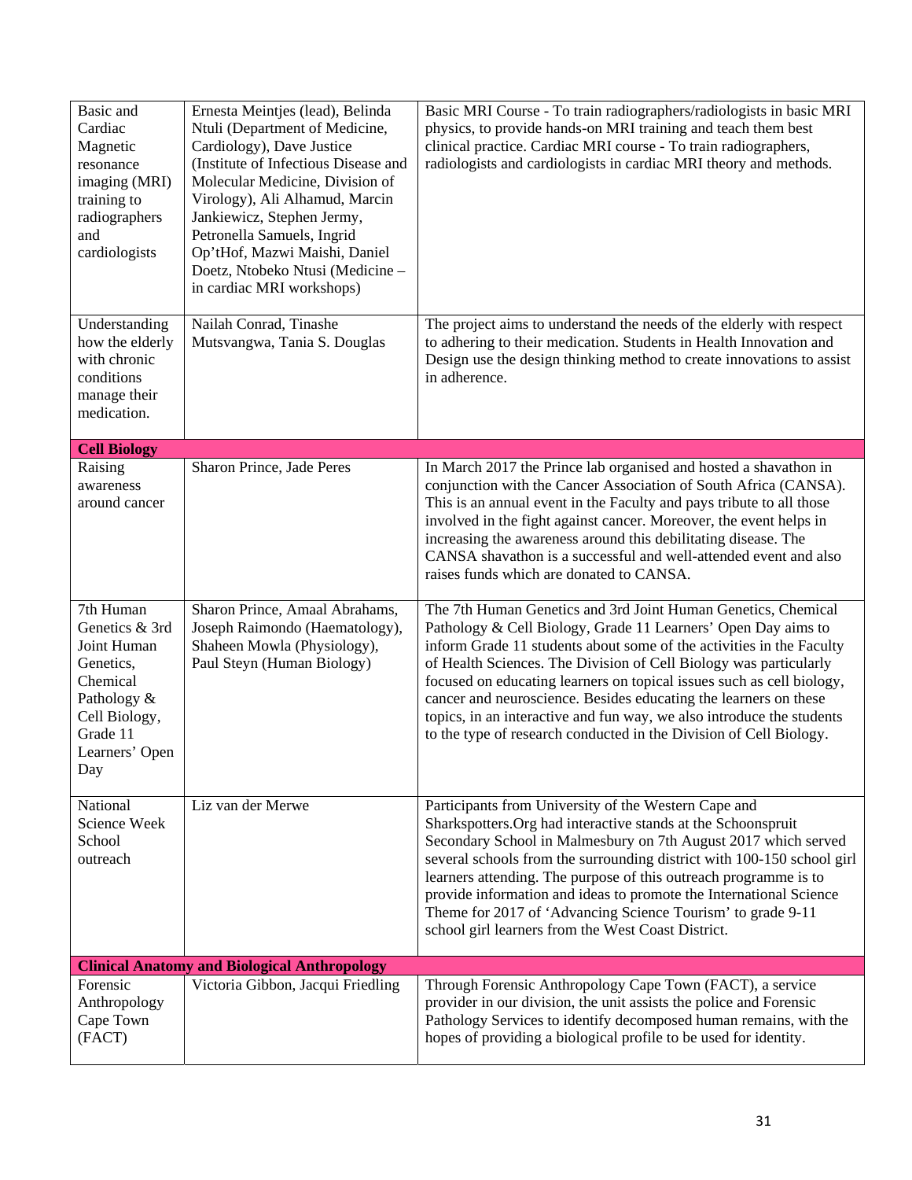| | | |
|---|---|---|
| Basic and Cardiac Magnetic resonance imaging (MRI) training to radiographers and cardiologists | Ernesta Meintjes (lead), Belinda Ntuli (Department of Medicine, Cardiology), Dave Justice (Institute of Infectious Disease and Molecular Medicine, Division of Virology), Ali Alhamud, Marcin Jankiewicz, Stephen Jermy, Petronella Samuels, Ingrid Op'tHof, Mazwi Maishi, Daniel Doetz, Ntobeko Ntusi (Medicine – in cardiac MRI workshops) | Basic MRI Course - To train radiographers/radiologists in basic MRI physics, to provide hands-on MRI training and teach them best clinical practice. Cardiac MRI course - To train radiographers, radiologists and cardiologists in cardiac MRI theory and methods. |
| Understanding how the elderly with chronic conditions manage their medication. | Nailah Conrad, Tinashe Mutsvangwa, Tania S. Douglas | The project aims to understand the needs of the elderly with respect to adhering to their medication. Students in Health Innovation and Design use the design thinking method to create innovations to assist in adherence. |
| **Cell Biology** | | |
| Raising awareness around cancer | Sharon Prince, Jade Peres | In March 2017 the Prince lab organised and hosted a shavathon in conjunction with the Cancer Association of South Africa (CANSA). This is an annual event in the Faculty and pays tribute to all those involved in the fight against cancer. Moreover, the event helps in increasing the awareness around this debilitating disease. The CANSA shavathon is a successful and well-attended event and also raises funds which are donated to CANSA. |
| 7th Human Genetics & 3rd Joint Human Genetics, Chemical Pathology & Cell Biology, Grade 11 Learners' Open Day | Sharon Prince, Amaal Abrahams, Joseph Raimondo (Haematology), Shaheen Mowla (Physiology), Paul Steyn (Human Biology) | The 7th Human Genetics and 3rd Joint Human Genetics, Chemical Pathology & Cell Biology, Grade 11 Learners' Open Day aims to inform Grade 11 students about some of the activities in the Faculty of Health Sciences. The Division of Cell Biology was particularly focused on educating learners on topical issues such as cell biology, cancer and neuroscience. Besides educating the learners on these topics, in an interactive and fun way, we also introduce the students to the type of research conducted in the Division of Cell Biology. |
| National Science Week School outreach | Liz van der Merwe | Participants from University of the Western Cape and Sharkspotters.Org had interactive stands at the Schoonspruit Secondary School in Malmesbury on 7th August 2017 which served several schools from the surrounding district with 100-150 school girl learners attending. The purpose of this outreach programme is to provide information and ideas to promote the International Science Theme for 2017 of 'Advancing Science Tourism' to grade 9-11 school girl learners from the West Coast District. |
| **Clinical Anatomy and Biological Anthropology** | | |
| Forensic Anthropology Cape Town (FACT) | Victoria Gibbon, Jacqui Friedling | Through Forensic Anthropology Cape Town (FACT), a service provider in our division, the unit assists the police and Forensic Pathology Services to identify decomposed human remains, with the hopes of providing a biological profile to be used for identity. |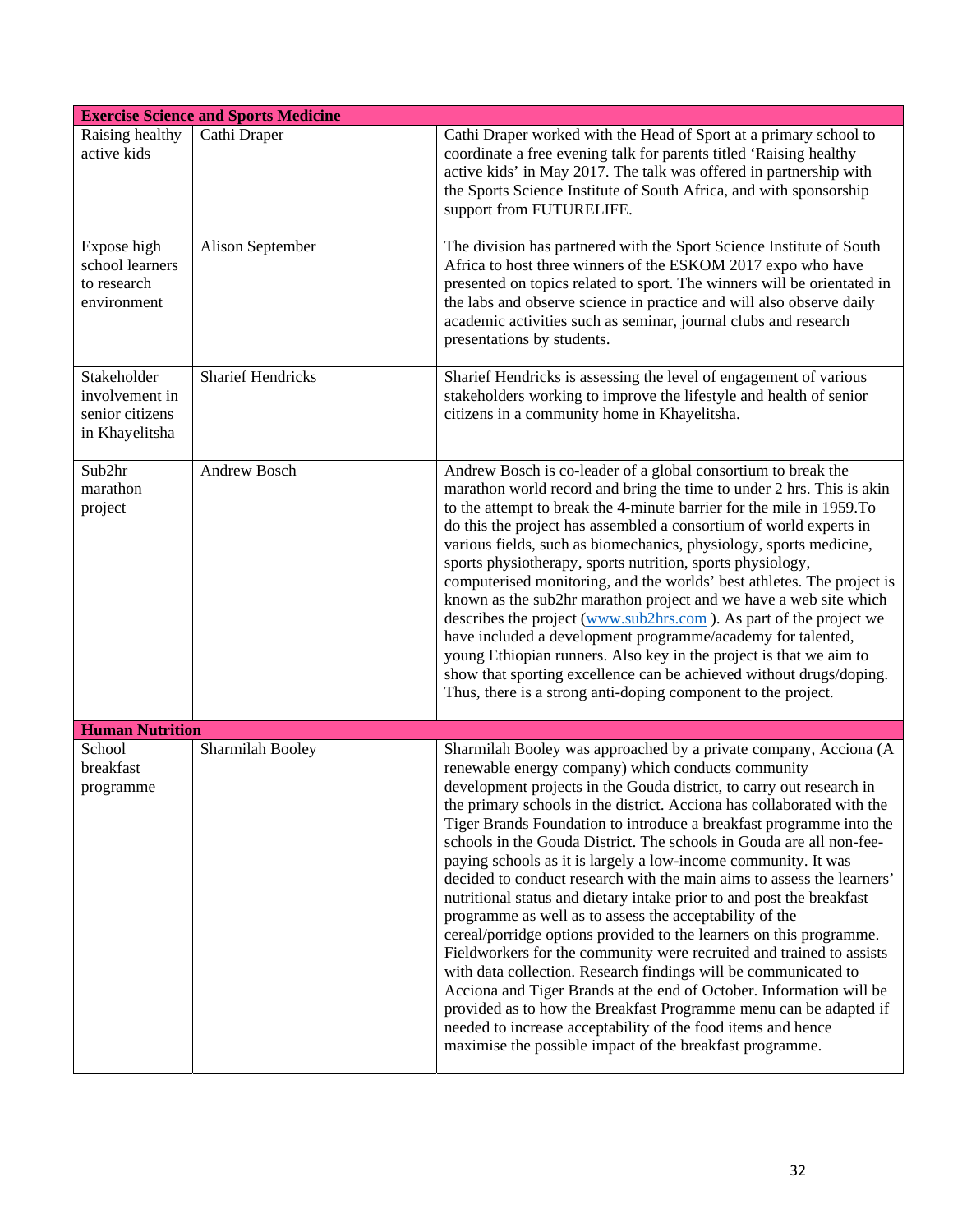| Exercise Science and Sports Medicine | | |
|---|---|---|
| Raising healthy active kids | Cathi Draper | Cathi Draper worked with the Head of Sport at a primary school to coordinate a free evening talk for parents titled 'Raising healthy active kids' in May 2017. The talk was offered in partnership with the Sports Science Institute of South Africa, and with sponsorship support from FUTURELIFE. |
| Expose high school learners to research environment | Alison September | The division has partnered with the Sport Science Institute of South Africa to host three winners of the ESKOM 2017 expo who have presented on topics related to sport. The winners will be orientated in the labs and observe science in practice and will also observe daily academic activities such as seminar, journal clubs and research presentations by students. |
| Stakeholder involvement in senior citizens in Khayelitsha | Sharief Hendricks | Sharief Hendricks is assessing the level of engagement of various stakeholders working to improve the lifestyle and health of senior citizens in a community home in Khayelitsha. |
| Sub2hr marathon project | Andrew Bosch | Andrew Bosch is co-leader of a global consortium to break the marathon world record and bring the time to under 2 hrs. This is akin to the attempt to break the 4-minute barrier for the mile in 1959.To do this the project has assembled a consortium of world experts in various fields, such as biomechanics, physiology, sports medicine, sports physiotherapy, sports nutrition, sports physiology, computerised monitoring, and the worlds' best athletes. The project is known as the sub2hr marathon project and we have a web site which describes the project (www.sub2hrs.com ). As part of the project we have included a development programme/academy for talented, young Ethiopian runners. Also key in the project is that we aim to show that sporting excellence can be achieved without drugs/doping. Thus, there is a strong anti-doping component to the project. |
| **Human Nutrition** | | |
| School breakfast programme | Sharmilah Booley | Sharmilah Booley was approached by a private company, Acciona (A renewable energy company) which conducts community development projects in the Gouda district, to carry out research in the primary schools in the district. Acciona has collaborated with the Tiger Brands Foundation to introduce a breakfast programme into the schools in the Gouda District. The schools in Gouda are all non-fee-paying schools as it is largely a low-income community. It was decided to conduct research with the main aims to assess the learners' nutritional status and dietary intake prior to and post the breakfast programme as well as to assess the acceptability of the cereal/porridge options provided to the learners on this programme. Fieldworkers for the community were recruited and trained to assists with data collection. Research findings will be communicated to Acciona and Tiger Brands at the end of October. Information will be provided as to how the Breakfast Programme menu can be adapted if needed to increase acceptability of the food items and hence maximise the possible impact of the breakfast programme. |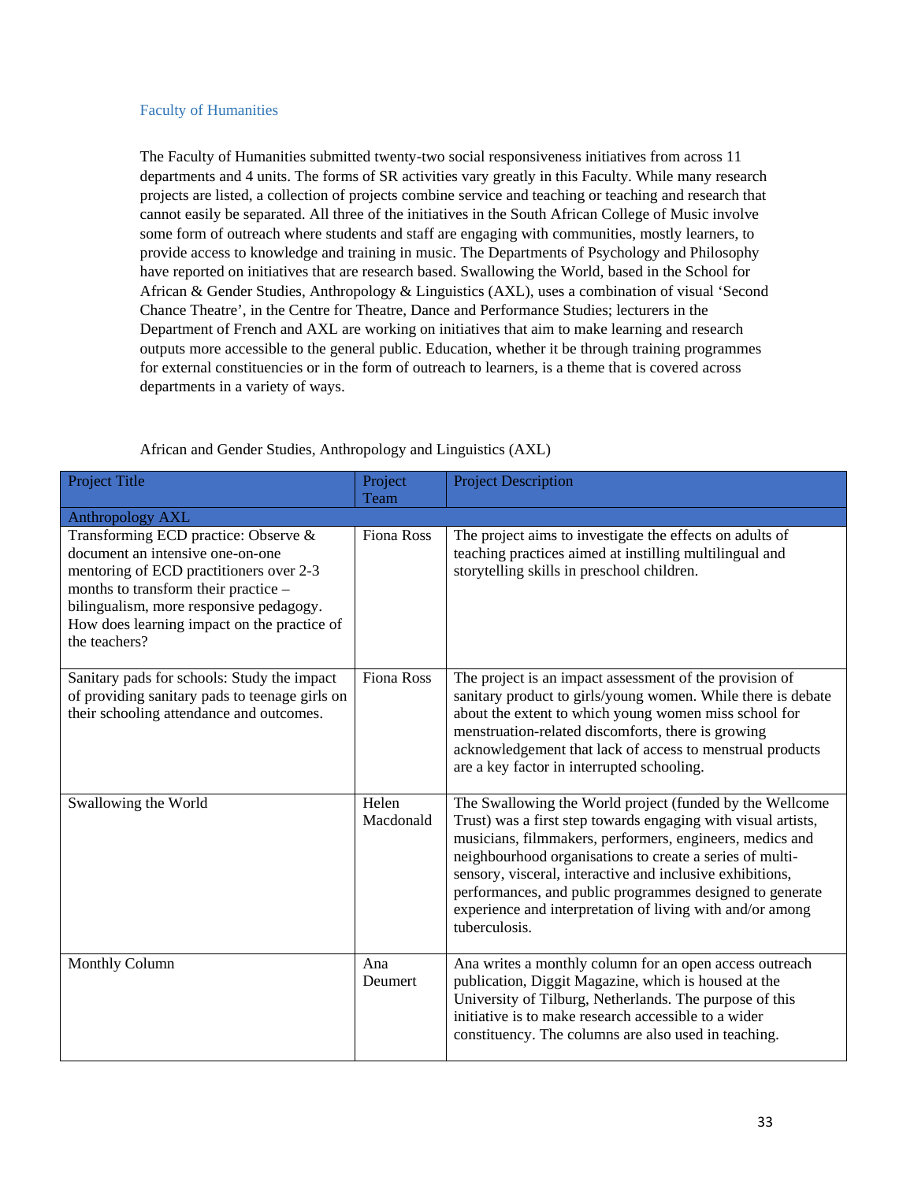## Faculty of Humanities

The Faculty of Humanities submitted twenty-two social responsiveness initiatives from across 11 departments and 4 units. The forms of SR activities vary greatly in this Faculty. While many research projects are listed, a collection of projects combine service and teaching or teaching and research that cannot easily be separated. All three of the initiatives in the South African College of Music involve some form of outreach where students and staff are engaging with communities, mostly learners, to provide access to knowledge and training in music. The Departments of Psychology and Philosophy have reported on initiatives that are research based. Swallowing the World, based in the School for African & Gender Studies, Anthropology & Linguistics (AXL), uses a combination of visual 'Second Chance Theatre', in the Centre for Theatre, Dance and Performance Studies; lecturers in the Department of French and AXL are working on initiatives that aim to make learning and research outputs more accessible to the general public. Education, whether it be through training programmes for external constituencies or in the form of outreach to learners, is a theme that is covered across departments in a variety of ways.

African and Gender Studies, Anthropology and Linguistics (AXL)

| Project Title | Project Team | Project Description |
|---|---|---|
| Anthropology AXL | | |
| Transforming ECD practice: Observe & document an intensive one-on-one mentoring of ECD practitioners over 2-3 months to transform their practice – bilingualism, more responsive pedagogy. How does learning impact on the practice of the teachers? | Fiona Ross | The project aims to investigate the effects on adults of teaching practices aimed at instilling multilingual and storytelling skills in preschool children. |
| Sanitary pads for schools: Study the impact of providing sanitary pads to teenage girls on their schooling attendance and outcomes. | Fiona Ross | The project is an impact assessment of the provision of sanitary product to girls/young women. While there is debate about the extent to which young women miss school for menstruation-related discomforts, there is growing acknowledgement that lack of access to menstrual products are a key factor in interrupted schooling. |
| Swallowing the World | Helen Macdonald | The Swallowing the World project (funded by the Wellcome Trust) was a first step towards engaging with visual artists, musicians, filmmakers, performers, engineers, medics and neighbourhood organisations to create a series of multi-sensory, visceral, interactive and inclusive exhibitions, performances, and public programmes designed to generate experience and interpretation of living with and/or among tuberculosis. |
| Monthly Column | Ana Deumert | Ana writes a monthly column for an open access outreach publication, Diggit Magazine, which is housed at the University of Tilburg, Netherlands. The purpose of this initiative is to make research accessible to a wider constituency. The columns are also used in teaching. |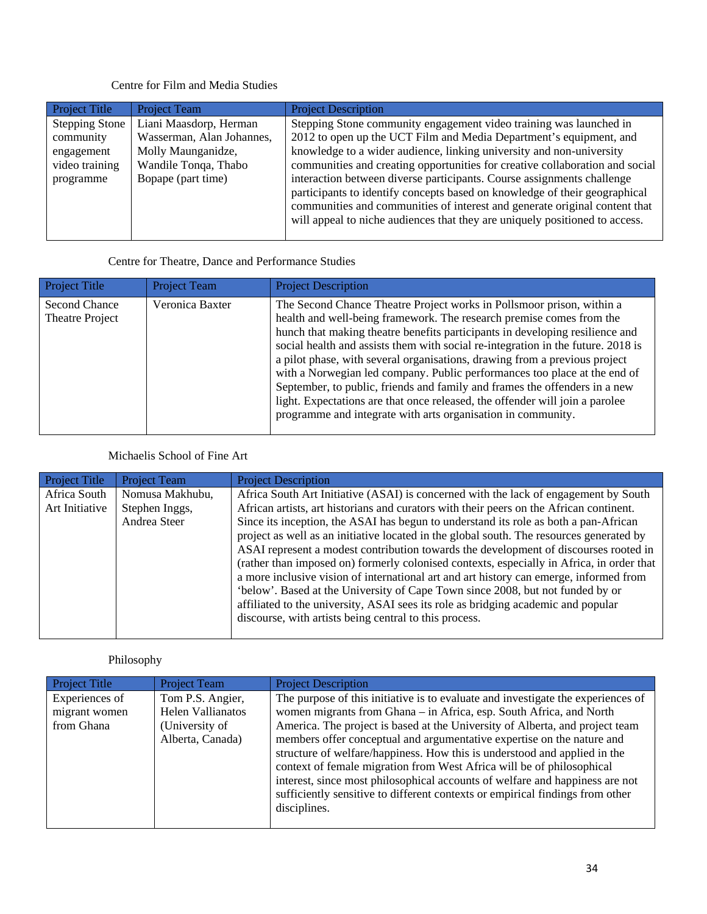Centre for Film and Media Studies

| Project Title | Project Team | Project Description |
|---|---|---|
| Stepping Stone community engagement video training programme | Liani Maasdorp, Herman Wasserman, Alan Johannes, Molly Maunganidze, Wandile Tonqa, Thabo Bopape (part time) | Stepping Stone community engagement video training was launched in 2012 to open up the UCT Film and Media Department's equipment, and knowledge to a wider audience, linking university and non-university communities and creating opportunities for creative collaboration and social interaction between diverse participants. Course assignments challenge participants to identify concepts based on knowledge of their geographical communities and communities of interest and generate original content that will appeal to niche audiences that they are uniquely positioned to access. |

Centre for Theatre, Dance and Performance Studies

| Project Title | Project Team | Project Description |
|---|---|---|
| Second Chance Theatre Project | Veronica Baxter | The Second Chance Theatre Project works in Pollsmoor prison, within a health and well-being framework. The research premise comes from the hunch that making theatre benefits participants in developing resilience and social health and assists them with social re-integration in the future. 2018 is a pilot phase, with several organisations, drawing from a previous project with a Norwegian led company. Public performances too place at the end of September, to public, friends and family and frames the offenders in a new light. Expectations are that once released, the offender will join a parolee programme and integrate with arts organisation in community. |

Michaelis School of Fine Art

| Project Title | Project Team | Project Description |
|---|---|---|
| Africa South Art Initiative | Nomusa Makhubu, Stephen Inggs, Andrea Steer | Africa South Art Initiative (ASAI) is concerned with the lack of engagement by South African artists, art historians and curators with their peers on the African continent. Since its inception, the ASAI has begun to understand its role as both a pan-African project as well as an initiative located in the global south. The resources generated by ASAI represent a modest contribution towards the development of discourses rooted in (rather than imposed on) formerly colonised contexts, especially in Africa, in order that a more inclusive vision of international art and art history can emerge, informed from 'below'. Based at the University of Cape Town since 2008, but not funded by or affiliated to the university, ASAI sees its role as bridging academic and popular discourse, with artists being central to this process. |

Philosophy

| Project Title | Project Team | Project Description |
|---|---|---|
| Experiences of migrant women from Ghana | Tom P.S. Angier, Helen Vallianatos (University of Alberta, Canada) | The purpose of this initiative is to evaluate and investigate the experiences of women migrants from Ghana – in Africa, esp. South Africa, and North America. The project is based at the University of Alberta, and project team members offer conceptual and argumentative expertise on the nature and structure of welfare/happiness. How this is understood and applied in the context of female migration from West Africa will be of philosophical interest, since most philosophical accounts of welfare and happiness are not sufficiently sensitive to different contexts or empirical findings from other disciplines. |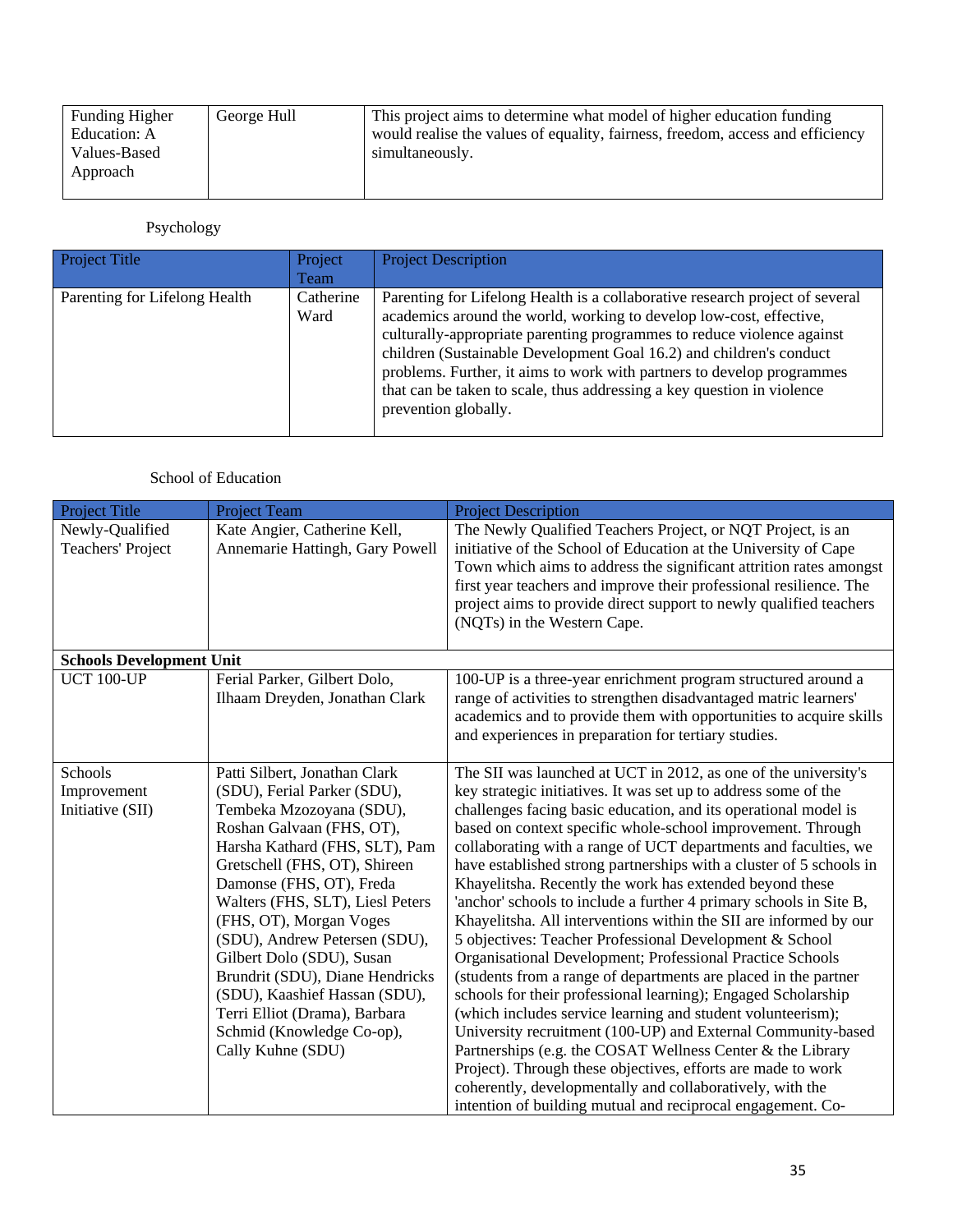| | | |
|---|---|---|
| Funding Higher Education: A Values-Based Approach | George Hull | This project aims to determine what model of higher education funding would realise the values of equality, fairness, freedom, access and efficiency simultaneously. |

Psychology

| Project Title | Project Team | Project Description |
|---|---|---|
| Parenting for Lifelong Health | Catherine Ward | Parenting for Lifelong Health is a collaborative research project of several academics around the world, working to develop low-cost, effective, culturally-appropriate parenting programmes to reduce violence against children (Sustainable Development Goal 16.2) and children's conduct problems. Further, it aims to work with partners to develop programmes that can be taken to scale, thus addressing a key question in violence prevention globally. |

School of Education

| Project Title | Project Team | Project Description |
|---|---|---|
| Newly-Qualified Teachers' Project | Kate Angier, Catherine Kell, Annemarie Hattingh, Gary Powell | The Newly Qualified Teachers Project, or NQT Project, is an initiative of the School of Education at the University of Cape Town which aims to address the significant attrition rates amongst first year teachers and improve their professional resilience. The project aims to provide direct support to newly qualified teachers (NQTs) in the Western Cape. |
| **Schools Development Unit** | | |
| UCT 100-UP | Ferial Parker, Gilbert Dolo, Ilhaam Dreyden, Jonathan Clark | 100-UP is a three-year enrichment program structured around a range of activities to strengthen disadvantaged matric learners' academics and to provide them with opportunities to acquire skills and experiences in preparation for tertiary studies. |
| Schools Improvement Initiative (SII) | Patti Silbert, Jonathan Clark (SDU), Ferial Parker (SDU), Tembeka Mzozoyana (SDU), Roshan Galvaan (FHS, OT), Harsha Kathard (FHS, SLT), Pam Gretschell (FHS, OT), Shireen Damonse (FHS, OT), Freda Walters (FHS, SLT), Liesl Peters (FHS, OT), Morgan Voges (SDU), Andrew Petersen (SDU), Gilbert Dolo (SDU), Susan Brundrit (SDU), Diane Hendricks (SDU), Kaashief Hassan (SDU), Terri Elliot (Drama), Barbara Schmid (Knowledge Co-op), Cally Kuhne (SDU) | The SII was launched at UCT in 2012, as one of the university's key strategic initiatives. It was set up to address some of the challenges facing basic education, and its operational model is based on context specific whole-school improvement. Through collaborating with a range of UCT departments and faculties, we have established strong partnerships with a cluster of 5 schools in Khayelitsha. Recently the work has extended beyond these 'anchor' schools to include a further 4 primary schools in Site B, Khayelitsha. All interventions within the SII are informed by our 5 objectives: Teacher Professional Development & School Organisational Development; Professional Practice Schools (students from a range of departments are placed in the partner schools for their professional learning); Engaged Scholarship (which includes service learning and student volunteerism); University recruitment (100-UP) and External Community-based Partnerships (e.g. the COSAT Wellness Center & the Library Project). Through these objectives, efforts are made to work coherently, developmentally and collaboratively, with the intention of building mutual and reciprocal engagement. Co- |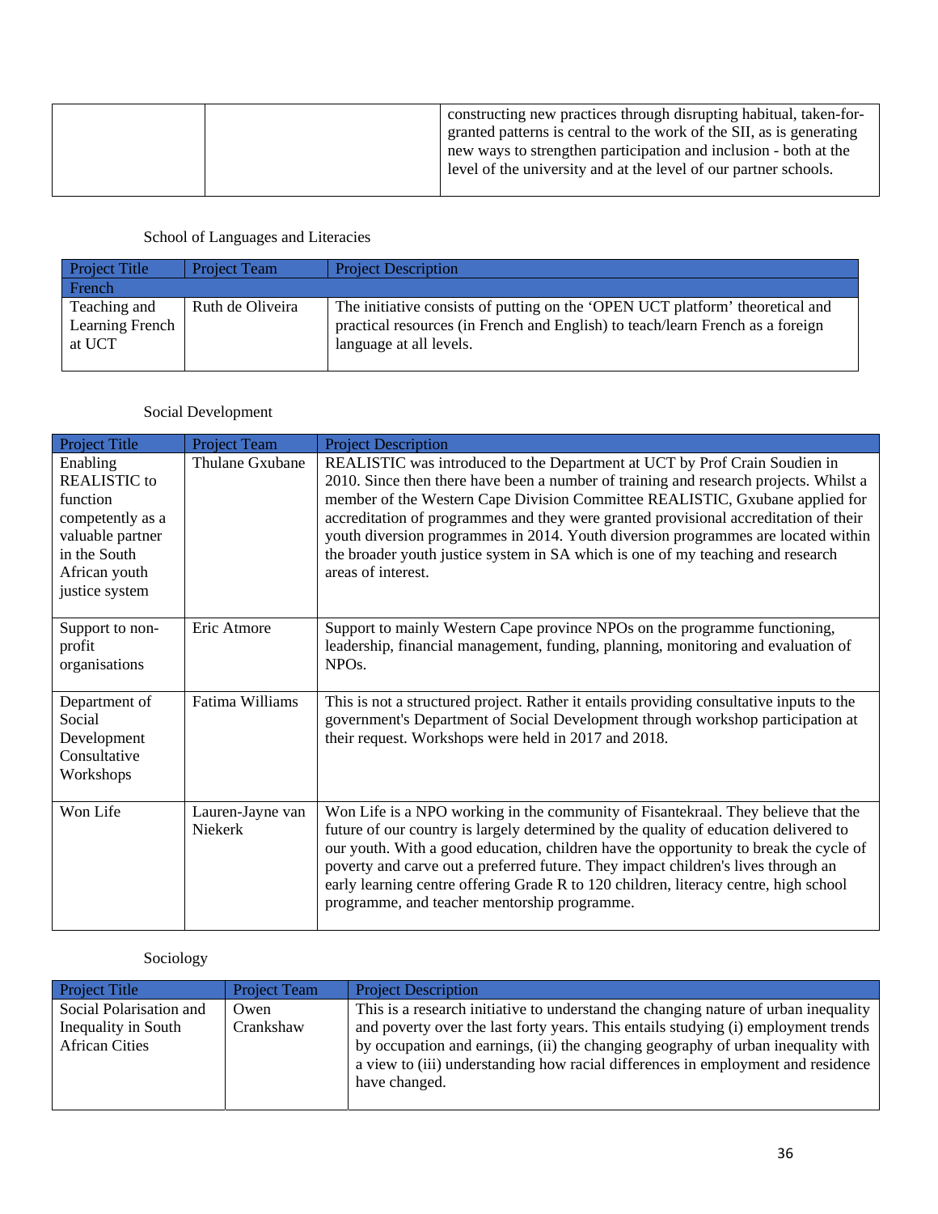| | | constructing new practices through disrupting habitual, taken-for-granted patterns is central to the work of the SII, as is generating new ways to strengthen participation and inclusion - both at the level of the university and at the level of our partner schools. |
|---|---|---|

School of Languages and Literacies

| Project Title | Project Team | Project Description |
|---|---|---|
| French | | |
| Teaching and Learning French at UCT | Ruth de Oliveira | The initiative consists of putting on the 'OPEN UCT platform' theoretical and practical resources (in French and English) to teach/learn French as a foreign language at all levels. |

Social Development

| Project Title | Project Team | Project Description |
|---|---|---|
| Enabling REALISTIC to function competently as a valuable partner in the South African youth justice system | Thulane Gxubane | REALISTIC was introduced to the Department at UCT by Prof Crain Soudien in 2010. Since then there have been a number of training and research projects. Whilst a member of the Western Cape Division Committee REALISTIC, Gxubane applied for accreditation of programmes and they were granted provisional accreditation of their youth diversion programmes in 2014. Youth diversion programmes are located within the broader youth justice system in SA which is one of my teaching and research areas of interest. |
| Support to non-profit organisations | Eric Atmore | Support to mainly Western Cape province NPOs on the programme functioning, leadership, financial management, funding, planning, monitoring and evaluation of NPOs. |
| Department of Social Development Consultative Workshops | Fatima Williams | This is not a structured project. Rather it entails providing consultative inputs to the government's Department of Social Development through workshop participation at their request. Workshops were held in 2017 and 2018. |
| Won Life | Lauren-Jayne van Niekerk | Won Life is a NPO working in the community of Fisantekraal. They believe that the future of our country is largely determined by the quality of education delivered to our youth. With a good education, children have the opportunity to break the cycle of poverty and carve out a preferred future. They impact children's lives through an early learning centre offering Grade R to 120 children, literacy centre, high school programme, and teacher mentorship programme. |

Sociology

| Project Title | Project Team | Project Description |
|---|---|---|
| Social Polarisation and Inequality in South African Cities | Owen Crankshaw | This is a research initiative to understand the changing nature of urban inequality and poverty over the last forty years. This entails studying (i) employment trends by occupation and earnings, (ii) the changing geography of urban inequality with a view to (iii) understanding how racial differences in employment and residence have changed. |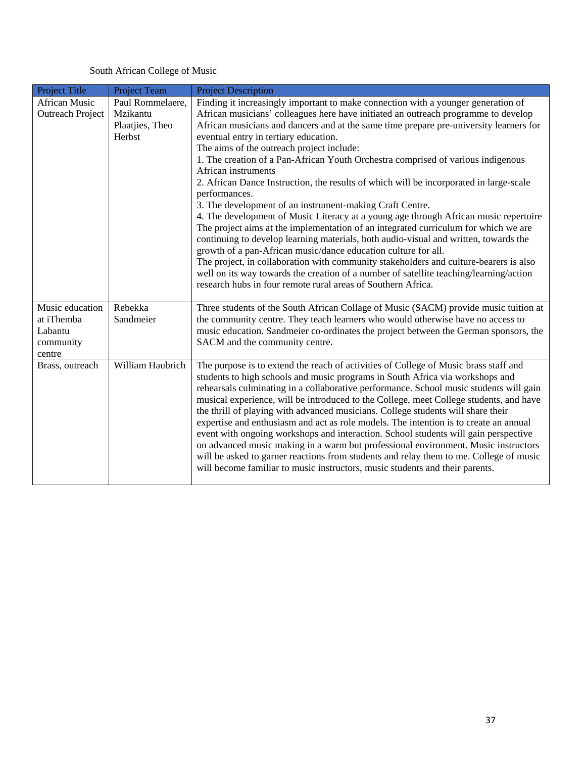South African College of Music

| Project Title | Project Team | Project Description |
|---|---|---|
| African Music Outreach Project | Paul Rommelaere, Mzikantu Plaatjies, Theo Herbst | Finding it increasingly important to make connection with a younger generation of African musicians' colleagues here have initiated an outreach programme to develop African musicians and dancers and at the same time prepare pre-university learners for eventual entry in tertiary education.<br>The aims of the outreach project include:<br>1. The creation of a Pan-African Youth Orchestra comprised of various indigenous African instruments<br>2. African Dance Instruction, the results of which will be incorporated in large-scale performances.<br>3. The development of an instrument-making Craft Centre.<br>4. The development of Music Literacy at a young age through African music repertoire<br>The project aims at the implementation of an integrated curriculum for which we are continuing to develop learning materials, both audio-visual and written, towards the growth of a pan-African music/dance education culture for all.<br>The project, in collaboration with community stakeholders and culture-bearers is also well on its way towards the creation of a number of satellite teaching/learning/action research hubs in four remote rural areas of Southern Africa. |
| Music education at iThemba Labantu community centre | Rebekka Sandmeier | Three students of the South African Collage of Music (SACM) provide music tuition at the community centre. They teach learners who would otherwise have no access to music education. Sandmeier co-ordinates the project between the German sponsors, the SACM and the community centre. |
| Brass, outreach | William Haubrich | The purpose is to extend the reach of activities of College of Music brass staff and students to high schools and music programs in South Africa via workshops and rehearsals culminating in a collaborative performance. School music students will gain musical experience, will be introduced to the College, meet College students, and have the thrill of playing with advanced musicians. College students will share their expertise and enthusiasm and act as role models. The intention is to create an annual event with ongoing workshops and interaction. School students will gain perspective on advanced music making in a warm but professional environment. Music instructors will be asked to garner reactions from students and relay them to me. College of music will become familiar to music instructors, music students and their parents. |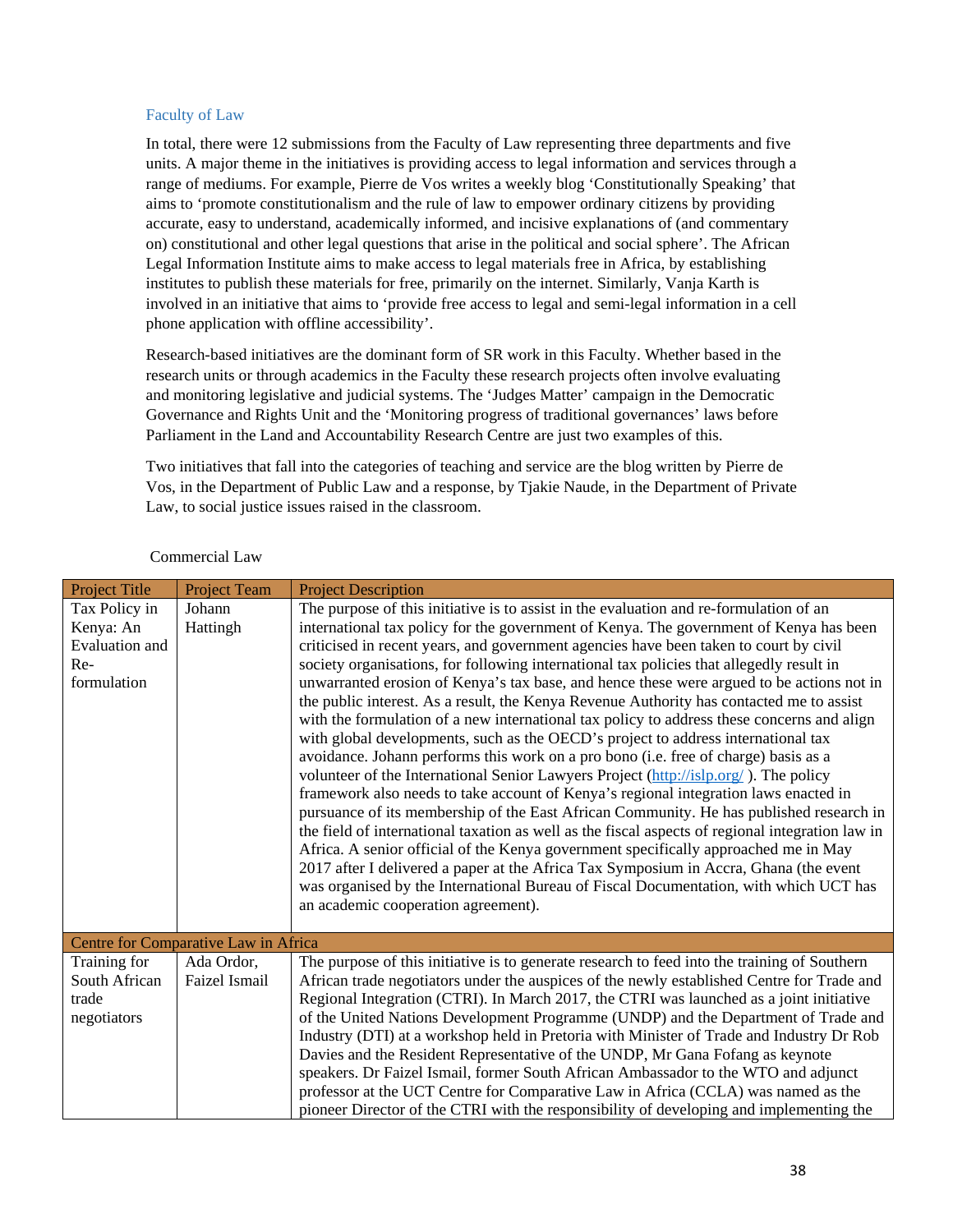## Faculty of Law

In total, there were 12 submissions from the Faculty of Law representing three departments and five units. A major theme in the initiatives is providing access to legal information and services through a range of mediums. For example, Pierre de Vos writes a weekly blog 'Constitutionally Speaking' that aims to 'promote constitutionalism and the rule of law to empower ordinary citizens by providing accurate, easy to understand, academically informed, and incisive explanations of (and commentary on) constitutional and other legal questions that arise in the political and social sphere'. The African Legal Information Institute aims to make access to legal materials free in Africa, by establishing institutes to publish these materials for free, primarily on the internet. Similarly, Vanja Karth is involved in an initiative that aims to 'provide free access to legal and semi-legal information in a cell phone application with offline accessibility'.

Research-based initiatives are the dominant form of SR work in this Faculty. Whether based in the research units or through academics in the Faculty these research projects often involve evaluating and monitoring legislative and judicial systems. The 'Judges Matter' campaign in the Democratic Governance and Rights Unit and the 'Monitoring progress of traditional governances' laws before Parliament in the Land and Accountability Research Centre are just two examples of this.

Two initiatives that fall into the categories of teaching and service are the blog written by Pierre de Vos, in the Department of Public Law and a response, by Tjakie Naude, in the Department of Private Law, to social justice issues raised in the classroom.

Commercial Law

| Project Title | Project Team | Project Description |
|---|---|---|
| Tax Policy in Kenya: An Evaluation and Re-formulation | Johann Hattingh | The purpose of this initiative is to assist in the evaluation and re-formulation of an international tax policy for the government of Kenya. The government of Kenya has been criticised in recent years, and government agencies have been taken to court by civil society organisations, for following international tax policies that allegedly result in unwarranted erosion of Kenya's tax base, and hence these were argued to be actions not in the public interest. As a result, the Kenya Revenue Authority has contacted me to assist with the formulation of a new international tax policy to address these concerns and align with global developments, such as the OECD's project to address international tax avoidance. Johann performs this work on a pro bono (i.e. free of charge) basis as a volunteer of the International Senior Lawyers Project (http://islp.org/ ). The policy framework also needs to take account of Kenya's regional integration laws enacted in pursuance of its membership of the East African Community. He has published research in the field of international taxation as well as the fiscal aspects of regional integration law in Africa. A senior official of the Kenya government specifically approached me in May 2017 after I delivered a paper at the Africa Tax Symposium in Accra, Ghana (the event was organised by the International Bureau of Fiscal Documentation, with which UCT has an academic cooperation agreement). |
| **Centre for Comparative Law in Africa** | | |
| Training for South African trade negotiators | Ada Ordor, Faizel Ismail | The purpose of this initiative is to generate research to feed into the training of Southern African trade negotiators under the auspices of the newly established Centre for Trade and Regional Integration (CTRI). In March 2017, the CTRI was launched as a joint initiative of the United Nations Development Programme (UNDP) and the Department of Trade and Industry (DTI) at a workshop held in Pretoria with Minister of Trade and Industry Dr Rob Davies and the Resident Representative of the UNDP, Mr Gana Fofang as keynote speakers. Dr Faizel Ismail, former South African Ambassador to the WTO and adjunct professor at the UCT Centre for Comparative Law in Africa (CCLA) was named as the pioneer Director of the CTRI with the responsibility of developing and implementing the |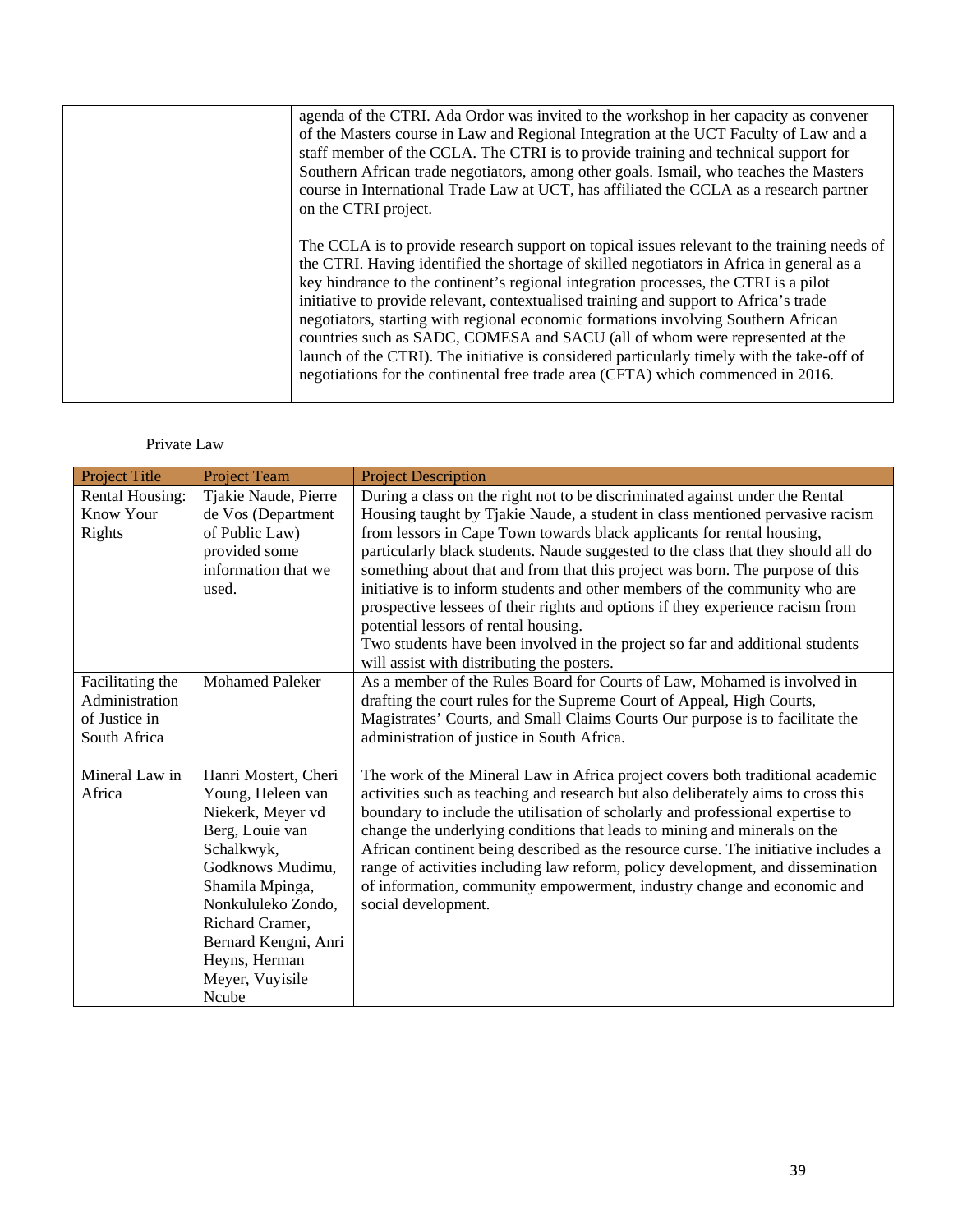| | | |
|---|---|---|
| | | agenda of the CTRI. Ada Ordor was invited to the workshop in her capacity as convener of the Masters course in Law and Regional Integration at the UCT Faculty of Law and a staff member of the CCLA. The CTRI is to provide training and technical support for Southern African trade negotiators, among other goals. Ismail, who teaches the Masters course in International Trade Law at UCT, has affiliated the CCLA as a research partner on the CTRI project.<br><br>The CCLA is to provide research support on topical issues relevant to the training needs of the CTRI. Having identified the shortage of skilled negotiators in Africa in general as a key hindrance to the continent's regional integration processes, the CTRI is a pilot initiative to provide relevant, contextualised training and support to Africa's trade negotiators, starting with regional economic formations involving Southern African countries such as SADC, COMESA and SACU (all of whom were represented at the launch of the CTRI). The initiative is considered particularly timely with the take-off of negotiations for the continental free trade area (CFTA) which commenced in 2016. |

Private Law

| Project Title | Project Team | Project Description |
|---|---|---|
| Rental Housing: Know Your Rights | Tjakie Naude, Pierre de Vos (Department of Public Law) provided some information that we used. | During a class on the right not to be discriminated against under the Rental Housing taught by Tjakie Naude, a student in class mentioned pervasive racism from lessors in Cape Town towards black applicants for rental housing, particularly black students. Naude suggested to the class that they should all do something about that and from that this project was born. The purpose of this initiative is to inform students and other members of the community who are prospective lessees of their rights and options if they experience racism from potential lessors of rental housing.<br>Two students have been involved in the project so far and additional students will assist with distributing the posters. |
| Facilitating the Administration of Justice in South Africa | Mohamed Paleker | As a member of the Rules Board for Courts of Law, Mohamed is involved in drafting the court rules for the Supreme Court of Appeal, High Courts, Magistrates' Courts, and Small Claims Courts Our purpose is to facilitate the administration of justice in South Africa. |
| Mineral Law in Africa | Hanri Mostert, Cheri Young, Heleen van Niekerk, Meyer vd Berg, Louie van Schalkwyk, Godknows Mudimu, Shamila Mpinga, Nonkululeko Zondo, Richard Cramer, Bernard Kengni, Anri Heyns, Herman Meyer, Vuyisile Ncube | The work of the Mineral Law in Africa project covers both traditional academic activities such as teaching and research but also deliberately aims to cross this boundary to include the utilisation of scholarly and professional expertise to change the underlying conditions that leads to mining and minerals on the African continent being described as the resource curse. The initiative includes a range of activities including law reform, policy development, and dissemination of information, community empowerment, industry change and economic and social development. |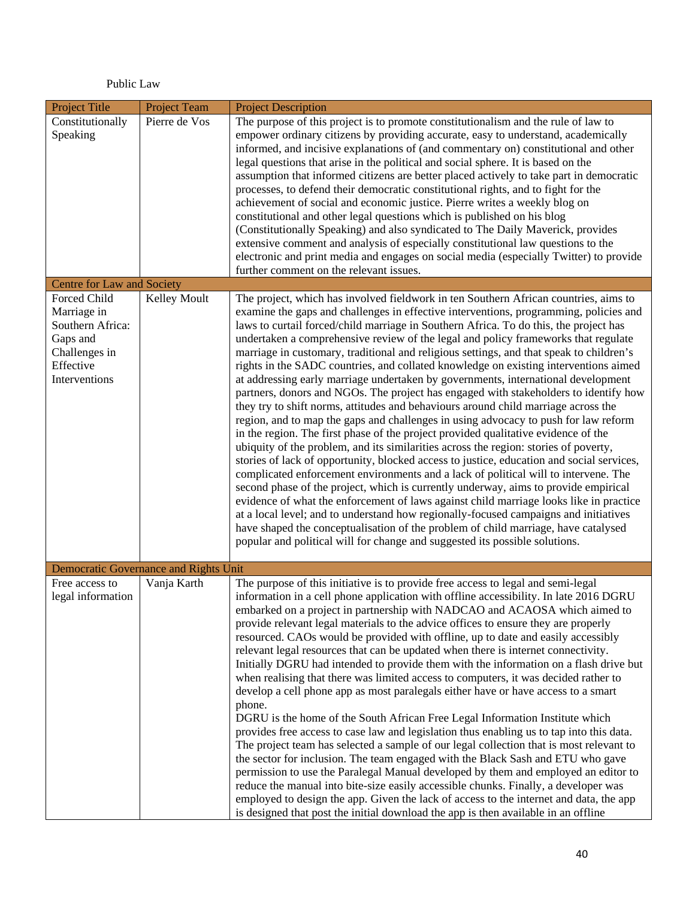Public Law

| Project Title | Project Team | Project Description |
|---|---|---|
| Constitutionally Speaking | Pierre de Vos | The purpose of this project is to promote constitutionalism and the rule of law to empower ordinary citizens by providing accurate, easy to understand, academically informed, and incisive explanations of (and commentary on) constitutional and other legal questions that arise in the political and social sphere. It is based on the assumption that informed citizens are better placed actively to take part in democratic processes, to defend their democratic constitutional rights, and to fight for the achievement of social and economic justice. Pierre writes a weekly blog on constitutional and other legal questions which is published on his blog (Constitutionally Speaking) and also syndicated to The Daily Maverick, provides extensive comment and analysis of especially constitutional law questions to the electronic and print media and engages on social media (especially Twitter) to provide further comment on the relevant issues. |
| Centre for Law and Society | | |
| Forced Child Marriage in Southern Africa: Gaps and Challenges in Effective Interventions | Kelley Moult | The project, which has involved fieldwork in ten Southern African countries, aims to examine the gaps and challenges in effective interventions, programming, policies and laws to curtail forced/child marriage in Southern Africa. To do this, the project has undertaken a comprehensive review of the legal and policy frameworks that regulate marriage in customary, traditional and religious settings, and that speak to children's rights in the SADC countries, and collated knowledge on existing interventions aimed at addressing early marriage undertaken by governments, international development partners, donors and NGOs. The project has engaged with stakeholders to identify how they try to shift norms, attitudes and behaviours around child marriage across the region, and to map the gaps and challenges in using advocacy to push for law reform in the region. The first phase of the project provided qualitative evidence of the ubiquity of the problem, and its similarities across the region: stories of poverty, stories of lack of opportunity, blocked access to justice, education and social services, complicated enforcement environments and a lack of political will to intervene. The second phase of the project, which is currently underway, aims to provide empirical evidence of what the enforcement of laws against child marriage looks like in practice at a local level; and to understand how regionally-focused campaigns and initiatives have shaped the conceptualisation of the problem of child marriage, have catalysed popular and political will for change and suggested its possible solutions. |
| Democratic Governance and Rights Unit | | |
| Free access to legal information | Vanja Karth | The purpose of this initiative is to provide free access to legal and semi-legal information in a cell phone application with offline accessibility. In late 2016 DGRU embarked on a project in partnership with NADCAO and ACAOSA which aimed to provide relevant legal materials to the advice offices to ensure they are properly resourced. CAOs would be provided with offline, up to date and easily accessibly relevant legal resources that can be updated when there is internet connectivity. Initially DGRU had intended to provide them with the information on a flash drive but when realising that there was limited access to computers, it was decided rather to develop a cell phone app as most paralegals either have or have access to a smart phone.<br>DGRU is the home of the South African Free Legal Information Institute which provides free access to case law and legislation thus enabling us to tap into this data. The project team has selected a sample of our legal collection that is most relevant to the sector for inclusion. The team engaged with the Black Sash and ETU who gave permission to use the Paralegal Manual developed by them and employed an editor to reduce the manual into bite-size easily accessible chunks. Finally, a developer was employed to design the app. Given the lack of access to the internet and data, the app is designed that post the initial download the app is then available in an offline |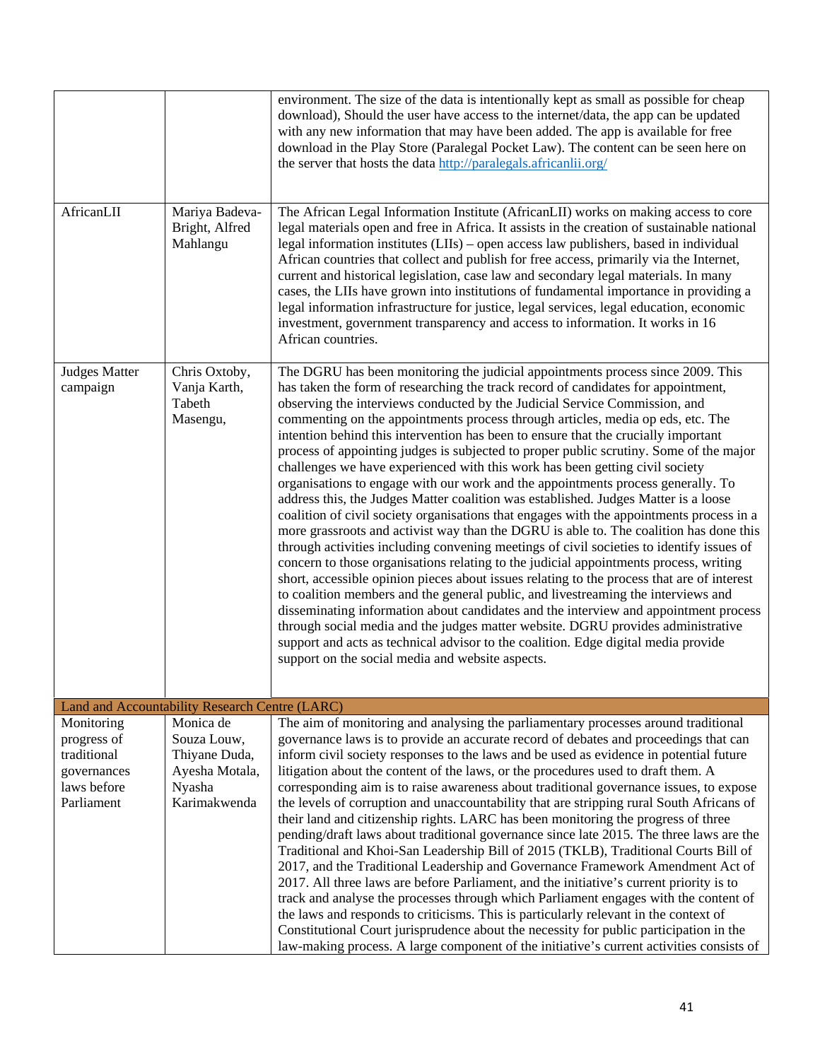| | | |
|---|---|---|
| | | environment. The size of the data is intentionally kept as small as possible for cheap download), Should the user have access to the internet/data, the app can be updated with any new information that may have been added. The app is available for free download in the Play Store (Paralegal Pocket Law). The content can be seen here on the server that hosts the data http://paralegals.africanlii.org/ |
| AfricanLII | Mariya Badeva-Bright, Alfred Mahlangu | The African Legal Information Institute (AfricanLII) works on making access to core legal materials open and free in Africa. It assists in the creation of sustainable national legal information institutes (LIIs) – open access law publishers, based in individual African countries that collect and publish for free access, primarily via the Internet, current and historical legislation, case law and secondary legal materials. In many cases, the LIIs have grown into institutions of fundamental importance in providing a legal information infrastructure for justice, legal services, legal education, economic investment, government transparency and access to information. It works in 16 African countries. |
| Judges Matter campaign | Chris Oxtoby, Vanja Karth, Tabeth Masengu, | The DGRU has been monitoring the judicial appointments process since 2009. This has taken the form of researching the track record of candidates for appointment, observing the interviews conducted by the Judicial Service Commission, and commenting on the appointments process through articles, media op eds, etc. The intention behind this intervention has been to ensure that the crucially important process of appointing judges is subjected to proper public scrutiny. Some of the major challenges we have experienced with this work has been getting civil society organisations to engage with our work and the appointments process generally. To address this, the Judges Matter coalition was established. Judges Matter is a loose coalition of civil society organisations that engages with the appointments process in a more grassroots and activist way than the DGRU is able to. The coalition has done this through activities including convening meetings of civil societies to identify issues of concern to those organisations relating to the judicial appointments process, writing short, accessible opinion pieces about issues relating to the process that are of interest to coalition members and the general public, and livestreaming the interviews and disseminating information about candidates and the interview and appointment process through social media and the judges matter website. DGRU provides administrative support and acts as technical advisor to the coalition. Edge digital media provide support on the social media and website aspects. |
| **Land and Accountability Research Centre (LARC)** | | |
| Monitoring progress of traditional governances laws before Parliament | Monica de Souza Louw, Thiyane Duda, Ayesha Motala, Nyasha Karimakwenda | The aim of monitoring and analysing the parliamentary processes around traditional governance laws is to provide an accurate record of debates and proceedings that can inform civil society responses to the laws and be used as evidence in potential future litigation about the content of the laws, or the procedures used to draft them. A corresponding aim is to raise awareness about traditional governance issues, to expose the levels of corruption and unaccountability that are stripping rural South Africans of their land and citizenship rights. LARC has been monitoring the progress of three pending/draft laws about traditional governance since late 2015. The three laws are the Traditional and Khoi-San Leadership Bill of 2015 (TKLB), Traditional Courts Bill of 2017, and the Traditional Leadership and Governance Framework Amendment Act of 2017. All three laws are before Parliament, and the initiative's current priority is to track and analyse the processes through which Parliament engages with the content of the laws and responds to criticisms. This is particularly relevant in the context of Constitutional Court jurisprudence about the necessity for public participation in the law-making process. A large component of the initiative's current activities consists of |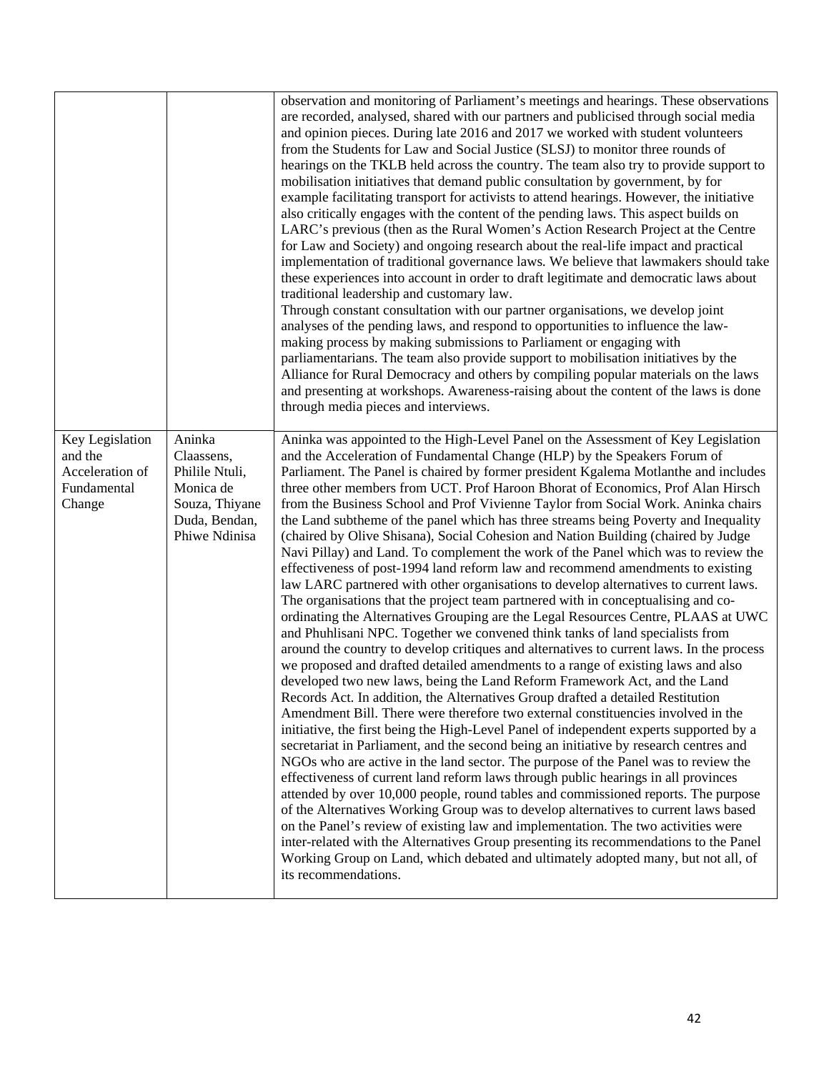| | | |
|---|---|---|
| | | observation and monitoring of Parliament's meetings and hearings. These observations are recorded, analysed, shared with our partners and publicised through social media and opinion pieces. During late 2016 and 2017 we worked with student volunteers from the Students for Law and Social Justice (SLSJ) to monitor three rounds of hearings on the TKLB held across the country. The team also try to provide support to mobilisation initiatives that demand public consultation by government, by for example facilitating transport for activists to attend hearings. However, the initiative also critically engages with the content of the pending laws. This aspect builds on LARC's previous (then as the Rural Women's Action Research Project at the Centre for Law and Society) and ongoing research about the real-life impact and practical implementation of traditional governance laws. We believe that lawmakers should take these experiences into account in order to draft legitimate and democratic laws about traditional leadership and customary law.<br>Through constant consultation with our partner organisations, we develop joint analyses of the pending laws, and respond to opportunities to influence the law-making process by making submissions to Parliament or engaging with parliamentarians. The team also provide support to mobilisation initiatives by the Alliance for Rural Democracy and others by compiling popular materials on the laws and presenting at workshops. Awareness-raising about the content of the laws is done through media pieces and interviews. |
| Key Legislation and the Acceleration of Fundamental Change | Aninka Claassens, Philile Ntuli, Monica de Souza, Thiyane Duda, Bendan, Phiwe Ndinisa | Aninka was appointed to the High-Level Panel on the Assessment of Key Legislation and the Acceleration of Fundamental Change (HLP) by the Speakers Forum of Parliament. The Panel is chaired by former president Kgalema Motlanthe and includes three other members from UCT. Prof Haroon Bhorat of Economics, Prof Alan Hirsch from the Business School and Prof Vivienne Taylor from Social Work. Aninka chairs the Land subtheme of the panel which has three streams being Poverty and Inequality (chaired by Olive Shisana), Social Cohesion and Nation Building (chaired by Judge Navi Pillay) and Land. To complement the work of the Panel which was to review the effectiveness of post-1994 land reform law and recommend amendments to existing law LARC partnered with other organisations to develop alternatives to current laws. The organisations that the project team partnered with in conceptualising and co-ordinating the Alternatives Grouping are the Legal Resources Centre, PLAAS at UWC and Phuhlisani NPC. Together we convened think tanks of land specialists from around the country to develop critiques and alternatives to current laws. In the process we proposed and drafted detailed amendments to a range of existing laws and also developed two new laws, being the Land Reform Framework Act, and the Land Records Act. In addition, the Alternatives Group drafted a detailed Restitution Amendment Bill. There were therefore two external constituencies involved in the initiative, the first being the High-Level Panel of independent experts supported by a secretariat in Parliament, and the second being an initiative by research centres and NGOs who are active in the land sector. The purpose of the Panel was to review the effectiveness of current land reform laws through public hearings in all provinces attended by over 10,000 people, round tables and commissioned reports. The purpose of the Alternatives Working Group was to develop alternatives to current laws based on the Panel's review of existing law and implementation. The two activities were inter-related with the Alternatives Group presenting its recommendations to the Panel Working Group on Land, which debated and ultimately adopted many, but not all, of its recommendations. |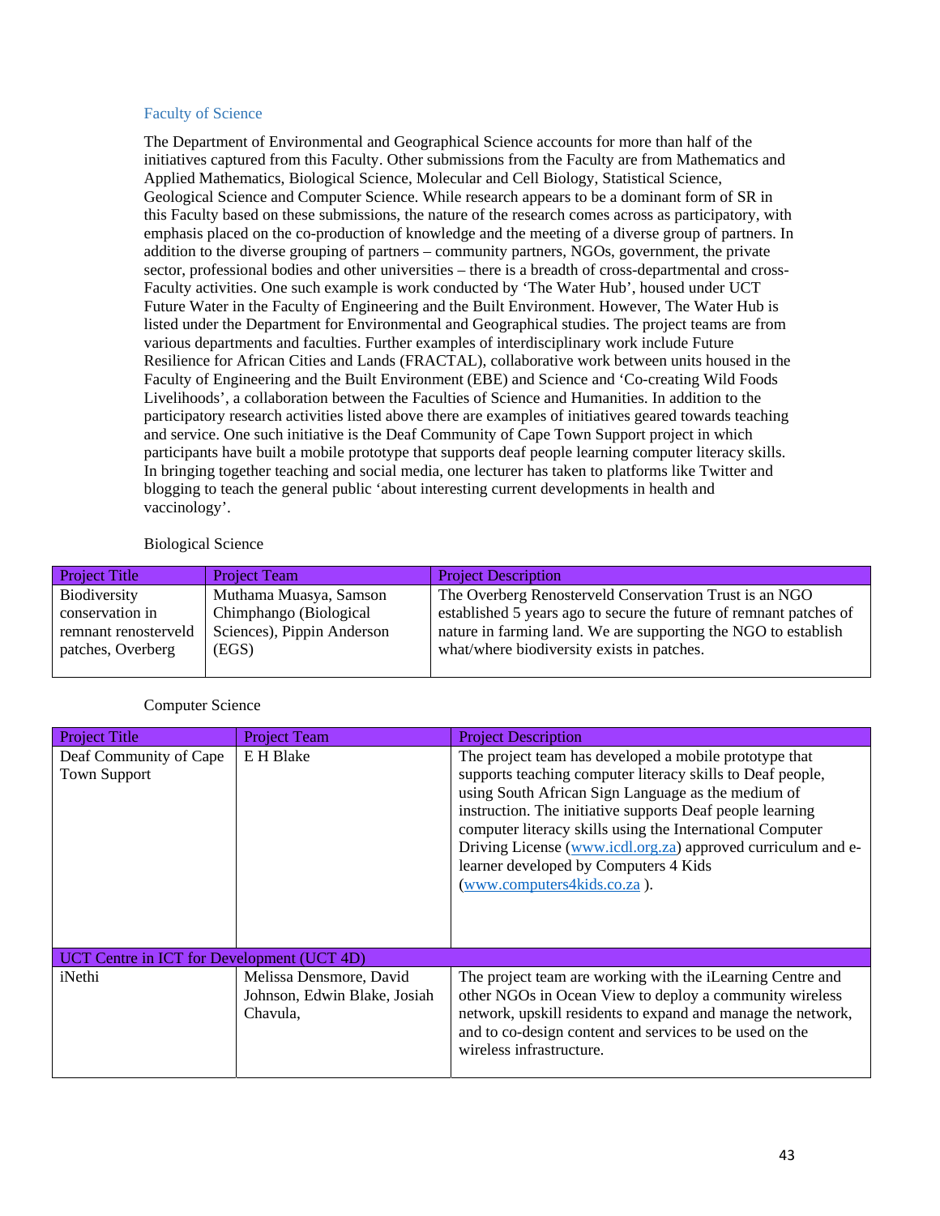### Faculty of Science

The Department of Environmental and Geographical Science accounts for more than half of the initiatives captured from this Faculty. Other submissions from the Faculty are from Mathematics and Applied Mathematics, Biological Science, Molecular and Cell Biology, Statistical Science, Geological Science and Computer Science. While research appears to be a dominant form of SR in this Faculty based on these submissions, the nature of the research comes across as participatory, with emphasis placed on the co-production of knowledge and the meeting of a diverse group of partners. In addition to the diverse grouping of partners – community partners, NGOs, government, the private sector, professional bodies and other universities – there is a breadth of cross-departmental and cross-Faculty activities. One such example is work conducted by 'The Water Hub', housed under UCT Future Water in the Faculty of Engineering and the Built Environment. However, The Water Hub is listed under the Department for Environmental and Geographical studies. The project teams are from various departments and faculties. Further examples of interdisciplinary work include Future Resilience for African Cities and Lands (FRACTAL), collaborative work between units housed in the Faculty of Engineering and the Built Environment (EBE) and Science and 'Co-creating Wild Foods Livelihoods', a collaboration between the Faculties of Science and Humanities. In addition to the participatory research activities listed above there are examples of initiatives geared towards teaching and service. One such initiative is the Deaf Community of Cape Town Support project in which participants have built a mobile prototype that supports deaf people learning computer literacy skills. In bringing together teaching and social media, one lecturer has taken to platforms like Twitter and blogging to teach the general public 'about interesting current developments in health and vaccinology'.

Biological Science

| Project Title | Project Team | Project Description |
| --- | --- | --- |
| Biodiversity conservation in remnant renosterveld patches, Overberg | Muthama Muasya, Samson Chimphango (Biological Sciences), Pippin Anderson (EGS) | The Overberg Renosterveld Conservation Trust is an NGO established 5 years ago to secure the future of remnant patches of nature in farming land. We are supporting the NGO to establish what/where biodiversity exists in patches. |

Computer Science

| Project Title | Project Team | Project Description |
| --- | --- | --- |
| Deaf Community of Cape Town Support | E H Blake | The project team has developed a mobile prototype that supports teaching computer literacy skills to Deaf people, using South African Sign Language as the medium of instruction. The initiative supports Deaf people learning computer literacy skills using the International Computer Driving License (www.icdl.org.za) approved curriculum and e-learner developed by Computers 4 Kids (www.computers4kids.co.za ). |
| UCT Centre in ICT for Development (UCT 4D) | | |
| iNethi | Melissa Densmore, David Johnson, Edwin Blake, Josiah Chavula, | The project team are working with the iLearning Centre and other NGOs in Ocean View to deploy a community wireless network, upskill residents to expand and manage the network, and to co-design content and services to be used on the wireless infrastructure. |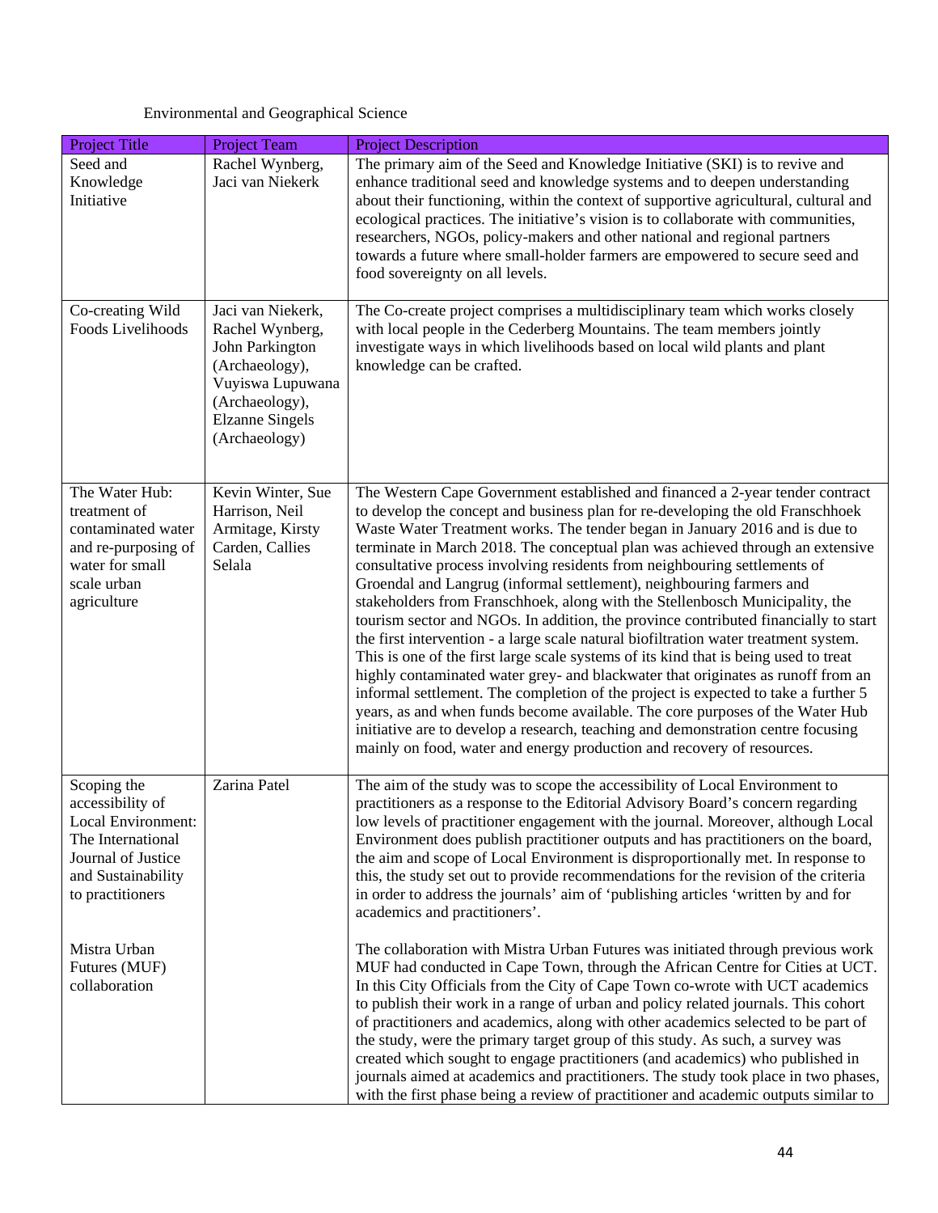Environmental and Geographical Science

| Project Title | Project Team | Project Description |
|---|---|---|
| Seed and Knowledge Initiative | Rachel Wynberg, Jaci van Niekerk | The primary aim of the Seed and Knowledge Initiative (SKI) is to revive and enhance traditional seed and knowledge systems and to deepen understanding about their functioning, within the context of supportive agricultural, cultural and ecological practices. The initiative's vision is to collaborate with communities, researchers, NGOs, policy-makers and other national and regional partners towards a future where small-holder farmers are empowered to secure seed and food sovereignty on all levels. |
| Co-creating Wild Foods Livelihoods | Jaci van Niekerk, Rachel Wynberg, John Parkington (Archaeology), Vuyiswa Lupuwana (Archaeology), Elzanne Singels (Archaeology) | The Co-create project comprises a multidisciplinary team which works closely with local people in the Cederberg Mountains. The team members jointly investigate ways in which livelihoods based on local wild plants and plant knowledge can be crafted. |
| The Water Hub: treatment of contaminated water and re-purposing of water for small scale urban agriculture | Kevin Winter, Sue Harrison, Neil Armitage, Kirsty Carden, Callies Selala | The Western Cape Government established and financed a 2-year tender contract to develop the concept and business plan for re-developing the old Franschhoek Waste Water Treatment works. The tender began in January 2016 and is due to terminate in March 2018. The conceptual plan was achieved through an extensive consultative process involving residents from neighbouring settlements of Groendal and Langrug (informal settlement), neighbouring farmers and stakeholders from Franschhoek, along with the Stellenbosch Municipality, the tourism sector and NGOs. In addition, the province contributed financially to start the first intervention - a large scale natural biofiltration water treatment system. This is one of the first large scale systems of its kind that is being used to treat highly contaminated water grey- and blackwater that originates as runoff from an informal settlement. The completion of the project is expected to take a further 5 years, as and when funds become available. The core purposes of the Water Hub initiative are to develop a research, teaching and demonstration centre focusing mainly on food, water and energy production and recovery of resources. |
| Scoping the accessibility of Local Environment: The International Journal of Justice and Sustainability to practitioners<br><br>Mistra Urban Futures (MUF) collaboration | Zarina Patel | The aim of the study was to scope the accessibility of Local Environment to practitioners as a response to the Editorial Advisory Board's concern regarding low levels of practitioner engagement with the journal. Moreover, although Local Environment does publish practitioner outputs and has practitioners on the board, the aim and scope of Local Environment is disproportionally met. In response to this, the study set out to provide recommendations for the revision of the criteria in order to address the journals' aim of 'publishing articles 'written by and for academics and practitioners'.<br><br>The collaboration with Mistra Urban Futures was initiated through previous work MUF had conducted in Cape Town, through the African Centre for Cities at UCT. In this City Officials from the City of Cape Town co-wrote with UCT academics to publish their work in a range of urban and policy related journals. This cohort of practitioners and academics, along with other academics selected to be part of the study, were the primary target group of this study. As such, a survey was created which sought to engage practitioners (and academics) who published in journals aimed at academics and practitioners. The study took place in two phases, with the first phase being a review of practitioner and academic outputs similar to |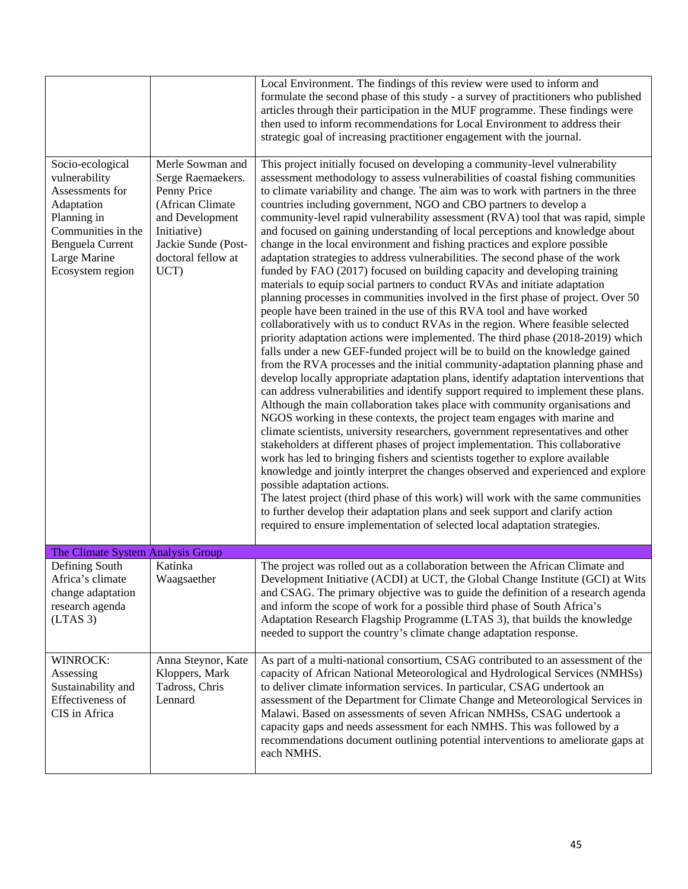| | | |
|---|---|---|
| | | Local Environment. The findings of this review were used to inform and formulate the second phase of this study - a survey of practitioners who published articles through their participation in the MUF programme. These findings were then used to inform recommendations for Local Environment to address their strategic goal of increasing practitioner engagement with the journal. |
| Socio-ecological vulnerability Assessments for Adaptation Planning in Communities in the Benguela Current Large Marine Ecosystem region | Merle Sowman and Serge Raemaekers. Penny Price (African Climate and Development Initiative) Jackie Sunde (Post-doctoral fellow at UCT) | This project initially focused on developing a community-level vulnerability assessment methodology to assess vulnerabilities of coastal fishing communities to climate variability and change. The aim was to work with partners in the three countries including government, NGO and CBO partners to develop a community-level rapid vulnerability assessment (RVA) tool that was rapid, simple and focused on gaining understanding of local perceptions and knowledge about change in the local environment and fishing practices and explore possible adaptation strategies to address vulnerabilities. The second phase of the work funded by FAO (2017) focused on building capacity and developing training materials to equip social partners to conduct RVAs and initiate adaptation planning processes in communities involved in the first phase of project. Over 50 people have been trained in the use of this RVA tool and have worked collaboratively with us to conduct RVAs in the region. Where feasible selected priority adaptation actions were implemented. The third phase (2018-2019) which falls under a new GEF-funded project will be to build on the knowledge gained from the RVA processes and the initial community-adaptation planning phase and develop locally appropriate adaptation plans, identify adaptation interventions that can address vulnerabilities and identify support required to implement these plans. Although the main collaboration takes place with community organisations and NGOS working in these contexts, the project team engages with marine and climate scientists, university researchers, government representatives and other stakeholders at different phases of project implementation. This collaborative work has led to bringing fishers and scientists together to explore available knowledge and jointly interpret the changes observed and experienced and explore possible adaptation actions.<br>The latest project (third phase of this work) will work with the same communities to further develop their adaptation plans and seek support and clarify action required to ensure implementation of selected local adaptation strategies. |
| **The Climate System Analysis Group** | | |
| Defining South Africa's climate change adaptation research agenda (LTAS 3) | Katinka Waagsaether | The project was rolled out as a collaboration between the African Climate and Development Initiative (ACDI) at UCT, the Global Change Institute (GCI) at Wits and CSAG. The primary objective was to guide the definition of a research agenda and inform the scope of work for a possible third phase of South Africa's Adaptation Research Flagship Programme (LTAS 3), that builds the knowledge needed to support the country's climate change adaptation response. |
| WINROCK: Assessing Sustainability and Effectiveness of CIS in Africa | Anna Steynor, Kate Kloppers, Mark Tadross, Chris Lennard | As part of a multi-national consortium, CSAG contributed to an assessment of the capacity of African National Meteorological and Hydrological Services (NMHSs) to deliver climate information services. In particular, CSAG undertook an assessment of the Department for Climate Change and Meteorological Services in Malawi. Based on assessments of seven African NMHSs, CSAG undertook a capacity gaps and needs assessment for each NMHS. This was followed by a recommendations document outlining potential interventions to ameliorate gaps at each NMHS. |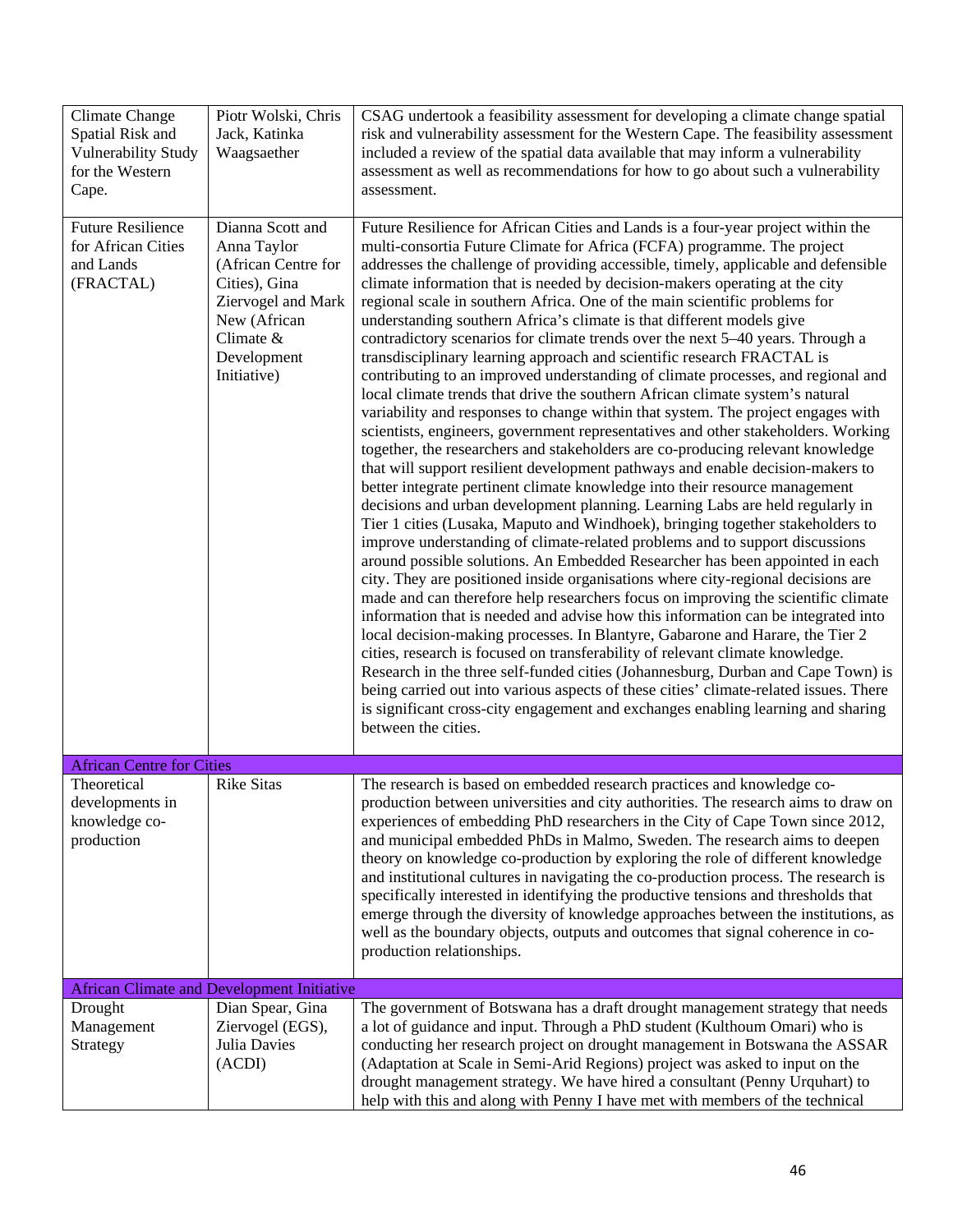| | | |
|---|---|---|
| Climate Change Spatial Risk and Vulnerability Study for the Western Cape. | Piotr Wolski, Chris Jack, Katinka Waagsaether | CSAG undertook a feasibility assessment for developing a climate change spatial risk and vulnerability assessment for the Western Cape. The feasibility assessment included a review of the spatial data available that may inform a vulnerability assessment as well as recommendations for how to go about such a vulnerability assessment. |
| Future Resilience for African Cities and Lands (FRACTAL) | Dianna Scott and Anna Taylor (African Centre for Cities), Gina Ziervogel and Mark New (African Climate & Development Initiative) | Future Resilience for African Cities and Lands is a four-year project within the multi-consortia Future Climate for Africa (FCFA) programme. The project addresses the challenge of providing accessible, timely, applicable and defensible climate information that is needed by decision-makers operating at the city regional scale in southern Africa. One of the main scientific problems for understanding southern Africa's climate is that different models give contradictory scenarios for climate trends over the next 5–40 years. Through a transdisciplinary learning approach and scientific research FRACTAL is contributing to an improved understanding of climate processes, and regional and local climate trends that drive the southern African climate system's natural variability and responses to change within that system. The project engages with scientists, engineers, government representatives and other stakeholders. Working together, the researchers and stakeholders are co-producing relevant knowledge that will support resilient development pathways and enable decision-makers to better integrate pertinent climate knowledge into their resource management decisions and urban development planning. Learning Labs are held regularly in Tier 1 cities (Lusaka, Maputo and Windhoek), bringing together stakeholders to improve understanding of climate-related problems and to support discussions around possible solutions. An Embedded Researcher has been appointed in each city. They are positioned inside organisations where city-regional decisions are made and can therefore help researchers focus on improving the scientific climate information that is needed and advise how this information can be integrated into local decision-making processes. In Blantyre, Gabarone and Harare, the Tier 2 cities, research is focused on transferability of relevant climate knowledge. Research in the three self-funded cities (Johannesburg, Durban and Cape Town) is being carried out into various aspects of these cities' climate-related issues. There is significant cross-city engagement and exchanges enabling learning and sharing between the cities. |
| **African Centre for Cities** | | |
| Theoretical developments in knowledge co-production | Rike Sitas | The research is based on embedded research practices and knowledge co-production between universities and city authorities. The research aims to draw on experiences of embedding PhD researchers in the City of Cape Town since 2012, and municipal embedded PhDs in Malmo, Sweden. The research aims to deepen theory on knowledge co-production by exploring the role of different knowledge and institutional cultures in navigating the co-production process. The research is specifically interested in identifying the productive tensions and thresholds that emerge through the diversity of knowledge approaches between the institutions, as well as the boundary objects, outputs and outcomes that signal coherence in co-production relationships. |
| **African Climate and Development Initiative** | | |
| Drought Management Strategy | Dian Spear, Gina Ziervogel (EGS), Julia Davies (ACDI) | The government of Botswana has a draft drought management strategy that needs a lot of guidance and input. Through a PhD student (Kulthoum Omari) who is conducting her research project on drought management in Botswana the ASSAR (Adaptation at Scale in Semi-Arid Regions) project was asked to input on the drought management strategy. We have hired a consultant (Penny Urquhart) to help with this and along with Penny I have met with members of the technical |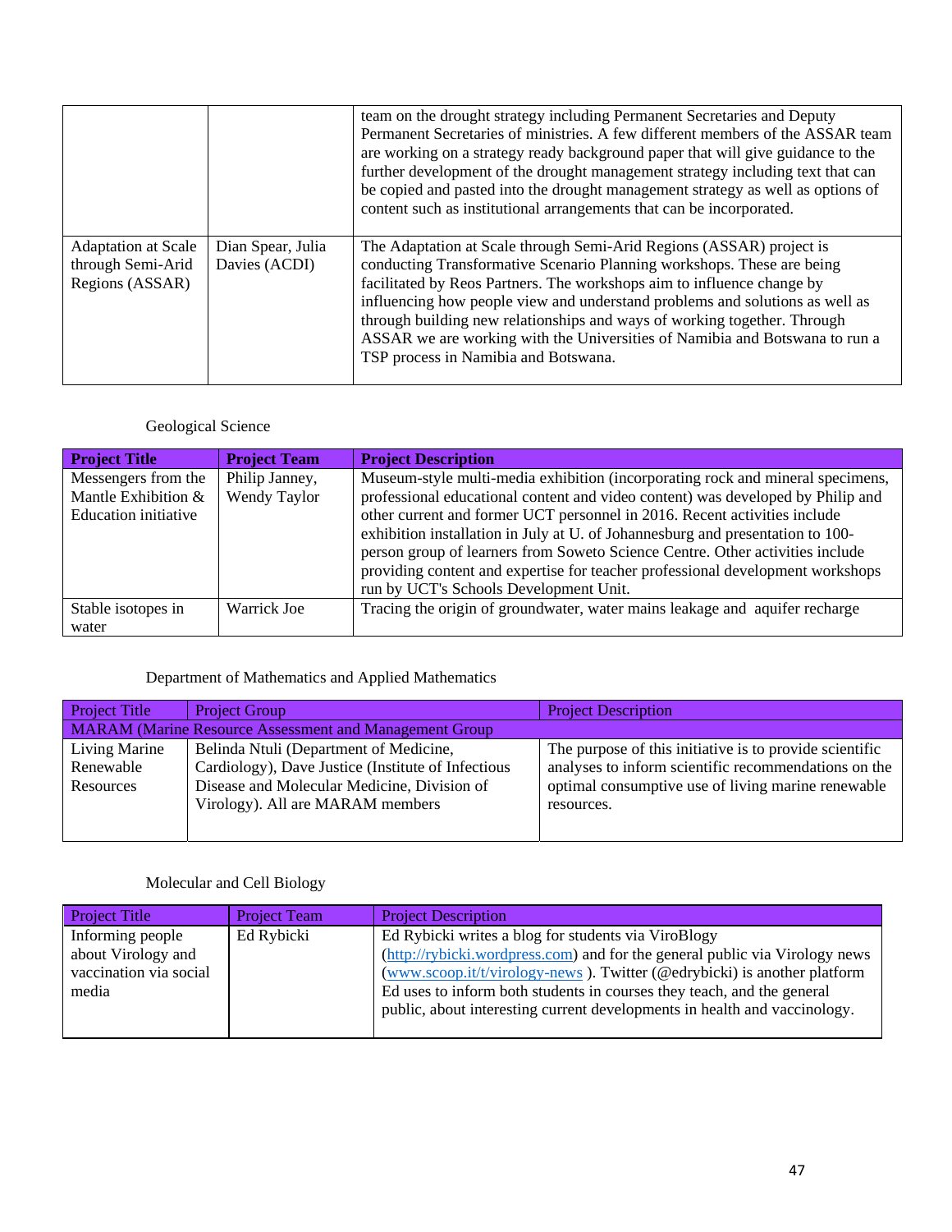| | | team on the drought strategy including Permanent Secretaries and Deputy Permanent Secretaries of ministries. A few different members of the ASSAR team are working on a strategy ready background paper that will give guidance to the further development of the drought management strategy including text that can be copied and pasted into the drought management strategy as well as options of content such as institutional arrangements that can be incorporated. |
|---|---|---|
| Adaptation at Scale through Semi-Arid Regions (ASSAR) | Dian Spear, Julia Davies (ACDI) | The Adaptation at Scale through Semi-Arid Regions (ASSAR) project is conducting Transformative Scenario Planning workshops. These are being facilitated by Reos Partners. The workshops aim to influence change by influencing how people view and understand problems and solutions as well as through building new relationships and ways of working together. Through ASSAR we are working with the Universities of Namibia and Botswana to run a TSP process in Namibia and Botswana. |

Geological Science

| **Project Title** | **Project Team** | **Project Description** |
|---|---|---|
| Messengers from the Mantle Exhibition & Education initiative | Philip Janney, Wendy Taylor | Museum-style multi-media exhibition (incorporating rock and mineral specimens, professional educational content and video content) was developed by Philip and other current and former UCT personnel in 2016. Recent activities include exhibition installation in July at U. of Johannesburg and presentation to 100-person group of learners from Soweto Science Centre. Other activities include providing content and expertise for teacher professional development workshops run by UCT's Schools Development Unit. |
| Stable isotopes in water | Warrick Joe | Tracing the origin of groundwater, water mains leakage and aquifer recharge |

Department of Mathematics and Applied Mathematics

| Project Title | Project Group | Project Description |
|---|---|---|
| MARAM (Marine Resource Assessment and Management Group | | |
| Living Marine Renewable Resources | Belinda Ntuli (Department of Medicine, Cardiology), Dave Justice (Institute of Infectious Disease and Molecular Medicine, Division of Virology). All are MARAM members | The purpose of this initiative is to provide scientific analyses to inform scientific recommendations on the optimal consumptive use of living marine renewable resources. |

Molecular and Cell Biology

| Project Title | Project Team | Project Description |
|---|---|---|
| Informing people about Virology and vaccination via social media | Ed Rybicki | Ed Rybicki writes a blog for students via ViroBlogy (http://rybicki.wordpress.com) and for the general public via Virology news (www.scoop.it/t/virology-news ). Twitter (@edrybicki) is another platform Ed uses to inform both students in courses they teach, and the general public, about interesting current developments in health and vaccinology. |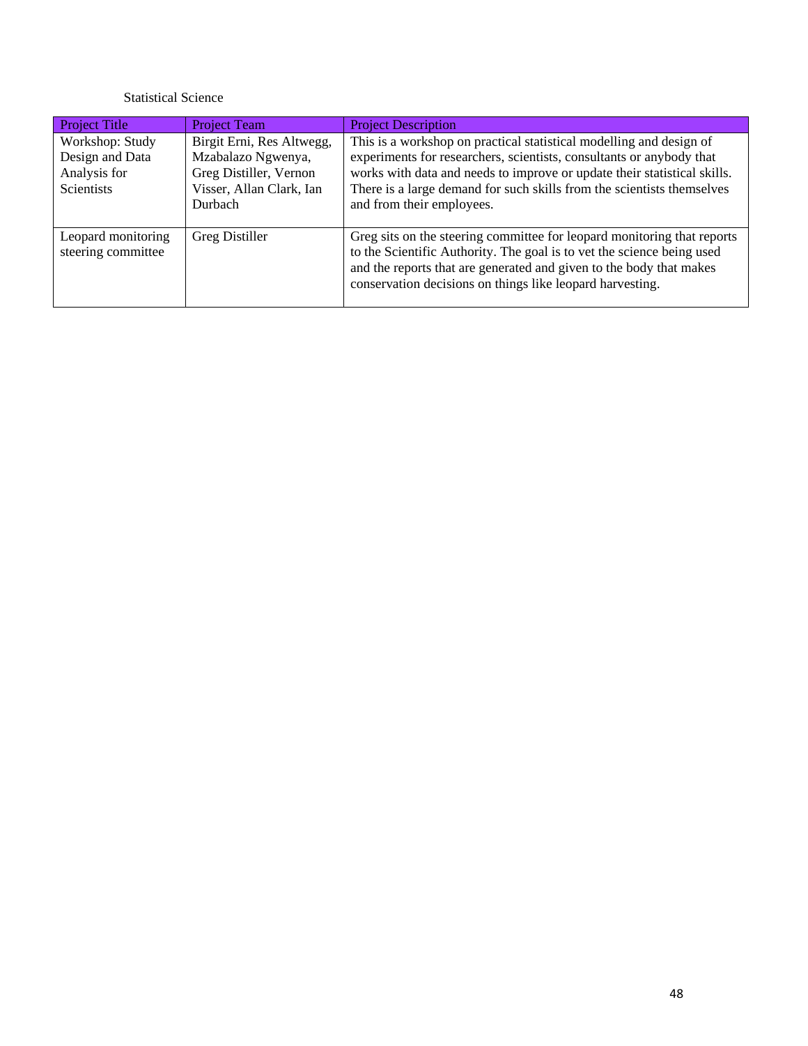Statistical Science

| Project Title | Project Team | Project Description |
| --- | --- | --- |
| Workshop: Study Design and Data Analysis for Scientists | Birgit Erni, Res Altwegg, Mzabalazo Ngwenya, Greg Distiller, Vernon Visser, Allan Clark, Ian Durbach | This is a workshop on practical statistical modelling and design of experiments for researchers, scientists, consultants or anybody that works with data and needs to improve or update their statistical skills. There is a large demand for such skills from the scientists themselves and from their employees. |
| Leopard monitoring steering committee | Greg Distiller | Greg sits on the steering committee for leopard monitoring that reports to the Scientific Authority. The goal is to vet the science being used and the reports that are generated and given to the body that makes conservation decisions on things like leopard harvesting. |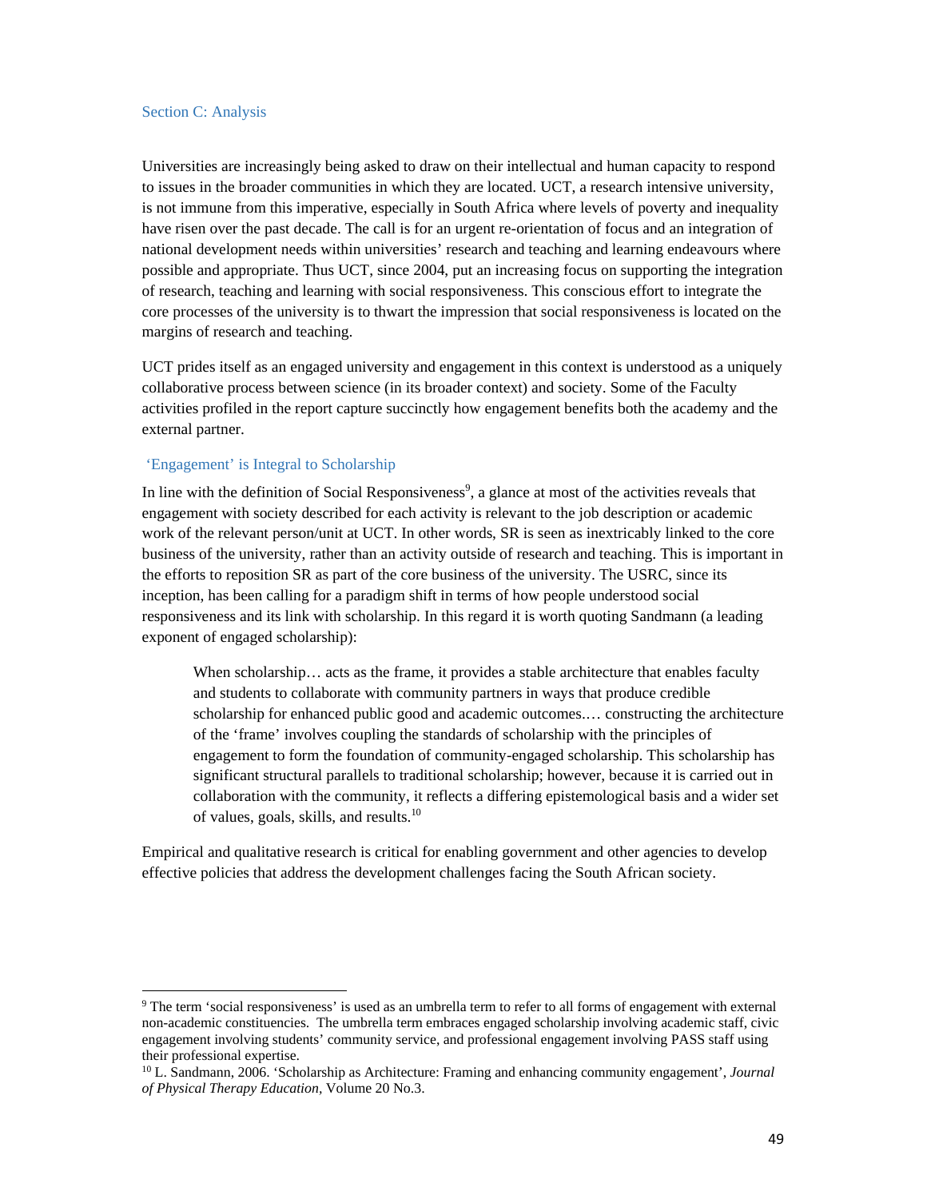## Section C: Analysis

Universities are increasingly being asked to draw on their intellectual and human capacity to respond to issues in the broader communities in which they are located. UCT, a research intensive university, is not immune from this imperative, especially in South Africa where levels of poverty and inequality have risen over the past decade. The call is for an urgent re-orientation of focus and an integration of national development needs within universities' research and teaching and learning endeavours where possible and appropriate. Thus UCT, since 2004, put an increasing focus on supporting the integration of research, teaching and learning with social responsiveness. This conscious effort to integrate the core processes of the university is to thwart the impression that social responsiveness is located on the margins of research and teaching.

UCT prides itself as an engaged university and engagement in this context is understood as a uniquely collaborative process between science (in its broader context) and society. Some of the Faculty activities profiled in the report capture succinctly how engagement benefits both the academy and the external partner.

### 'Engagement' is Integral to Scholarship

In line with the definition of Social Responsiveness[9], a glance at most of the activities reveals that engagement with society described for each activity is relevant to the job description or academic work of the relevant person/unit at UCT. In other words, SR is seen as inextricably linked to the core business of the university, rather than an activity outside of research and teaching. This is important in the efforts to reposition SR as part of the core business of the university. The USRC, since its inception, has been calling for a paradigm shift in terms of how people understood social responsiveness and its link with scholarship. In this regard it is worth quoting Sandmann (a leading exponent of engaged scholarship):

> When scholarship… acts as the frame, it provides a stable architecture that enables faculty and students to collaborate with community partners in ways that produce credible scholarship for enhanced public good and academic outcomes.… constructing the architecture of the 'frame' involves coupling the standards of scholarship with the principles of engagement to form the foundation of community-engaged scholarship. This scholarship has significant structural parallels to traditional scholarship; however, because it is carried out in collaboration with the community, it reflects a differing epistemological basis and a wider set of values, goals, skills, and results.[10]

Empirical and qualitative research is critical for enabling government and other agencies to develop effective policies that address the development challenges facing the South African society.

---

[9] The term 'social responsiveness' is used as an umbrella term to refer to all forms of engagement with external non-academic constituencies. The umbrella term embraces engaged scholarship involving academic staff, civic engagement involving students' community service, and professional engagement involving PASS staff using their professional expertise.

[10] L. Sandmann, 2006. 'Scholarship as Architecture: Framing and enhancing community engagement', *Journal of Physical Therapy Education*, Volume 20 No.3.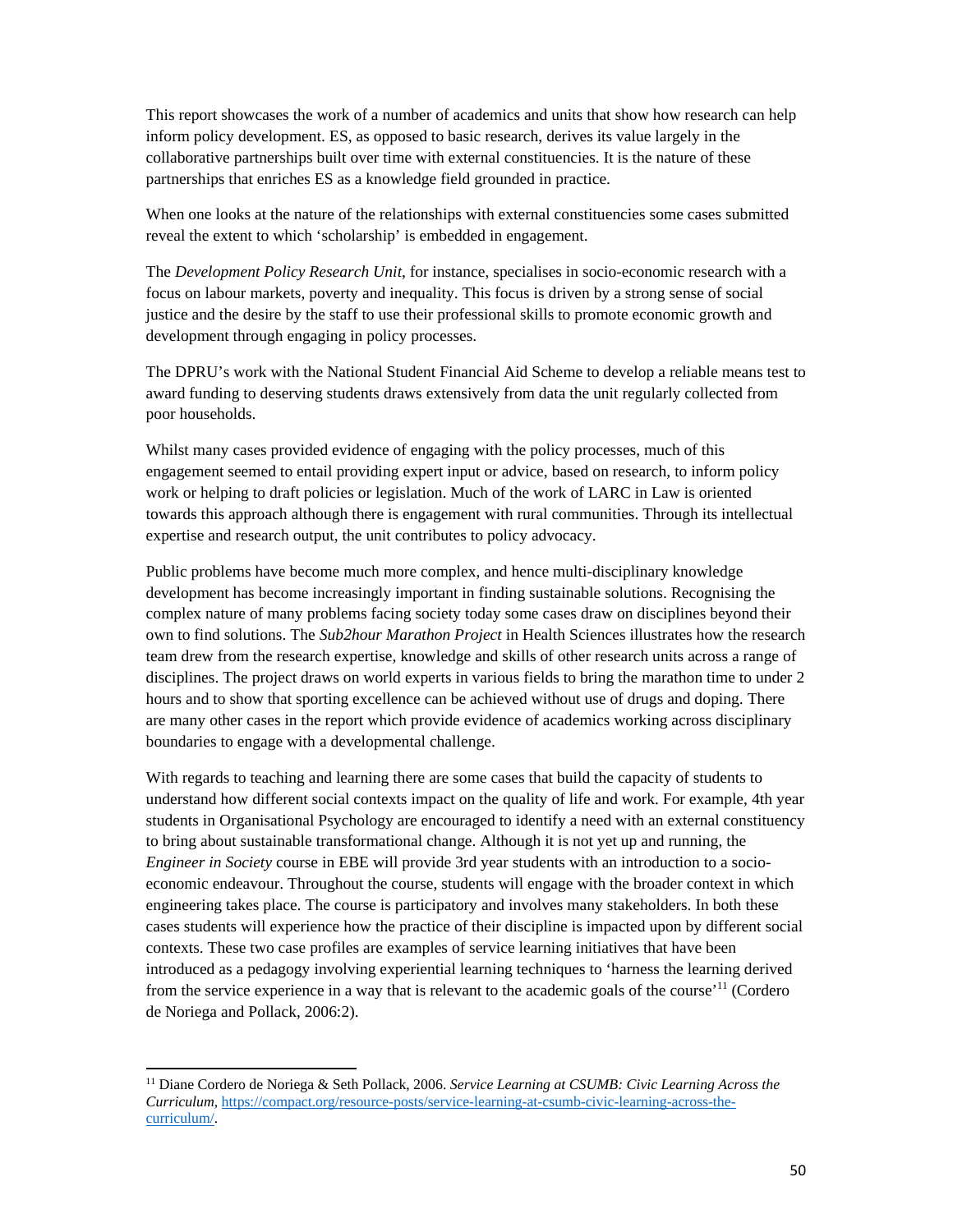This report showcases the work of a number of academics and units that show how research can help inform policy development. ES, as opposed to basic research, derives its value largely in the collaborative partnerships built over time with external constituencies. It is the nature of these partnerships that enriches ES as a knowledge field grounded in practice.

When one looks at the nature of the relationships with external constituencies some cases submitted reveal the extent to which 'scholarship' is embedded in engagement.

The *Development Policy Research Unit*, for instance, specialises in socio-economic research with a focus on labour markets, poverty and inequality. This focus is driven by a strong sense of social justice and the desire by the staff to use their professional skills to promote economic growth and development through engaging in policy processes.

The DPRU's work with the National Student Financial Aid Scheme to develop a reliable means test to award funding to deserving students draws extensively from data the unit regularly collected from poor households.

Whilst many cases provided evidence of engaging with the policy processes, much of this engagement seemed to entail providing expert input or advice, based on research, to inform policy work or helping to draft policies or legislation. Much of the work of LARC in Law is oriented towards this approach although there is engagement with rural communities. Through its intellectual expertise and research output, the unit contributes to policy advocacy.

Public problems have become much more complex, and hence multi-disciplinary knowledge development has become increasingly important in finding sustainable solutions. Recognising the complex nature of many problems facing society today some cases draw on disciplines beyond their own to find solutions. The *Sub2hour Marathon Project* in Health Sciences illustrates how the research team drew from the research expertise, knowledge and skills of other research units across a range of disciplines. The project draws on world experts in various fields to bring the marathon time to under 2 hours and to show that sporting excellence can be achieved without use of drugs and doping. There are many other cases in the report which provide evidence of academics working across disciplinary boundaries to engage with a developmental challenge.

With regards to teaching and learning there are some cases that build the capacity of students to understand how different social contexts impact on the quality of life and work. For example, 4th year students in Organisational Psychology are encouraged to identify a need with an external constituency to bring about sustainable transformational change. Although it is not yet up and running, the *Engineer in Society* course in EBE will provide 3rd year students with an introduction to a socio-economic endeavour. Throughout the course, students will engage with the broader context in which engineering takes place. The course is participatory and involves many stakeholders. In both these cases students will experience how the practice of their discipline is impacted upon by different social contexts. These two case profiles are examples of service learning initiatives that have been introduced as a pedagogy involving experiential learning techniques to 'harness the learning derived from the service experience in a way that is relevant to the academic goals of the course'[11] (Cordero de Noriega and Pollack, 2006:2).

---

[11] Diane Cordero de Noriega & Seth Pollack, 2006. *Service Learning at CSUMB: Civic Learning Across the Curriculum*, https://compact.org/resource-posts/service-learning-at-csumb-civic-learning-across-the-curriculum/.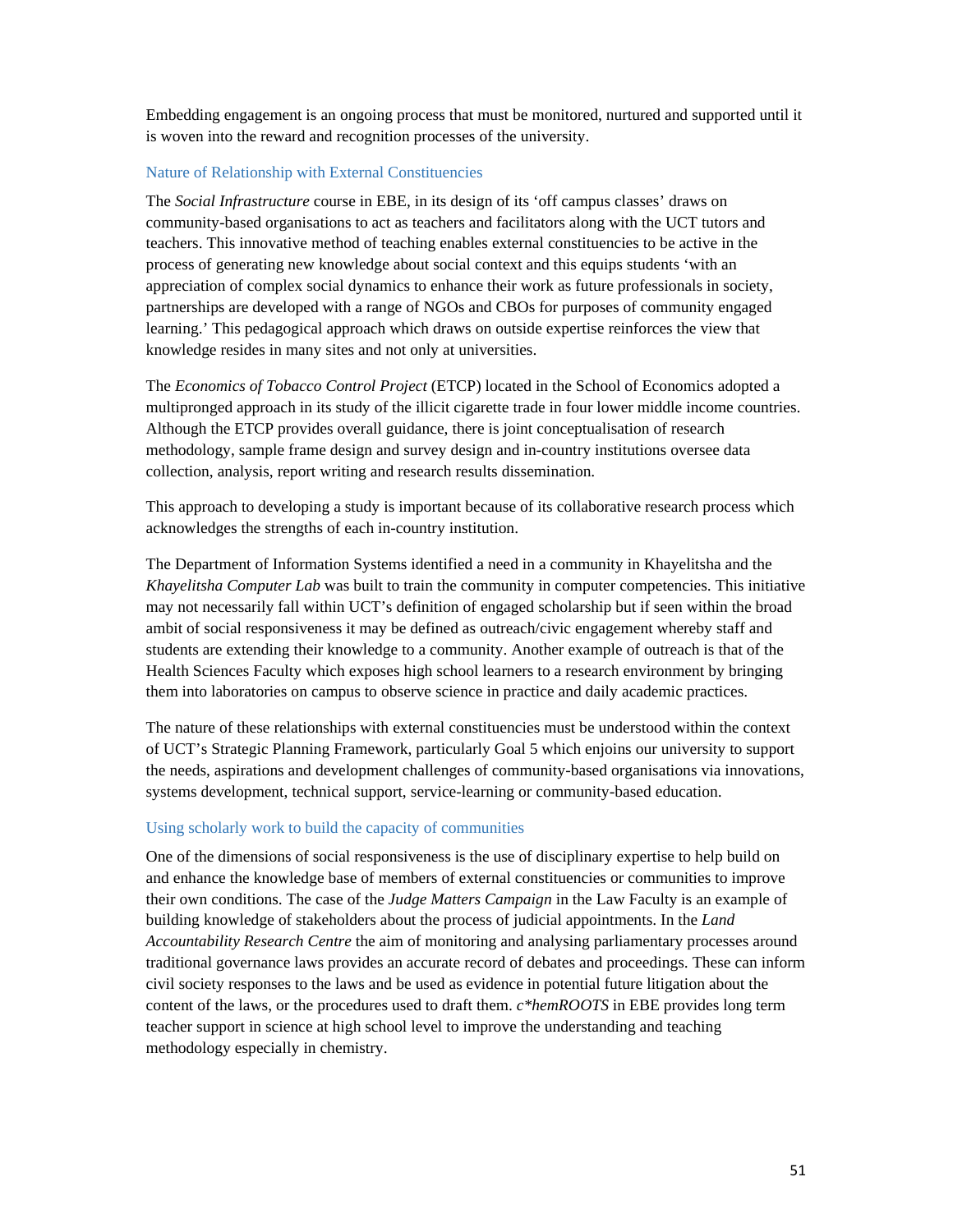Embedding engagement is an ongoing process that must be monitored, nurtured and supported until it is woven into the reward and recognition processes of the university.

### Nature of Relationship with External Constituencies

The *Social Infrastructure* course in EBE, in its design of its 'off campus classes' draws on community-based organisations to act as teachers and facilitators along with the UCT tutors and teachers. This innovative method of teaching enables external constituencies to be active in the process of generating new knowledge about social context and this equips students 'with an appreciation of complex social dynamics to enhance their work as future professionals in society, partnerships are developed with a range of NGOs and CBOs for purposes of community engaged learning.' This pedagogical approach which draws on outside expertise reinforces the view that knowledge resides in many sites and not only at universities.

The *Economics of Tobacco Control Project* (ETCP) located in the School of Economics adopted a multipronged approach in its study of the illicit cigarette trade in four lower middle income countries. Although the ETCP provides overall guidance, there is joint conceptualisation of research methodology, sample frame design and survey design and in-country institutions oversee data collection, analysis, report writing and research results dissemination.

This approach to developing a study is important because of its collaborative research process which acknowledges the strengths of each in-country institution.

The Department of Information Systems identified a need in a community in Khayelitsha and the *Khayelitsha Computer Lab* was built to train the community in computer competencies. This initiative may not necessarily fall within UCT's definition of engaged scholarship but if seen within the broad ambit of social responsiveness it may be defined as outreach/civic engagement whereby staff and students are extending their knowledge to a community. Another example of outreach is that of the Health Sciences Faculty which exposes high school learners to a research environment by bringing them into laboratories on campus to observe science in practice and daily academic practices.

The nature of these relationships with external constituencies must be understood within the context of UCT's Strategic Planning Framework, particularly Goal 5 which enjoins our university to support the needs, aspirations and development challenges of community-based organisations via innovations, systems development, technical support, service-learning or community-based education.

### Using scholarly work to build the capacity of communities

One of the dimensions of social responsiveness is the use of disciplinary expertise to help build on and enhance the knowledge base of members of external constituencies or communities to improve their own conditions. The case of the *Judge Matters Campaign* in the Law Faculty is an example of building knowledge of stakeholders about the process of judicial appointments. In the *Land Accountability Research Centre* the aim of monitoring and analysing parliamentary processes around traditional governance laws provides an accurate record of debates and proceedings. These can inform civil society responses to the laws and be used as evidence in potential future litigation about the content of the laws, or the procedures used to draft them. *c*hemROOTS* in EBE provides long term teacher support in science at high school level to improve the understanding and teaching methodology especially in chemistry.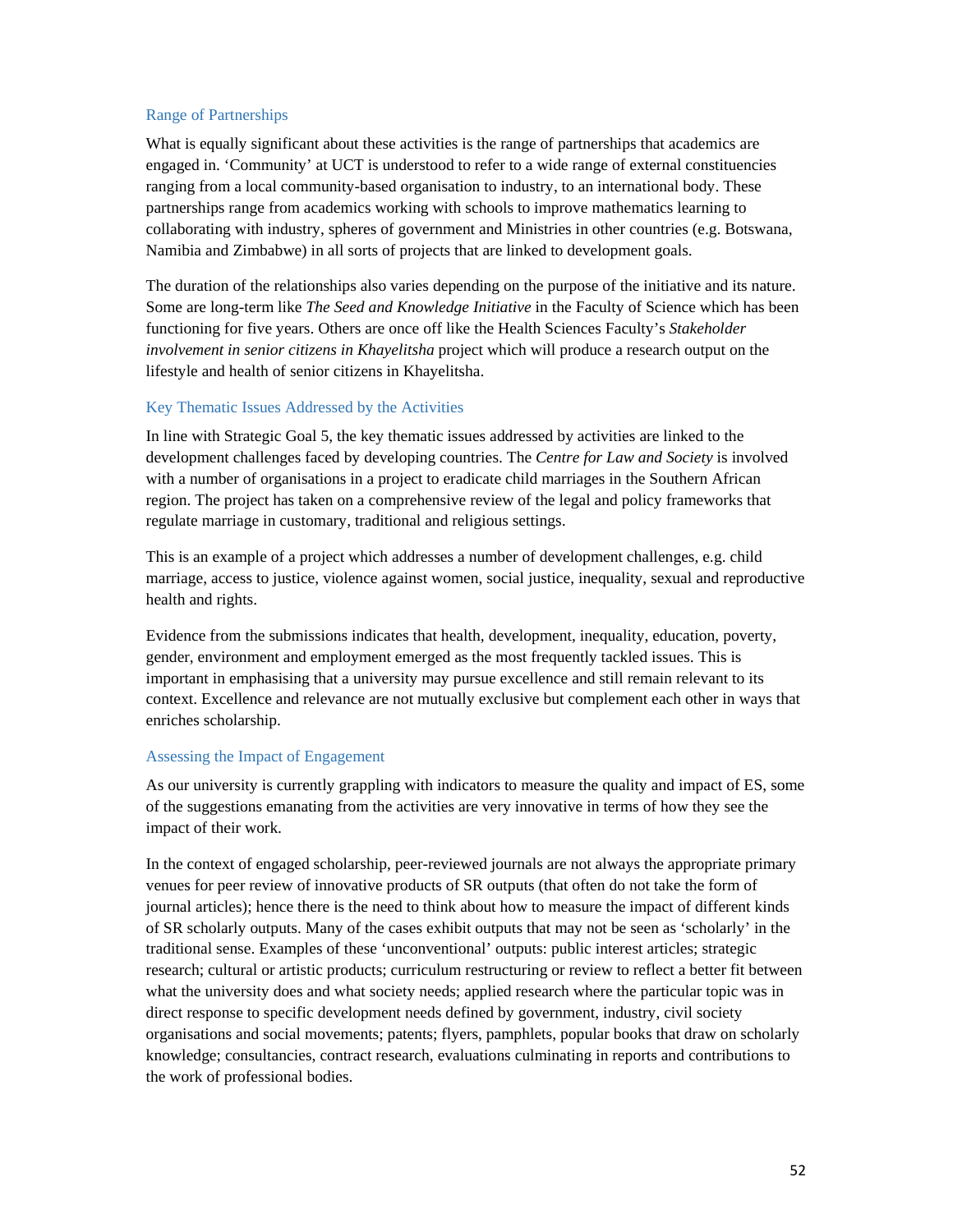### Range of Partnerships

What is equally significant about these activities is the range of partnerships that academics are engaged in. 'Community' at UCT is understood to refer to a wide range of external constituencies ranging from a local community-based organisation to industry, to an international body. These partnerships range from academics working with schools to improve mathematics learning to collaborating with industry, spheres of government and Ministries in other countries (e.g. Botswana, Namibia and Zimbabwe) in all sorts of projects that are linked to development goals.

The duration of the relationships also varies depending on the purpose of the initiative and its nature. Some are long-term like *The Seed and Knowledge Initiative* in the Faculty of Science which has been functioning for five years. Others are once off like the Health Sciences Faculty's *Stakeholder involvement in senior citizens in Khayelitsha* project which will produce a research output on the lifestyle and health of senior citizens in Khayelitsha.

### Key Thematic Issues Addressed by the Activities

In line with Strategic Goal 5, the key thematic issues addressed by activities are linked to the development challenges faced by developing countries. The *Centre for Law and Society* is involved with a number of organisations in a project to eradicate child marriages in the Southern African region. The project has taken on a comprehensive review of the legal and policy frameworks that regulate marriage in customary, traditional and religious settings.

This is an example of a project which addresses a number of development challenges, e.g. child marriage, access to justice, violence against women, social justice, inequality, sexual and reproductive health and rights.

Evidence from the submissions indicates that health, development, inequality, education, poverty, gender, environment and employment emerged as the most frequently tackled issues. This is important in emphasising that a university may pursue excellence and still remain relevant to its context. Excellence and relevance are not mutually exclusive but complement each other in ways that enriches scholarship.

### Assessing the Impact of Engagement

As our university is currently grappling with indicators to measure the quality and impact of ES, some of the suggestions emanating from the activities are very innovative in terms of how they see the impact of their work.

In the context of engaged scholarship, peer-reviewed journals are not always the appropriate primary venues for peer review of innovative products of SR outputs (that often do not take the form of journal articles); hence there is the need to think about how to measure the impact of different kinds of SR scholarly outputs. Many of the cases exhibit outputs that may not be seen as 'scholarly' in the traditional sense. Examples of these 'unconventional' outputs: public interest articles; strategic research; cultural or artistic products; curriculum restructuring or review to reflect a better fit between what the university does and what society needs; applied research where the particular topic was in direct response to specific development needs defined by government, industry, civil society organisations and social movements; patents; flyers, pamphlets, popular books that draw on scholarly knowledge; consultancies, contract research, evaluations culminating in reports and contributions to the work of professional bodies.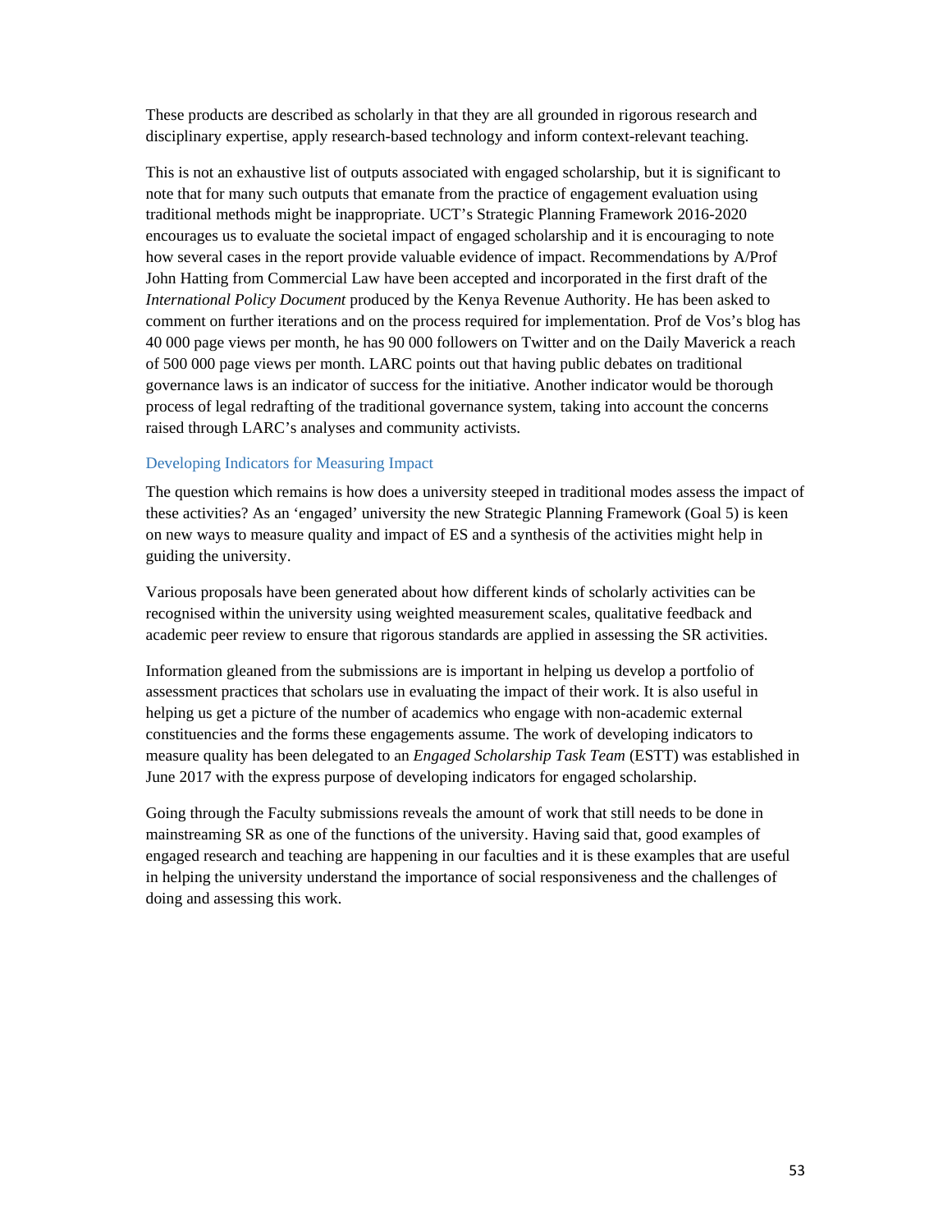These products are described as scholarly in that they are all grounded in rigorous research and disciplinary expertise, apply research-based technology and inform context-relevant teaching.

This is not an exhaustive list of outputs associated with engaged scholarship, but it is significant to note that for many such outputs that emanate from the practice of engagement evaluation using traditional methods might be inappropriate. UCT's Strategic Planning Framework 2016-2020 encourages us to evaluate the societal impact of engaged scholarship and it is encouraging to note how several cases in the report provide valuable evidence of impact. Recommendations by A/Prof John Hatting from Commercial Law have been accepted and incorporated in the first draft of the *International Policy Document* produced by the Kenya Revenue Authority. He has been asked to comment on further iterations and on the process required for implementation. Prof de Vos's blog has 40 000 page views per month, he has 90 000 followers on Twitter and on the Daily Maverick a reach of 500 000 page views per month. LARC points out that having public debates on traditional governance laws is an indicator of success for the initiative. Another indicator would be thorough process of legal redrafting of the traditional governance system, taking into account the concerns raised through LARC's analyses and community activists.

### Developing Indicators for Measuring Impact

The question which remains is how does a university steeped in traditional modes assess the impact of these activities? As an 'engaged' university the new Strategic Planning Framework (Goal 5) is keen on new ways to measure quality and impact of ES and a synthesis of the activities might help in guiding the university.

Various proposals have been generated about how different kinds of scholarly activities can be recognised within the university using weighted measurement scales, qualitative feedback and academic peer review to ensure that rigorous standards are applied in assessing the SR activities.

Information gleaned from the submissions are is important in helping us develop a portfolio of assessment practices that scholars use in evaluating the impact of their work. It is also useful in helping us get a picture of the number of academics who engage with non-academic external constituencies and the forms these engagements assume. The work of developing indicators to measure quality has been delegated to an *Engaged Scholarship Task Team* (ESTT) was established in June 2017 with the express purpose of developing indicators for engaged scholarship.

Going through the Faculty submissions reveals the amount of work that still needs to be done in mainstreaming SR as one of the functions of the university. Having said that, good examples of engaged research and teaching are happening in our faculties and it is these examples that are useful in helping the university understand the importance of social responsiveness and the challenges of doing and assessing this work.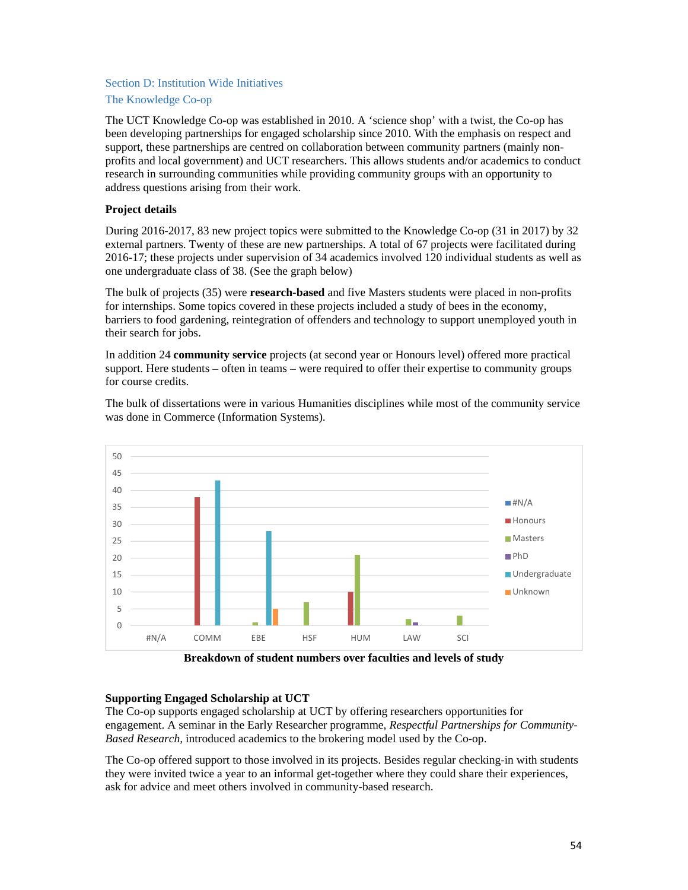## Section D: Institution Wide Initiatives

### The Knowledge Co-op

The UCT Knowledge Co-op was established in 2010. A 'science shop' with a twist, the Co-op has been developing partnerships for engaged scholarship since 2010. With the emphasis on respect and support, these partnerships are centred on collaboration between community partners (mainly non-profits and local government) and UCT researchers. This allows students and/or academics to conduct research in surrounding communities while providing community groups with an opportunity to address questions arising from their work.

**Project details**

During 2016-2017, 83 new project topics were submitted to the Knowledge Co-op (31 in 2017) by 32 external partners. Twenty of these are new partnerships. A total of 67 projects were facilitated during 2016-17; these projects under supervision of 34 academics involved 120 individual students as well as one undergraduate class of 38. (See the graph below)

The bulk of projects (35) were **research-based** and five Masters students were placed in non-profits for internships. Some topics covered in these projects included a study of bees in the economy, barriers to food gardening, reintegration of offenders and technology to support unemployed youth in their search for jobs.

In addition 24 **community service** projects (at second year or Honours level) offered more practical support. Here students – often in teams – were required to offer their expertise to community groups for course credits.

The bulk of dissertations were in various Humanities disciplines while most of the community service was done in Commerce (Information Systems).

**Breakdown of student numbers over faculties and levels of study**

**Supporting Engaged Scholarship at UCT**

The Co-op supports engaged scholarship at UCT by offering researchers opportunities for engagement. A seminar in the Early Researcher programme, *Respectful Partnerships for Community-Based Research,* introduced academics to the brokering model used by the Co-op.

The Co-op offered support to those involved in its projects. Besides regular checking-in with students they were invited twice a year to an informal get-together where they could share their experiences, ask for advice and meet others involved in community-based research.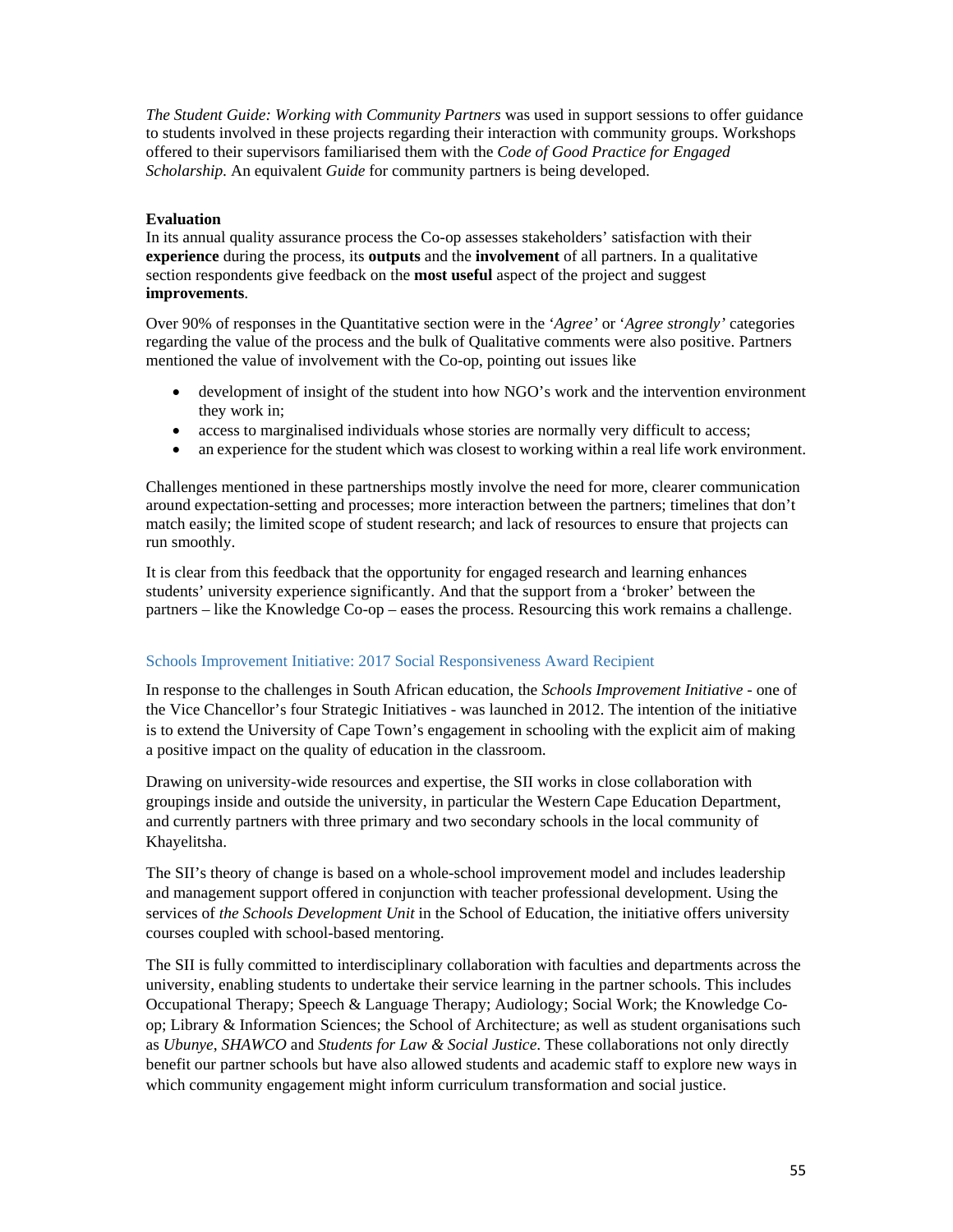*The Student Guide: Working with Community Partners* was used in support sessions to offer guidance to students involved in these projects regarding their interaction with community groups. Workshops offered to their supervisors familiarised them with the *Code of Good Practice for Engaged Scholarship.* An equivalent *Guide* for community partners is being developed.

**Evaluation**

In its annual quality assurance process the Co-op assesses stakeholders' satisfaction with their **experience** during the process, its **outputs** and the **involvement** of all partners. In a qualitative section respondents give feedback on the **most useful** aspect of the project and suggest **improvements**.

Over 90% of responses in the Quantitative section were in the '*Agree'* or '*Agree strongly'* categories regarding the value of the process and the bulk of Qualitative comments were also positive. Partners mentioned the value of involvement with the Co-op, pointing out issues like

- development of insight of the student into how NGO's work and the intervention environment they work in;
- access to marginalised individuals whose stories are normally very difficult to access;
- an experience for the student which was closest to working within a real life work environment.

Challenges mentioned in these partnerships mostly involve the need for more, clearer communication around expectation-setting and processes; more interaction between the partners; timelines that don't match easily; the limited scope of student research; and lack of resources to ensure that projects can run smoothly.

It is clear from this feedback that the opportunity for engaged research and learning enhances students' university experience significantly. And that the support from a 'broker' between the partners – like the Knowledge Co-op – eases the process. Resourcing this work remains a challenge.

### Schools Improvement Initiative: 2017 Social Responsiveness Award Recipient

In response to the challenges in South African education, the *Schools Improvement Initiative* - one of the Vice Chancellor's four Strategic Initiatives - was launched in 2012. The intention of the initiative is to extend the University of Cape Town's engagement in schooling with the explicit aim of making a positive impact on the quality of education in the classroom.

Drawing on university-wide resources and expertise, the SII works in close collaboration with groupings inside and outside the university, in particular the Western Cape Education Department, and currently partners with three primary and two secondary schools in the local community of Khayelitsha.

The SII's theory of change is based on a whole-school improvement model and includes leadership and management support offered in conjunction with teacher professional development. Using the services of *the Schools Development Unit* in the School of Education, the initiative offers university courses coupled with school-based mentoring.

The SII is fully committed to interdisciplinary collaboration with faculties and departments across the university, enabling students to undertake their service learning in the partner schools. This includes Occupational Therapy; Speech & Language Therapy; Audiology; Social Work; the Knowledge Co-op; Library & Information Sciences; the School of Architecture; as well as student organisations such as *Ubunye*, *SHAWCO* and *Students for Law & Social Justice*. These collaborations not only directly benefit our partner schools but have also allowed students and academic staff to explore new ways in which community engagement might inform curriculum transformation and social justice.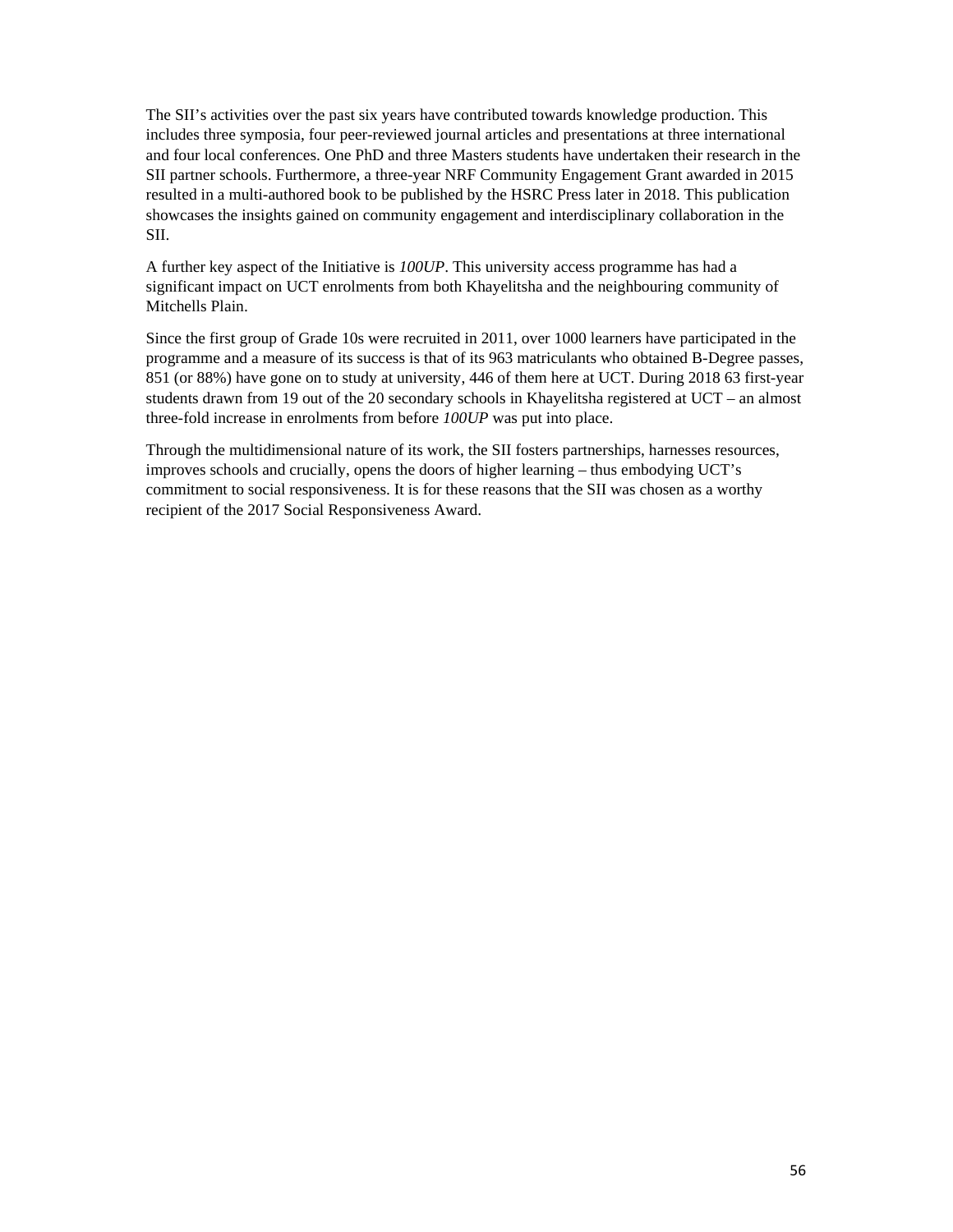The SII's activities over the past six years have contributed towards knowledge production. This includes three symposia, four peer-reviewed journal articles and presentations at three international and four local conferences. One PhD and three Masters students have undertaken their research in the SII partner schools. Furthermore, a three-year NRF Community Engagement Grant awarded in 2015 resulted in a multi-authored book to be published by the HSRC Press later in 2018. This publication showcases the insights gained on community engagement and interdisciplinary collaboration in the SII.

A further key aspect of the Initiative is *100UP*. This university access programme has had a significant impact on UCT enrolments from both Khayelitsha and the neighbouring community of Mitchells Plain.

Since the first group of Grade 10s were recruited in 2011, over 1000 learners have participated in the programme and a measure of its success is that of its 963 matriculants who obtained B-Degree passes, 851 (or 88%) have gone on to study at university, 446 of them here at UCT. During 2018 63 first-year students drawn from 19 out of the 20 secondary schools in Khayelitsha registered at UCT – an almost three-fold increase in enrolments from before *100UP* was put into place.

Through the multidimensional nature of its work, the SII fosters partnerships, harnesses resources, improves schools and crucially, opens the doors of higher learning – thus embodying UCT's commitment to social responsiveness. It is for these reasons that the SII was chosen as a worthy recipient of the 2017 Social Responsiveness Award.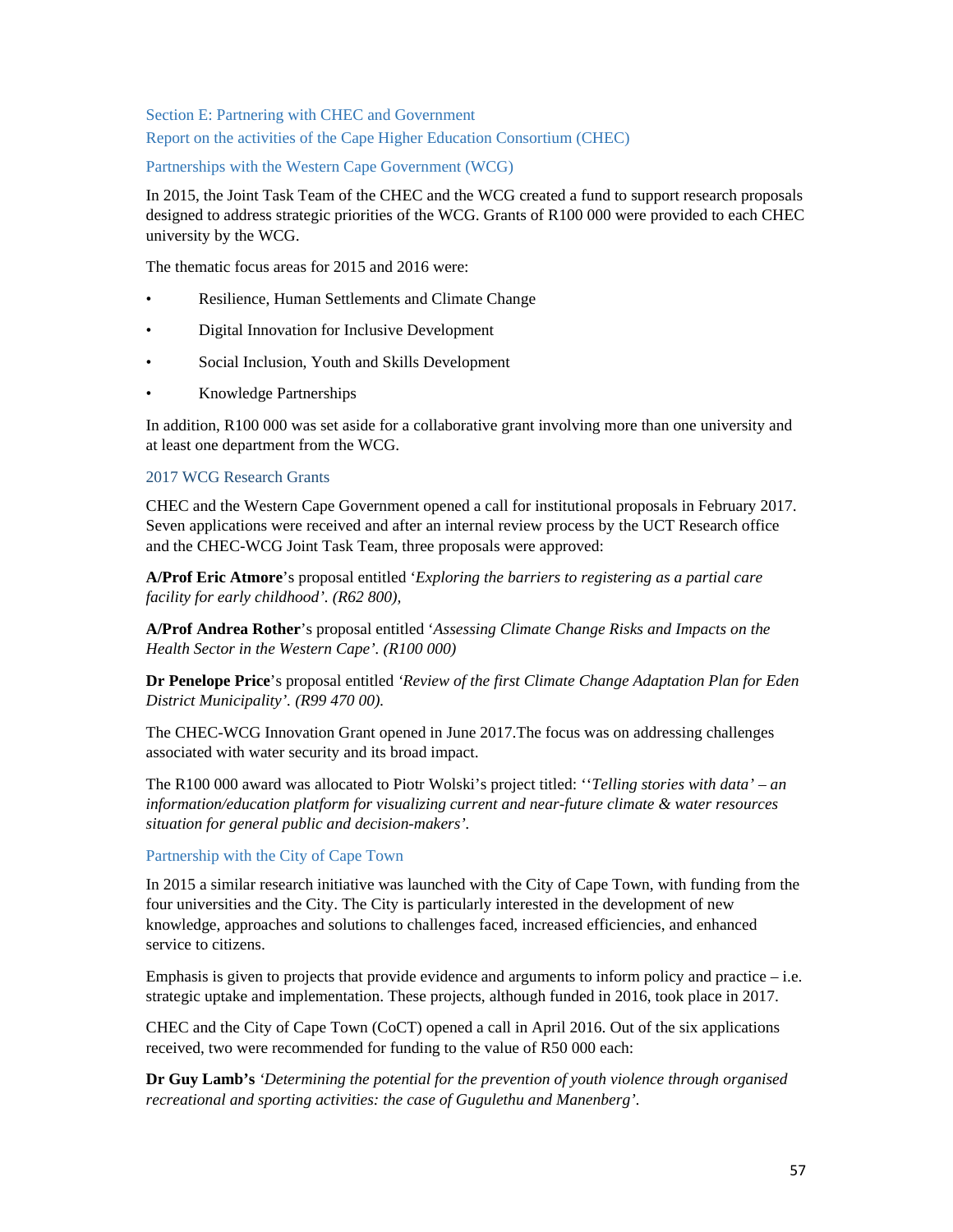## Section E: Partnering with CHEC and Government

### Report on the activities of the Cape Higher Education Consortium (CHEC)

### Partnerships with the Western Cape Government (WCG)

In 2015, the Joint Task Team of the CHEC and the WCG created a fund to support research proposals designed to address strategic priorities of the WCG. Grants of R100 000 were provided to each CHEC university by the WCG.

The thematic focus areas for 2015 and 2016 were:

- Resilience, Human Settlements and Climate Change
- Digital Innovation for Inclusive Development
- Social Inclusion, Youth and Skills Development
- Knowledge Partnerships

In addition, R100 000 was set aside for a collaborative grant involving more than one university and at least one department from the WCG.

### 2017 WCG Research Grants

CHEC and the Western Cape Government opened a call for institutional proposals in February 2017. Seven applications were received and after an internal review process by the UCT Research office and the CHEC-WCG Joint Task Team, three proposals were approved:

**A/Prof Eric Atmore**'s proposal entitled '*Exploring the barriers to registering as a partial care facility for early childhood'. (R62 800),*

**A/Prof Andrea Rother**'s proposal entitled '*Assessing Climate Change Risks and Impacts on the Health Sector in the Western Cape'. (R100 000)*

**Dr Penelope Price**'s proposal entitled *'Review of the first Climate Change Adaptation Plan for Eden District Municipality'. (R99 470 00).*

The CHEC-WCG Innovation Grant opened in June 2017.The focus was on addressing challenges associated with water security and its broad impact.

The R100 000 award was allocated to Piotr Wolski's project titled: ''*Telling stories with data' – an information/education platform for visualizing current and near-future climate & water resources situation for general public and decision-makers'*.

### Partnership with the City of Cape Town

In 2015 a similar research initiative was launched with the City of Cape Town, with funding from the four universities and the City. The City is particularly interested in the development of new knowledge, approaches and solutions to challenges faced, increased efficiencies, and enhanced service to citizens.

Emphasis is given to projects that provide evidence and arguments to inform policy and practice – i.e. strategic uptake and implementation. These projects, although funded in 2016, took place in 2017.

CHEC and the City of Cape Town (CoCT) opened a call in April 2016. Out of the six applications received, two were recommended for funding to the value of R50 000 each:

**Dr Guy Lamb's** *'Determining the potential for the prevention of youth violence through organised recreational and sporting activities: the case of Gugulethu and Manenberg'.*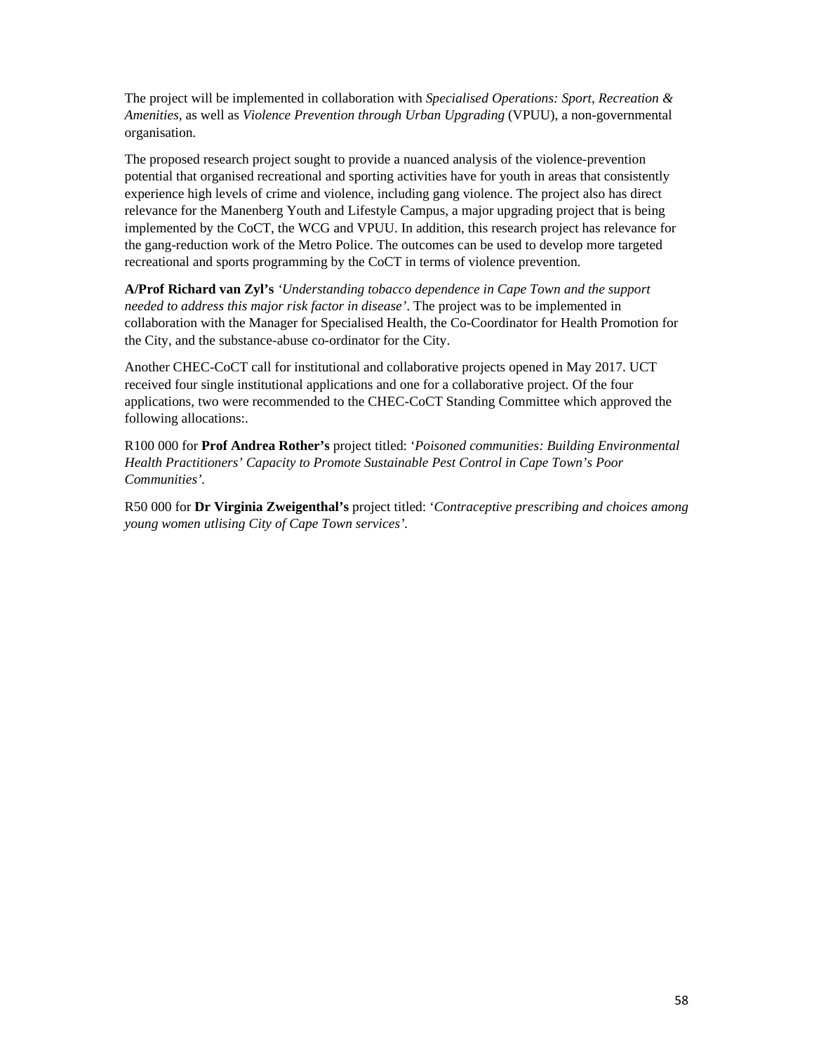The project will be implemented in collaboration with *Specialised Operations: Sport, Recreation & Amenities*, as well as *Violence Prevention through Urban Upgrading* (VPUU), a non-governmental organisation.

The proposed research project sought to provide a nuanced analysis of the violence-prevention potential that organised recreational and sporting activities have for youth in areas that consistently experience high levels of crime and violence, including gang violence. The project also has direct relevance for the Manenberg Youth and Lifestyle Campus, a major upgrading project that is being implemented by the CoCT, the WCG and VPUU. In addition, this research project has relevance for the gang-reduction work of the Metro Police. The outcomes can be used to develop more targeted recreational and sports programming by the CoCT in terms of violence prevention.

**A/Prof Richard van Zyl's** *'Understanding tobacco dependence in Cape Town and the support needed to address this major risk factor in disease'*. The project was to be implemented in collaboration with the Manager for Specialised Health, the Co-Coordinator for Health Promotion for the City, and the substance-abuse co-ordinator for the City.

Another CHEC-CoCT call for institutional and collaborative projects opened in May 2017. UCT received four single institutional applications and one for a collaborative project. Of the four applications, two were recommended to the CHEC-CoCT Standing Committee which approved the following allocations:.

R100 000 for **Prof Andrea Rother's** project titled: *'Poisoned communities: Building Environmental Health Practitioners' Capacity to Promote Sustainable Pest Control in Cape Town's Poor Communities'.*

R50 000 for **Dr Virginia Zweigenthal's** project titled: *'Contraceptive prescribing and choices among young women utlising City of Cape Town services'.*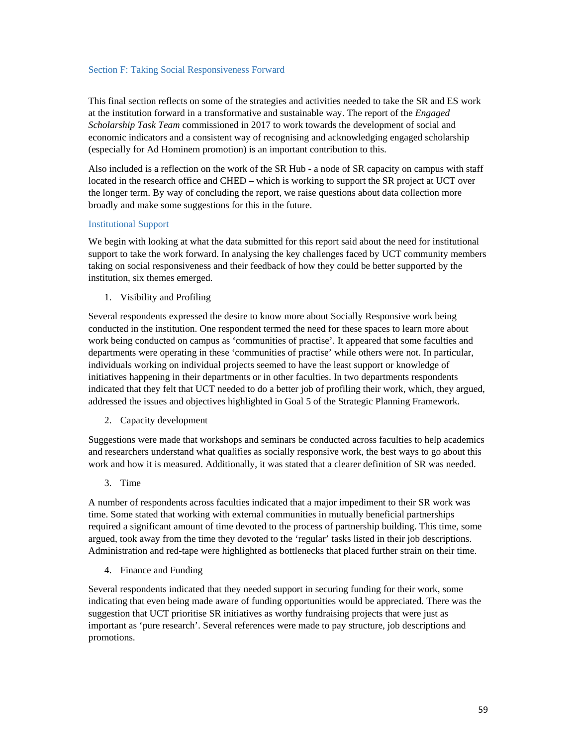## Section F: Taking Social Responsiveness Forward

This final section reflects on some of the strategies and activities needed to take the SR and ES work at the institution forward in a transformative and sustainable way. The report of the *Engaged Scholarship Task Team* commissioned in 2017 to work towards the development of social and economic indicators and a consistent way of recognising and acknowledging engaged scholarship (especially for Ad Hominem promotion) is an important contribution to this.

Also included is a reflection on the work of the SR Hub - a node of SR capacity on campus with staff located in the research office and CHED – which is working to support the SR project at UCT over the longer term. By way of concluding the report, we raise questions about data collection more broadly and make some suggestions for this in the future.

### Institutional Support

We begin with looking at what the data submitted for this report said about the need for institutional support to take the work forward. In analysing the key challenges faced by UCT community members taking on social responsiveness and their feedback of how they could be better supported by the institution, six themes emerged.

1. Visibility and Profiling

Several respondents expressed the desire to know more about Socially Responsive work being conducted in the institution. One respondent termed the need for these spaces to learn more about work being conducted on campus as 'communities of practise'. It appeared that some faculties and departments were operating in these 'communities of practise' while others were not. In particular, individuals working on individual projects seemed to have the least support or knowledge of initiatives happening in their departments or in other faculties. In two departments respondents indicated that they felt that UCT needed to do a better job of profiling their work, which, they argued, addressed the issues and objectives highlighted in Goal 5 of the Strategic Planning Framework.

2. Capacity development

Suggestions were made that workshops and seminars be conducted across faculties to help academics and researchers understand what qualifies as socially responsive work, the best ways to go about this work and how it is measured. Additionally, it was stated that a clearer definition of SR was needed.

3. Time

A number of respondents across faculties indicated that a major impediment to their SR work was time. Some stated that working with external communities in mutually beneficial partnerships required a significant amount of time devoted to the process of partnership building. This time, some argued, took away from the time they devoted to the 'regular' tasks listed in their job descriptions. Administration and red-tape were highlighted as bottlenecks that placed further strain on their time.

4. Finance and Funding

Several respondents indicated that they needed support in securing funding for their work, some indicating that even being made aware of funding opportunities would be appreciated. There was the suggestion that UCT prioritise SR initiatives as worthy fundraising projects that were just as important as 'pure research'. Several references were made to pay structure, job descriptions and promotions.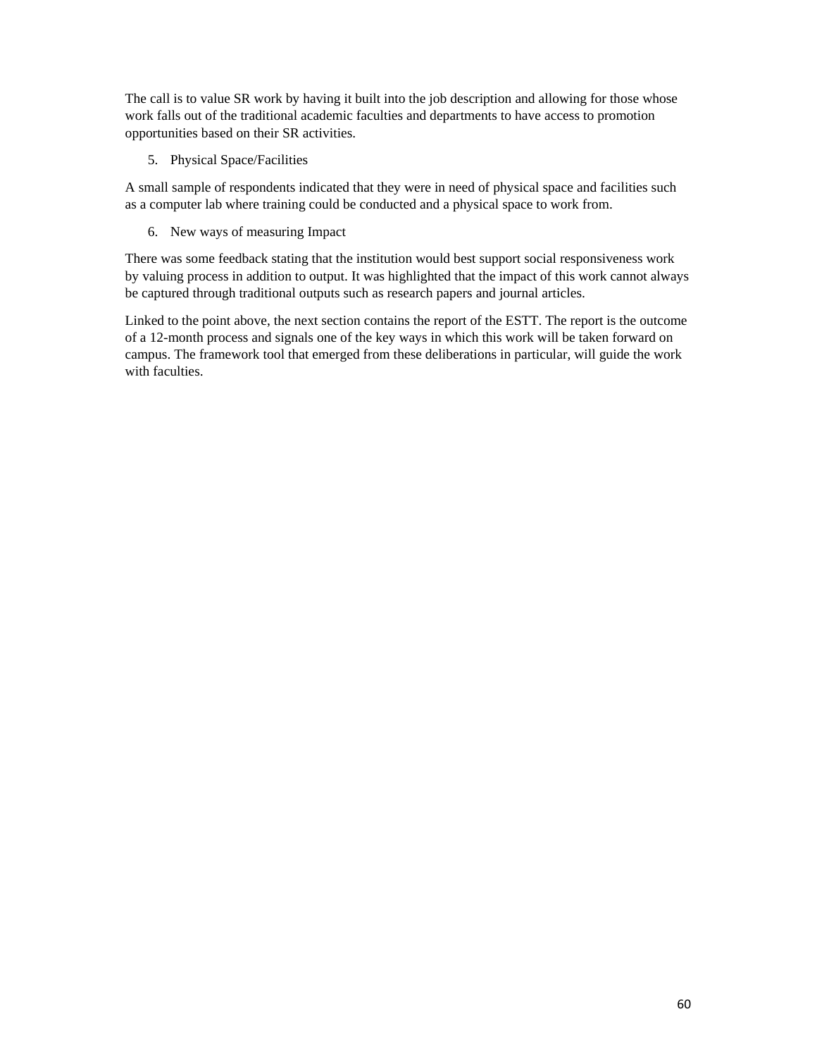The call is to value SR work by having it built into the job description and allowing for those whose work falls out of the traditional academic faculties and departments to have access to promotion opportunities based on their SR activities.

5. Physical Space/Facilities

A small sample of respondents indicated that they were in need of physical space and facilities such as a computer lab where training could be conducted and a physical space to work from.

6. New ways of measuring Impact

There was some feedback stating that the institution would best support social responsiveness work by valuing process in addition to output. It was highlighted that the impact of this work cannot always be captured through traditional outputs such as research papers and journal articles.

Linked to the point above, the next section contains the report of the ESTT. The report is the outcome of a 12-month process and signals one of the key ways in which this work will be taken forward on campus. The framework tool that emerged from these deliberations in particular, will guide the work with faculties.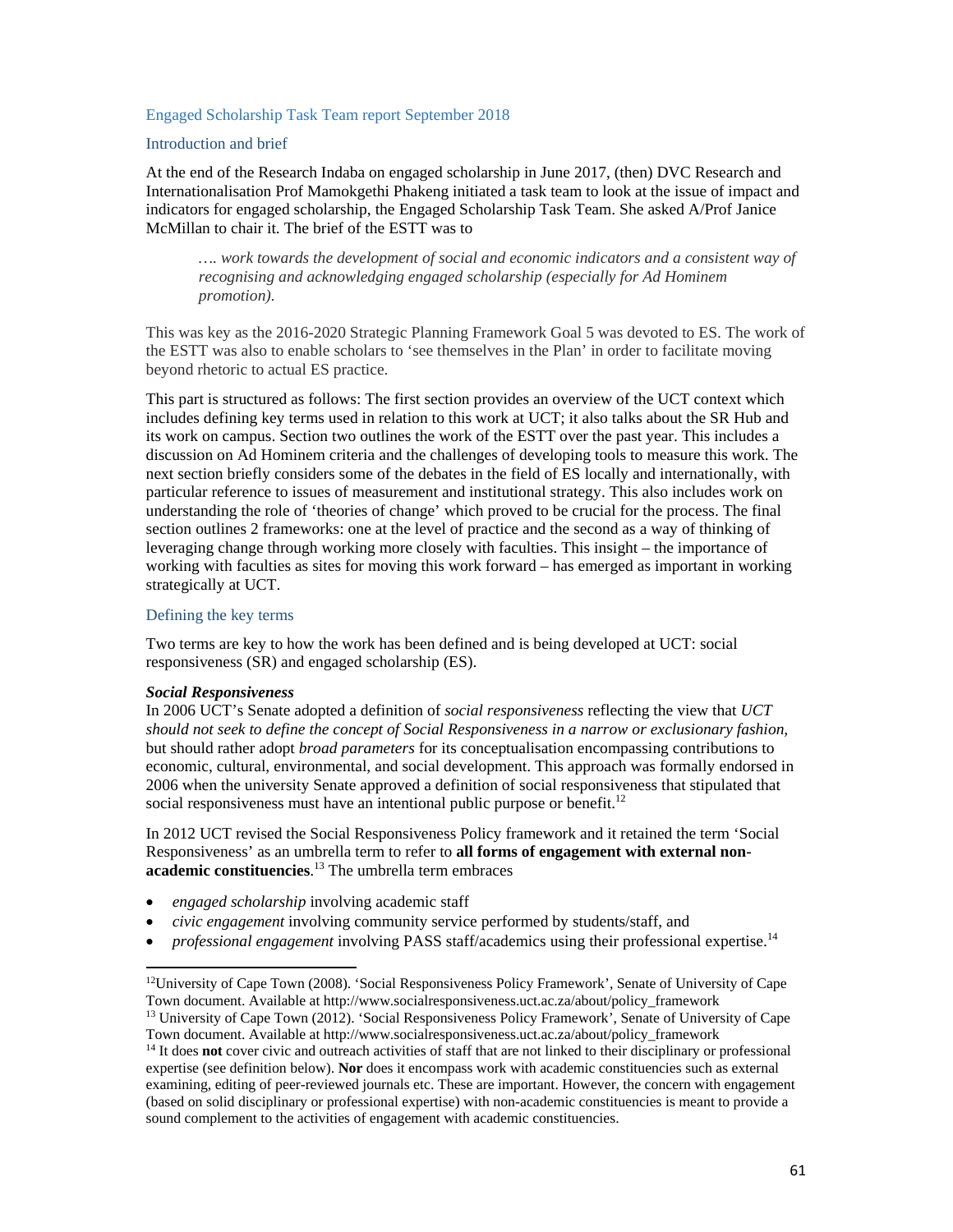## Engaged Scholarship Task Team report September 2018

### Introduction and brief

At the end of the Research Indaba on engaged scholarship in June 2017, (then) DVC Research and Internationalisation Prof Mamokgethi Phakeng initiated a task team to look at the issue of impact and indicators for engaged scholarship, the Engaged Scholarship Task Team. She asked A/Prof Janice McMillan to chair it. The brief of the ESTT was to

> *…. work towards the development of social and economic indicators and a consistent way of recognising and acknowledging engaged scholarship (especially for Ad Hominem promotion).*

This was key as the 2016-2020 Strategic Planning Framework Goal 5 was devoted to ES. The work of the ESTT was also to enable scholars to 'see themselves in the Plan' in order to facilitate moving beyond rhetoric to actual ES practice.

This part is structured as follows: The first section provides an overview of the UCT context which includes defining key terms used in relation to this work at UCT; it also talks about the SR Hub and its work on campus. Section two outlines the work of the ESTT over the past year. This includes a discussion on Ad Hominem criteria and the challenges of developing tools to measure this work. The next section briefly considers some of the debates in the field of ES locally and internationally, with particular reference to issues of measurement and institutional strategy. This also includes work on understanding the role of 'theories of change' which proved to be crucial for the process. The final section outlines 2 frameworks: one at the level of practice and the second as a way of thinking of leveraging change through working more closely with faculties. This insight – the importance of working with faculties as sites for moving this work forward – has emerged as important in working strategically at UCT.

### Defining the key terms

Two terms are key to how the work has been defined and is being developed at UCT: social responsiveness (SR) and engaged scholarship (ES).

***Social Responsiveness***

In 2006 UCT's Senate adopted a definition of *social responsiveness* reflecting the view that *UCT should not seek to define the concept of Social Responsiveness in a narrow or exclusionary fashion,* but should rather adopt *broad parameters* for its conceptualisation encompassing contributions to economic, cultural, environmental, and social development. This approach was formally endorsed in 2006 when the university Senate approved a definition of social responsiveness that stipulated that social responsiveness must have an intentional public purpose or benefit.[12]

In 2012 UCT revised the Social Responsiveness Policy framework and it retained the term 'Social Responsiveness' as an umbrella term to refer to **all forms of engagement with external non-academic constituencies**.[13] The umbrella term embraces

- *engaged scholarship* involving academic staff
- *civic engagement* involving community service performed by students/staff, and
- *professional engagement* involving PASS staff/academics using their professional expertise.[14]

---

[12] University of Cape Town (2008). 'Social Responsiveness Policy Framework', Senate of University of Cape Town document. Available at http://www.socialresponsiveness.uct.ac.za/about/policy_framework

[13] University of Cape Town (2012). 'Social Responsiveness Policy Framework', Senate of University of Cape Town document. Available at http://www.socialresponsiveness.uct.ac.za/about/policy_framework

[14] It does **not** cover civic and outreach activities of staff that are not linked to their disciplinary or professional expertise (see definition below). **Nor** does it encompass work with academic constituencies such as external examining, editing of peer-reviewed journals etc. These are important. However, the concern with engagement (based on solid disciplinary or professional expertise) with non-academic constituencies is meant to provide a sound complement to the activities of engagement with academic constituencies.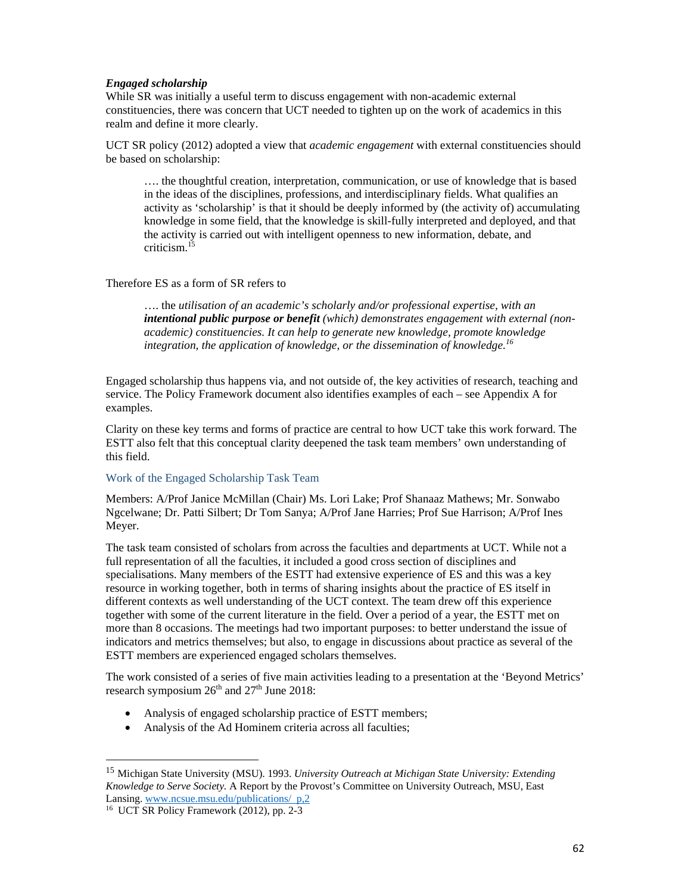***Engaged scholarship***

While SR was initially a useful term to discuss engagement with non-academic external constituencies, there was concern that UCT needed to tighten up on the work of academics in this realm and define it more clearly.

UCT SR policy (2012) adopted a view that *academic engagement* with external constituencies should be based on scholarship:

> …. the thoughtful creation, interpretation, communication, or use of knowledge that is based in the ideas of the disciplines, professions, and interdisciplinary fields. What qualifies an activity as 'scholarship' is that it should be deeply informed by (the activity of) accumulating knowledge in some field, that the knowledge is skill-fully interpreted and deployed, and that the activity is carried out with intelligent openness to new information, debate, and criticism.[15]

Therefore ES as a form of SR refers to

> …. the *utilisation of an academic's scholarly and/or professional expertise, with an **intentional public purpose or benefit** (which) demonstrates engagement with external (non-academic) constituencies. It can help to generate new knowledge, promote knowledge integration, the application of knowledge, or the dissemination of knowledge.*[16]

Engaged scholarship thus happens via, and not outside of, the key activities of research, teaching and service. The Policy Framework document also identifies examples of each – see Appendix A for examples.

Clarity on these key terms and forms of practice are central to how UCT take this work forward. The ESTT also felt that this conceptual clarity deepened the task team members' own understanding of this field.

### Work of the Engaged Scholarship Task Team

Members: A/Prof Janice McMillan (Chair) Ms. Lori Lake; Prof Shanaaz Mathews; Mr. Sonwabo Ngcelwane; Dr. Patti Silbert; Dr Tom Sanya; A/Prof Jane Harries; Prof Sue Harrison; A/Prof Ines Meyer.

The task team consisted of scholars from across the faculties and departments at UCT. While not a full representation of all the faculties, it included a good cross section of disciplines and specialisations. Many members of the ESTT had extensive experience of ES and this was a key resource in working together, both in terms of sharing insights about the practice of ES itself in different contexts as well understanding of the UCT context. The team drew off this experience together with some of the current literature in the field. Over a period of a year, the ESTT met on more than 8 occasions. The meetings had two important purposes: to better understand the issue of indicators and metrics themselves; but also, to engage in discussions about practice as several of the ESTT members are experienced engaged scholars themselves.

The work consisted of a series of five main activities leading to a presentation at the 'Beyond Metrics' research symposium 26th and 27th June 2018:

- Analysis of engaged scholarship practice of ESTT members;
- Analysis of the Ad Hominem criteria across all faculties;

---

[15] Michigan State University (MSU). 1993. *University Outreach at Michigan State University: Extending Knowledge to Serve Society.* A Report by the Provost's Committee on University Outreach, MSU, East Lansing. www.ncsue.msu.edu/publications/ p,2

[16] UCT SR Policy Framework (2012), pp. 2-3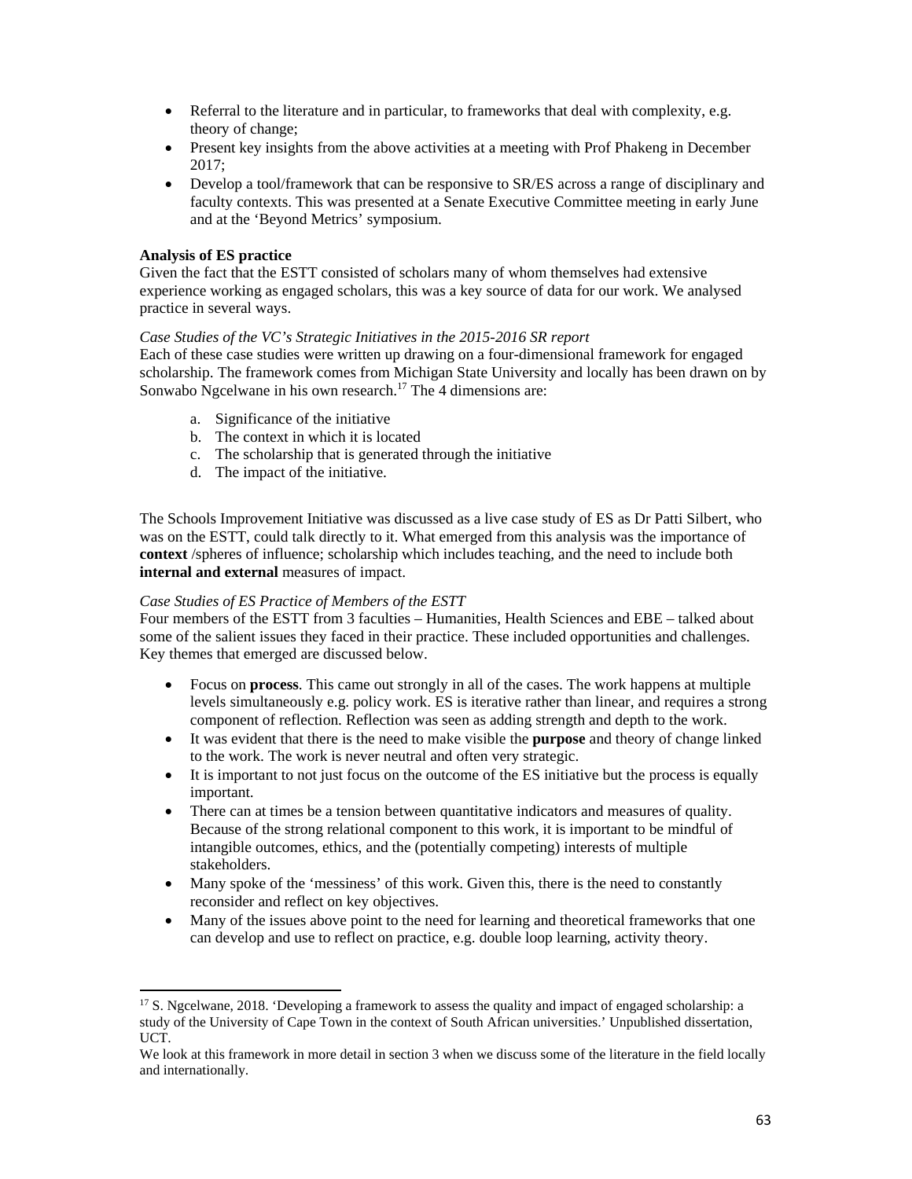- Referral to the literature and in particular, to frameworks that deal with complexity, e.g. theory of change;
- Present key insights from the above activities at a meeting with Prof Phakeng in December 2017;
- Develop a tool/framework that can be responsive to SR/ES across a range of disciplinary and faculty contexts. This was presented at a Senate Executive Committee meeting in early June and at the 'Beyond Metrics' symposium.

**Analysis of ES practice**

Given the fact that the ESTT consisted of scholars many of whom themselves had extensive experience working as engaged scholars, this was a key source of data for our work. We analysed practice in several ways.

*Case Studies of the VC's Strategic Initiatives in the 2015-2016 SR report*

Each of these case studies were written up drawing on a four-dimensional framework for engaged scholarship. The framework comes from Michigan State University and locally has been drawn on by Sonwabo Ngcelwane in his own research.[17] The 4 dimensions are:

a. Significance of the initiative
b. The context in which it is located
c. The scholarship that is generated through the initiative
d. The impact of the initiative.

The Schools Improvement Initiative was discussed as a live case study of ES as Dr Patti Silbert, who was on the ESTT, could talk directly to it. What emerged from this analysis was the importance of **context** /spheres of influence; scholarship which includes teaching, and the need to include both **internal and external** measures of impact.

*Case Studies of ES Practice of Members of the ESTT*

Four members of the ESTT from 3 faculties – Humanities, Health Sciences and EBE – talked about some of the salient issues they faced in their practice. These included opportunities and challenges. Key themes that emerged are discussed below.

- Focus on **process**. This came out strongly in all of the cases. The work happens at multiple levels simultaneously e.g. policy work. ES is iterative rather than linear, and requires a strong component of reflection. Reflection was seen as adding strength and depth to the work.
- It was evident that there is the need to make visible the **purpose** and theory of change linked to the work. The work is never neutral and often very strategic.
- It is important to not just focus on the outcome of the ES initiative but the process is equally important.
- There can at times be a tension between quantitative indicators and measures of quality. Because of the strong relational component to this work, it is important to be mindful of intangible outcomes, ethics, and the (potentially competing) interests of multiple stakeholders.
- Many spoke of the 'messiness' of this work. Given this, there is the need to constantly reconsider and reflect on key objectives.
- Many of the issues above point to the need for learning and theoretical frameworks that one can develop and use to reflect on practice, e.g. double loop learning, activity theory.

---

[17] S. Ngcelwane, 2018. 'Developing a framework to assess the quality and impact of engaged scholarship: a study of the University of Cape Town in the context of South African universities.' Unpublished dissertation, UCT.

We look at this framework in more detail in section 3 when we discuss some of the literature in the field locally and internationally.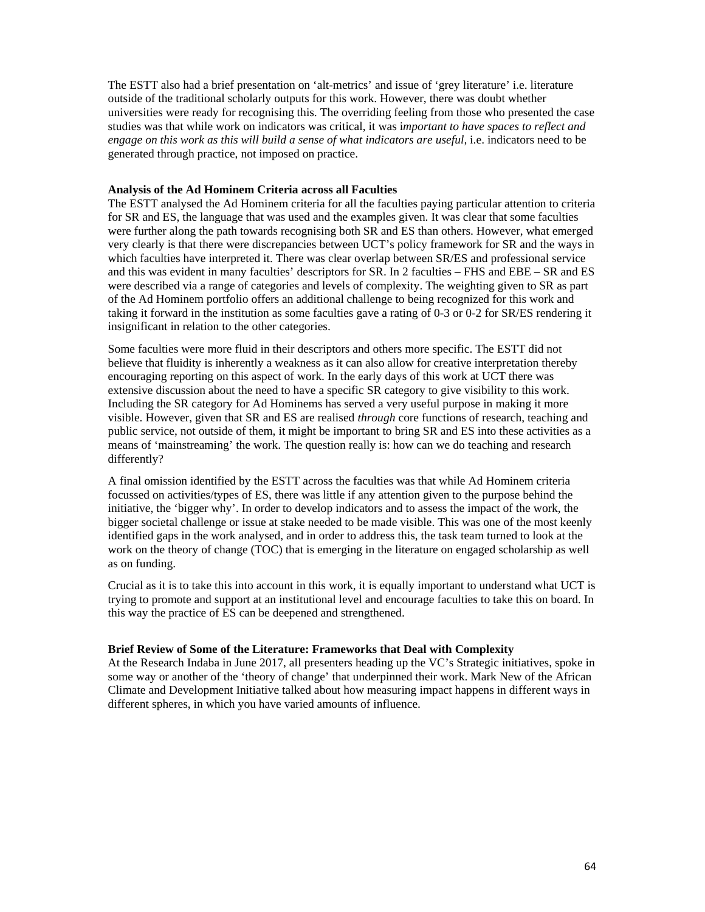The ESTT also had a brief presentation on 'alt-metrics' and issue of 'grey literature' i.e. literature outside of the traditional scholarly outputs for this work. However, there was doubt whether universities were ready for recognising this. The overriding feeling from those who presented the case studies was that while work on indicators was critical, it was i*mportant to have spaces to reflect and engage on this work as this will build a sense of what indicators are useful,* i.e. indicators need to be generated through practice, not imposed on practice.

**Analysis of the Ad Hominem Criteria across all Faculties**

The ESTT analysed the Ad Hominem criteria for all the faculties paying particular attention to criteria for SR and ES, the language that was used and the examples given. It was clear that some faculties were further along the path towards recognising both SR and ES than others. However, what emerged very clearly is that there were discrepancies between UCT's policy framework for SR and the ways in which faculties have interpreted it. There was clear overlap between SR/ES and professional service and this was evident in many faculties' descriptors for SR. In 2 faculties – FHS and EBE – SR and ES were described via a range of categories and levels of complexity. The weighting given to SR as part of the Ad Hominem portfolio offers an additional challenge to being recognized for this work and taking it forward in the institution as some faculties gave a rating of 0-3 or 0-2 for SR/ES rendering it insignificant in relation to the other categories.

Some faculties were more fluid in their descriptors and others more specific. The ESTT did not believe that fluidity is inherently a weakness as it can also allow for creative interpretation thereby encouraging reporting on this aspect of work. In the early days of this work at UCT there was extensive discussion about the need to have a specific SR category to give visibility to this work. Including the SR category for Ad Hominems has served a very useful purpose in making it more visible. However, given that SR and ES are realised *through* core functions of research, teaching and public service, not outside of them, it might be important to bring SR and ES into these activities as a means of 'mainstreaming' the work. The question really is: how can we do teaching and research differently?

A final omission identified by the ESTT across the faculties was that while Ad Hominem criteria focussed on activities/types of ES, there was little if any attention given to the purpose behind the initiative, the 'bigger why'. In order to develop indicators and to assess the impact of the work, the bigger societal challenge or issue at stake needed to be made visible. This was one of the most keenly identified gaps in the work analysed, and in order to address this, the task team turned to look at the work on the theory of change (TOC) that is emerging in the literature on engaged scholarship as well as on funding.

Crucial as it is to take this into account in this work, it is equally important to understand what UCT is trying to promote and support at an institutional level and encourage faculties to take this on board. In this way the practice of ES can be deepened and strengthened.

**Brief Review of Some of the Literature: Frameworks that Deal with Complexity**

At the Research Indaba in June 2017, all presenters heading up the VC's Strategic initiatives, spoke in some way or another of the 'theory of change' that underpinned their work. Mark New of the African Climate and Development Initiative talked about how measuring impact happens in different ways in different spheres, in which you have varied amounts of influence.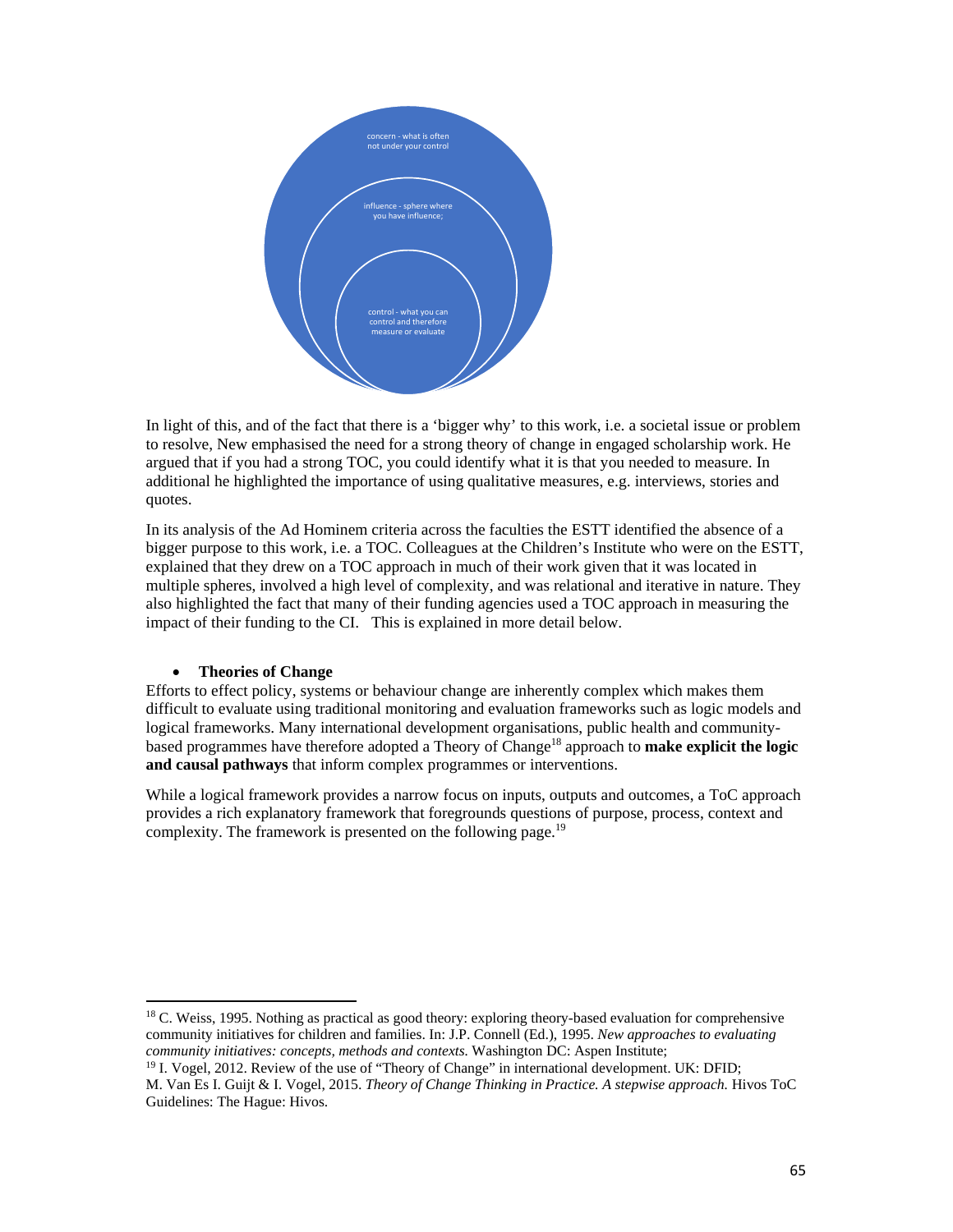concern - what is often not under your control

influence - sphere where you have influence;

control - what you can control and therefore measure or evaluate

In light of this, and of the fact that there is a 'bigger why' to this work, i.e. a societal issue or problem to resolve, New emphasised the need for a strong theory of change in engaged scholarship work. He argued that if you had a strong TOC, you could identify what it is that you needed to measure. In additional he highlighted the importance of using qualitative measures, e.g. interviews, stories and quotes.

In its analysis of the Ad Hominem criteria across the faculties the ESTT identified the absence of a bigger purpose to this work, i.e. a TOC. Colleagues at the Children's Institute who were on the ESTT, explained that they drew on a TOC approach in much of their work given that it was located in multiple spheres, involved a high level of complexity, and was relational and iterative in nature. They also highlighted the fact that many of their funding agencies used a TOC approach in measuring the impact of their funding to the CI. This is explained in more detail below.

- **Theories of Change**

Efforts to effect policy, systems or behaviour change are inherently complex which makes them difficult to evaluate using traditional monitoring and evaluation frameworks such as logic models and logical frameworks. Many international development organisations, public health and community-based programmes have therefore adopted a Theory of Change[18] approach to **make explicit the logic and causal pathways** that inform complex programmes or interventions.

While a logical framework provides a narrow focus on inputs, outputs and outcomes, a ToC approach provides a rich explanatory framework that foregrounds questions of purpose, process, context and complexity. The framework is presented on the following page.[19]

---

[18] C. Weiss, 1995. Nothing as practical as good theory: exploring theory-based evaluation for comprehensive community initiatives for children and families. In: J.P. Connell (Ed.), 1995. *New approaches to evaluating community initiatives: concepts, methods and contexts.* Washington DC: Aspen Institute;

[19] I. Vogel, 2012. Review of the use of "Theory of Change" in international development. UK: DFID; M. Van Es I. Guijt & I. Vogel, 2015. *Theory of Change Thinking in Practice. A stepwise approach.* Hivos ToC Guidelines: The Hague: Hivos.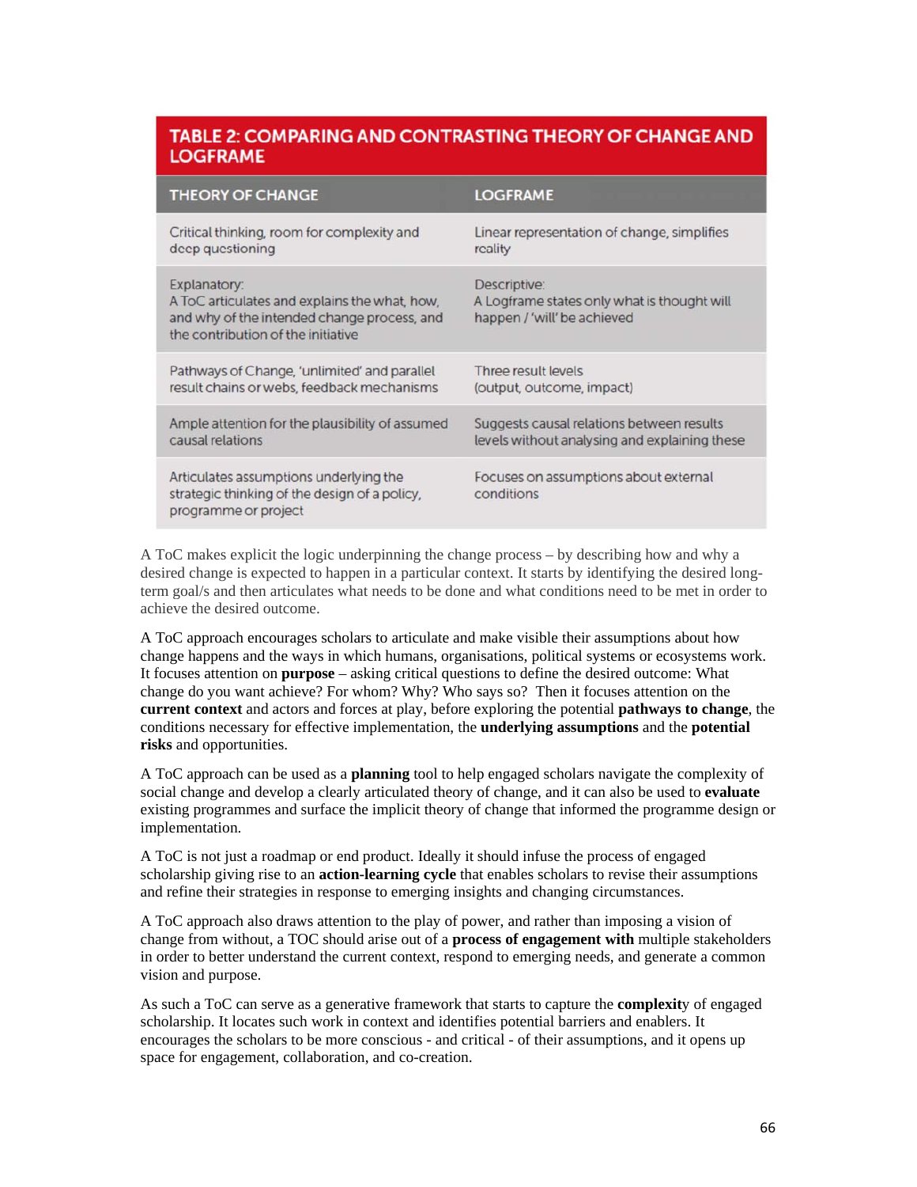**TABLE 2: COMPARING AND CONTRASTING THEORY OF CHANGE AND LOGFRAME**

| THEORY OF CHANGE | LOGFRAME |
| --- | --- |
| Critical thinking, room for complexity and deep questioning | Linear representation of change, simplifies reality |
| Explanatory: A ToC articulates and explains the what, how, and why of the intended change process, and the contribution of the initiative | Descriptive: A Logframe states only what is thought will happen / 'will' be achieved |
| Pathways of Change, 'unlimited' and parallel result chains or webs, feedback mechanisms | Three result levels (output, outcome, impact) |
| Ample attention for the plausibility of assumed causal relations | Suggests causal relations between results levels without analysing and explaining these |
| Articulates assumptions underlying the strategic thinking of the design of a policy, programme or project | Focuses on assumptions about external conditions |

A ToC makes explicit the logic underpinning the change process – by describing how and why a desired change is expected to happen in a particular context. It starts by identifying the desired long-term goal/s and then articulates what needs to be done and what conditions need to be met in order to achieve the desired outcome.

A ToC approach encourages scholars to articulate and make visible their assumptions about how change happens and the ways in which humans, organisations, political systems or ecosystems work. It focuses attention on **purpose** – asking critical questions to define the desired outcome: What change do you want achieve? For whom? Why? Who says so? Then it focuses attention on the **current context** and actors and forces at play, before exploring the potential **pathways to change**, the conditions necessary for effective implementation, the **underlying assumptions** and the **potential risks** and opportunities.

A ToC approach can be used as a **planning** tool to help engaged scholars navigate the complexity of social change and develop a clearly articulated theory of change, and it can also be used to **evaluate** existing programmes and surface the implicit theory of change that informed the programme design or implementation.

A ToC is not just a roadmap or end product. Ideally it should infuse the process of engaged scholarship giving rise to an **action-learning cycle** that enables scholars to revise their assumptions and refine their strategies in response to emerging insights and changing circumstances.

A ToC approach also draws attention to the play of power, and rather than imposing a vision of change from without, a TOC should arise out of a **process of engagement with** multiple stakeholders in order to better understand the current context, respond to emerging needs, and generate a common vision and purpose.

As such a ToC can serve as a generative framework that starts to capture the **complexit**y of engaged scholarship. It locates such work in context and identifies potential barriers and enablers. It encourages the scholars to be more conscious - and critical - of their assumptions, and it opens up space for engagement, collaboration, and co-creation.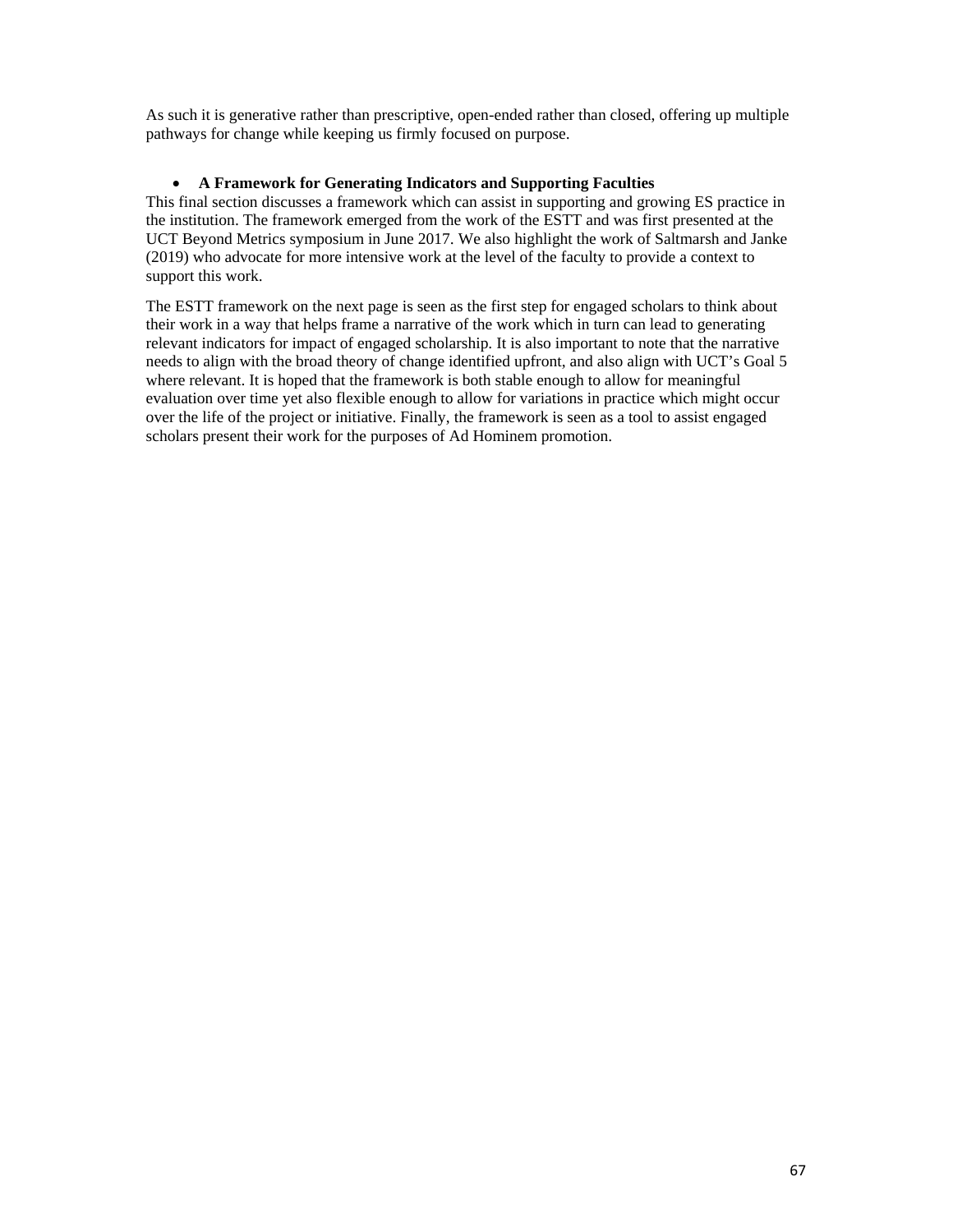As such it is generative rather than prescriptive, open-ended rather than closed, offering up multiple pathways for change while keeping us firmly focused on purpose.

- **A Framework for Generating Indicators and Supporting Faculties**

This final section discusses a framework which can assist in supporting and growing ES practice in the institution. The framework emerged from the work of the ESTT and was first presented at the UCT Beyond Metrics symposium in June 2017. We also highlight the work of Saltmarsh and Janke (2019) who advocate for more intensive work at the level of the faculty to provide a context to support this work.

The ESTT framework on the next page is seen as the first step for engaged scholars to think about their work in a way that helps frame a narrative of the work which in turn can lead to generating relevant indicators for impact of engaged scholarship. It is also important to note that the narrative needs to align with the broad theory of change identified upfront, and also align with UCT's Goal 5 where relevant. It is hoped that the framework is both stable enough to allow for meaningful evaluation over time yet also flexible enough to allow for variations in practice which might occur over the life of the project or initiative. Finally, the framework is seen as a tool to assist engaged scholars present their work for the purposes of Ad Hominem promotion.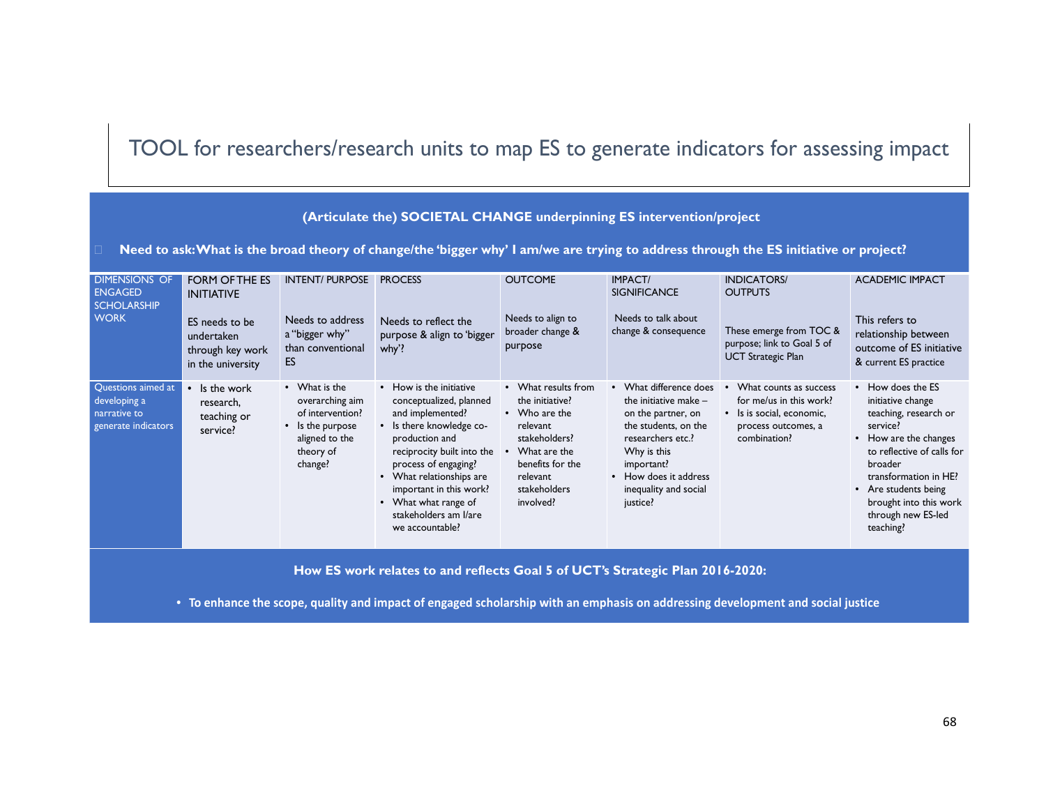# TOOL for researchers/research units to map ES to generate indicators for assessing impact

**(Articulate the) SOCIETAL CHANGE underpinning ES intervention/project**

- **Need to ask: What is the broad theory of change/the 'bigger why' I am/we are trying to address through the ES initiative or project?**

| DIMENSIONS OF ENGAGED SCHOLARSHIP WORK | FORM OF THE ES INITIATIVE<br><br>ES needs to be undertaken through key work in the university | INTENT/ PURPOSE<br><br>Needs to address a "bigger why" than conventional ES | PROCESS<br><br>Needs to reflect the purpose & align to 'bigger why'? | OUTCOME<br><br>Needs to align to broader change & purpose | IMPACT/ SIGNIFICANCE<br><br>Needs to talk about change & consequence | INDICATORS/ OUTPUTS<br><br>These emerge from TOC & purpose; link to Goal 5 of UCT Strategic Plan | ACADEMIC IMPACT<br><br>This refers to relationship between outcome of ES initiative & current ES practice |
|---|---|---|---|---|---|---|---|
| Questions aimed at developing a narrative to generate indicators | • Is the work research, teaching or service? | • What is the overarching aim of intervention?<br>• Is the purpose aligned to the theory of change? | • How is the initiative conceptualized, planned and implemented?<br>• Is there knowledge co-production and reciprocity built into the process of engaging?<br>• What relationships are important in this work?<br>• What what range of stakeholders am I/are we accountable? | • What results from the initiative?<br>• Who are the relevant stakeholders?<br>• What are the benefits for the relevant stakeholders involved? | • What difference does the initiative make – on the partner, on the students, on the researchers etc.? Why is this important?<br>• How does it address inequality and social justice? | • What counts as success for me/us in this work?<br>• Is is social, economic, process outcomes, a combination? | • How does the ES initiative change teaching, research or service?<br>• How are the changes to reflective of calls for broader transformation in HE?<br>• Are students being brought into this work through new ES-led teaching? |

**How ES work relates to and reflects Goal 5 of UCT's Strategic Plan 2016-2020:**

- **To enhance the scope, quality and impact of engaged scholarship with an emphasis on addressing development and social justice**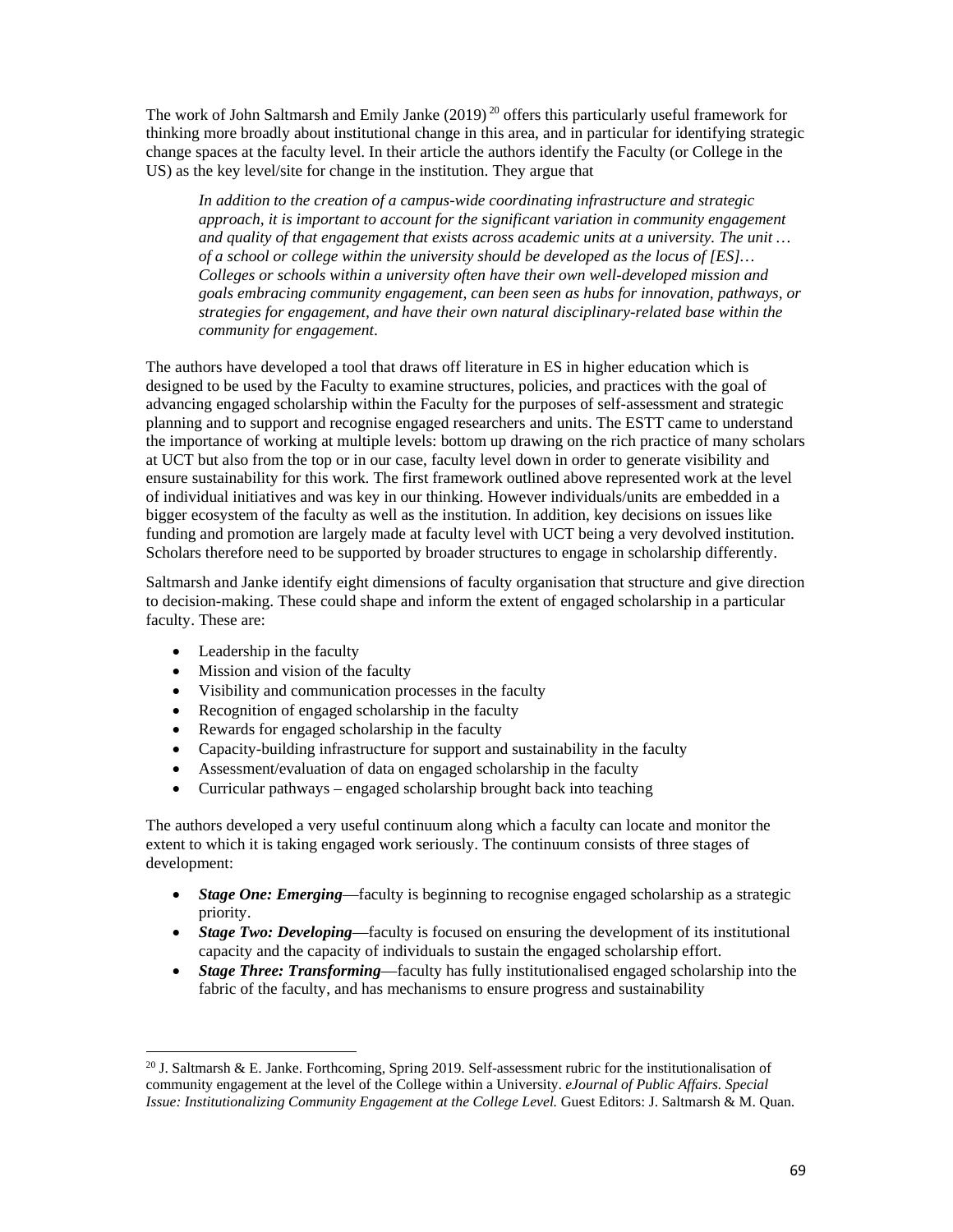The work of John Saltmarsh and Emily Janke (2019)[20] offers this particularly useful framework for thinking more broadly about institutional change in this area, and in particular for identifying strategic change spaces at the faculty level. In their article the authors identify the Faculty (or College in the US) as the key level/site for change in the institution. They argue that

> *In addition to the creation of a campus-wide coordinating infrastructure and strategic approach, it is important to account for the significant variation in community engagement and quality of that engagement that exists across academic units at a university. The unit … of a school or college within the university should be developed as the locus of [ES]… Colleges or schools within a university often have their own well-developed mission and goals embracing community engagement, can been seen as hubs for innovation, pathways, or strategies for engagement, and have their own natural disciplinary-related base within the community for engagement.*

The authors have developed a tool that draws off literature in ES in higher education which is designed to be used by the Faculty to examine structures, policies, and practices with the goal of advancing engaged scholarship within the Faculty for the purposes of self-assessment and strategic planning and to support and recognise engaged researchers and units. The ESTT came to understand the importance of working at multiple levels: bottom up drawing on the rich practice of many scholars at UCT but also from the top or in our case, faculty level down in order to generate visibility and ensure sustainability for this work. The first framework outlined above represented work at the level of individual initiatives and was key in our thinking. However individuals/units are embedded in a bigger ecosystem of the faculty as well as the institution. In addition, key decisions on issues like funding and promotion are largely made at faculty level with UCT being a very devolved institution. Scholars therefore need to be supported by broader structures to engage in scholarship differently.

Saltmarsh and Janke identify eight dimensions of faculty organisation that structure and give direction to decision-making. These could shape and inform the extent of engaged scholarship in a particular faculty. These are:

- Leadership in the faculty
- Mission and vision of the faculty
- Visibility and communication processes in the faculty
- Recognition of engaged scholarship in the faculty
- Rewards for engaged scholarship in the faculty
- Capacity-building infrastructure for support and sustainability in the faculty
- Assessment/evaluation of data on engaged scholarship in the faculty
- Curricular pathways – engaged scholarship brought back into teaching

The authors developed a very useful continuum along which a faculty can locate and monitor the extent to which it is taking engaged work seriously. The continuum consists of three stages of development:

- ***Stage One: Emerging***—faculty is beginning to recognise engaged scholarship as a strategic priority.
- ***Stage Two: Developing***—faculty is focused on ensuring the development of its institutional capacity and the capacity of individuals to sustain the engaged scholarship effort.
- ***Stage Three: Transforming***—faculty has fully institutionalised engaged scholarship into the fabric of the faculty, and has mechanisms to ensure progress and sustainability

[20] J. Saltmarsh & E. Janke. Forthcoming, Spring 2019. Self-assessment rubric for the institutionalisation of community engagement at the level of the College within a University. *eJournal of Public Affairs. Special Issue: Institutionalizing Community Engagement at the College Level.* Guest Editors: J. Saltmarsh & M. Quan.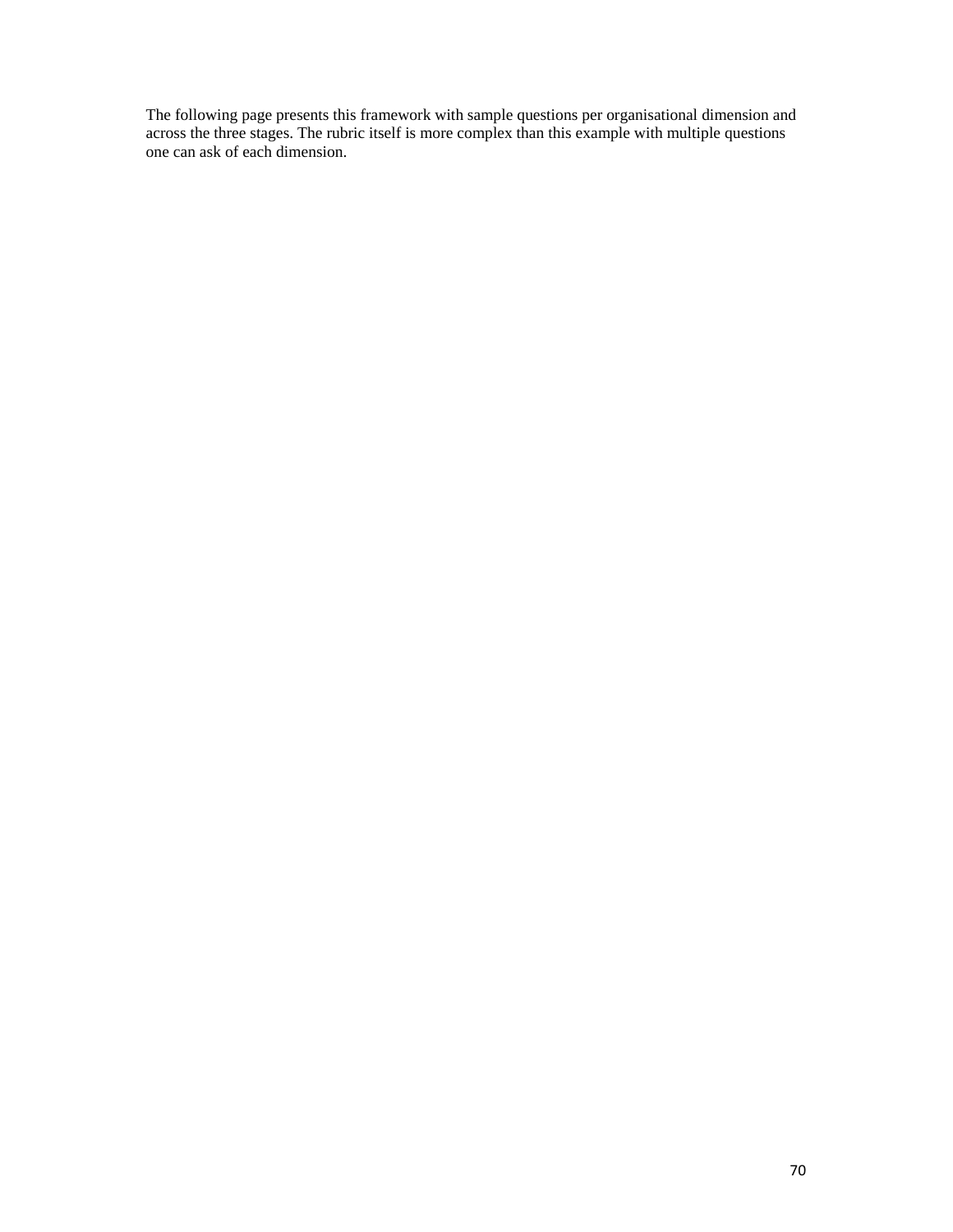The following page presents this framework with sample questions per organisational dimension and across the three stages. The rubric itself is more complex than this example with multiple questions one can ask of each dimension.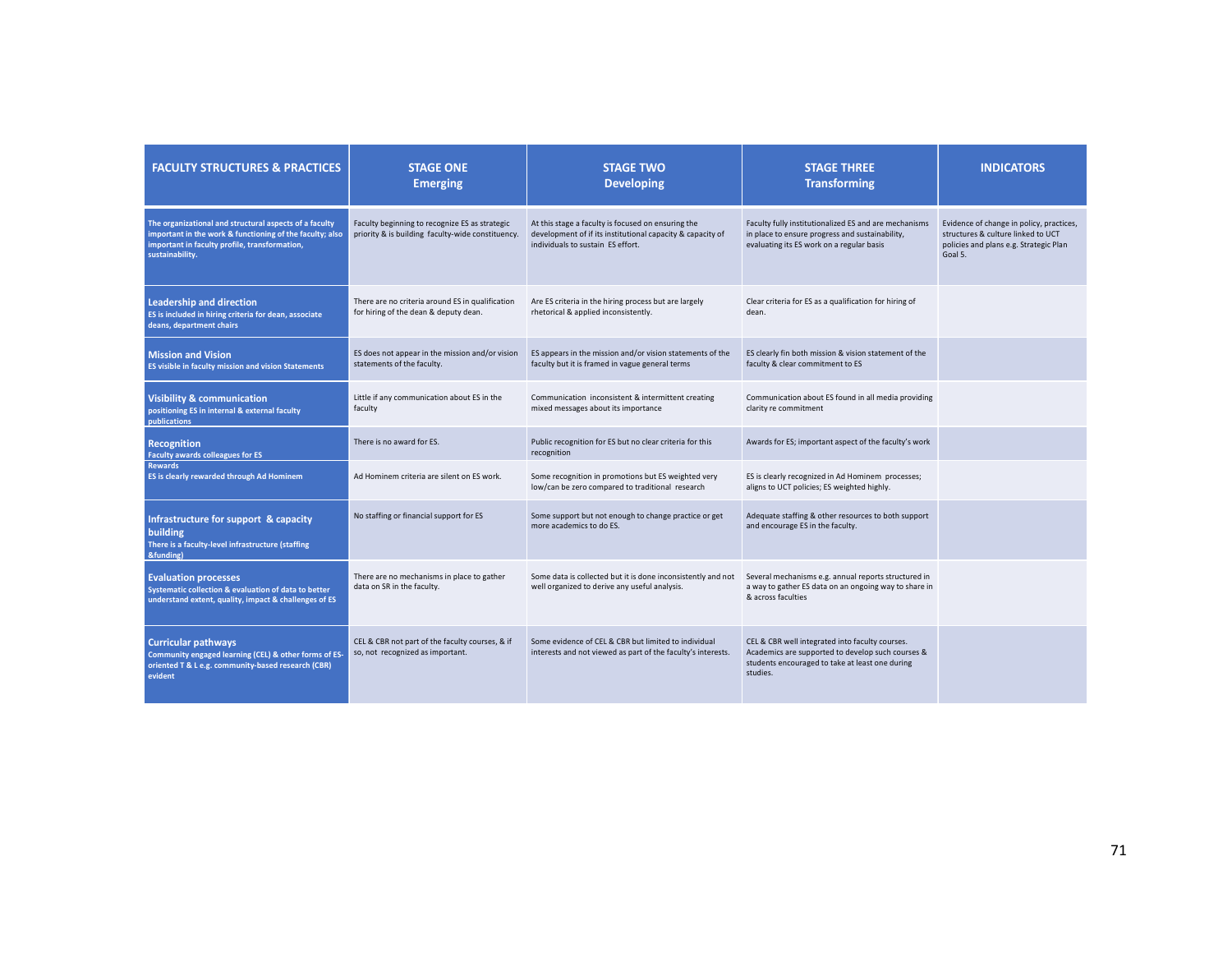| FACULTY STRUCTURES & PRACTICES | STAGE ONE Emerging | STAGE TWO Developing | STAGE THREE Transforming | INDICATORS |
|---|---|---|---|---|
| **The organizational and structural aspects of a faculty important in the work & functioning of the faculty; also important in faculty profile, transformation, sustainability.** | Faculty beginning to recognize ES as strategic priority & is building faculty-wide constituency. | At this stage a faculty is focused on ensuring the development of if its institutional capacity & capacity of individuals to sustain ES effort. | Faculty fully institutionalized ES and are mechanisms in place to ensure progress and sustainability, evaluating its ES work on a regular basis | Evidence of change in policy, practices, structures & culture linked to UCT policies and plans e.g. Strategic Plan Goal 5. |
| **Leadership and direction** ES is included in hiring criteria for dean, associate deans, department chairs | There are no criteria around ES in qualification for hiring of the dean & deputy dean. | Are ES criteria in the hiring process but are largely rhetorical & applied inconsistently. | Clear criteria for ES as a qualification for hiring of dean. | |
| **Mission and Vision** ES visible in faculty mission and vision Statements | ES does not appear in the mission and/or vision statements of the faculty. | ES appears in the mission and/or vision statements of the faculty but it is framed in vague general terms | ES clearly fin both mission & vision statement of the faculty & clear commitment to ES | |
| **Visibility & communication** positioning ES in internal & external faculty publications | Little if any communication about ES in the faculty | Communication inconsistent & intermittent creating mixed messages about its importance | Communication about ES found in all media providing clarity re commitment | |
| **Recognition** Faculty awards colleagues for ES | There is no award for ES. | Public recognition for ES but no clear criteria for this recognition | Awards for ES; important aspect of the faculty's work | |
| **Rewards** ES is clearly rewarded through Ad Hominem | Ad Hominem criteria are silent on ES work. | Some recognition in promotions but ES weighted very low/can be zero compared to traditional research | ES is clearly recognized in Ad Hominem processes; aligns to UCT policies; ES weighted highly. | |
| **Infrastructure for support & capacity building** There is a faculty-level infrastructure (staffing &funding) | No staffing or financial support for ES | Some support but not enough to change practice or get more academics to do ES. | Adequate staffing & other resources to both support and encourage ES in the faculty. | |
| **Evaluation processes** Systematic collection & evaluation of data to better understand extent, quality, impact & challenges of ES | There are no mechanisms in place to gather data on SR in the faculty. | Some data is collected but it is done inconsistently and not well organized to derive any useful analysis. | Several mechanisms e.g. annual reports structured in a way to gather ES data on an ongoing way to share in & across faculties | |
| **Curricular pathways** Community engaged learning (CEL) & other forms of ES-oriented T & L e.g. community-based research (CBR) evident | CEL & CBR not part of the faculty courses, & if so, not recognized as important. | Some evidence of CEL & CBR but limited to individual interests and not viewed as part of the faculty's interests. | CEL & CBR well integrated into faculty courses. Academics are supported to develop such courses & students encouraged to take at least one during studies. | |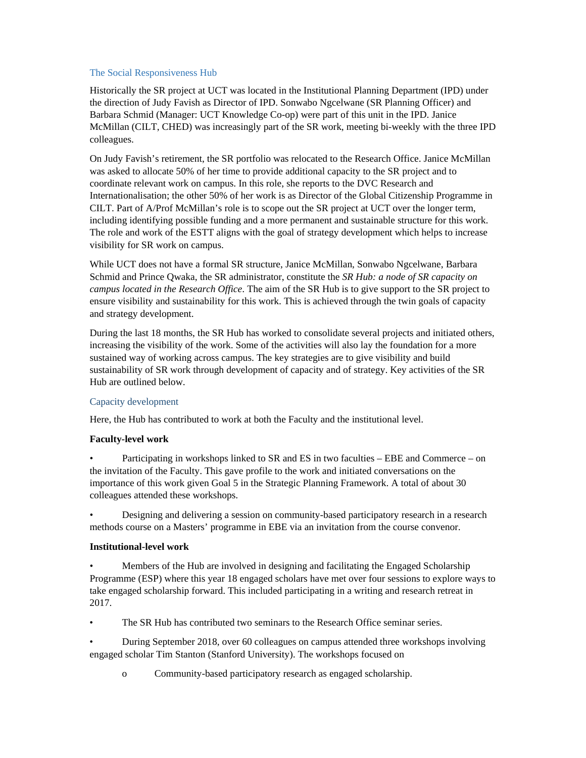## The Social Responsiveness Hub

Historically the SR project at UCT was located in the Institutional Planning Department (IPD) under the direction of Judy Favish as Director of IPD. Sonwabo Ngcelwane (SR Planning Officer) and Barbara Schmid (Manager: UCT Knowledge Co-op) were part of this unit in the IPD. Janice McMillan (CILT, CHED) was increasingly part of the SR work, meeting bi-weekly with the three IPD colleagues.

On Judy Favish's retirement, the SR portfolio was relocated to the Research Office. Janice McMillan was asked to allocate 50% of her time to provide additional capacity to the SR project and to coordinate relevant work on campus. In this role, she reports to the DVC Research and Internationalisation; the other 50% of her work is as Director of the Global Citizenship Programme in CILT. Part of A/Prof McMillan's role is to scope out the SR project at UCT over the longer term, including identifying possible funding and a more permanent and sustainable structure for this work. The role and work of the ESTT aligns with the goal of strategy development which helps to increase visibility for SR work on campus.

While UCT does not have a formal SR structure, Janice McMillan, Sonwabo Ngcelwane, Barbara Schmid and Prince Qwaka, the SR administrator, constitute the *SR Hub: a node of SR capacity on campus located in the Research Office*. The aim of the SR Hub is to give support to the SR project to ensure visibility and sustainability for this work. This is achieved through the twin goals of capacity and strategy development.

During the last 18 months, the SR Hub has worked to consolidate several projects and initiated others, increasing the visibility of the work. Some of the activities will also lay the foundation for a more sustained way of working across campus. The key strategies are to give visibility and build sustainability of SR work through development of capacity and of strategy. Key activities of the SR Hub are outlined below.

### Capacity development

Here, the Hub has contributed to work at both the Faculty and the institutional level.

**Faculty-level work**

- Participating in workshops linked to SR and ES in two faculties – EBE and Commerce – on the invitation of the Faculty. This gave profile to the work and initiated conversations on the importance of this work given Goal 5 in the Strategic Planning Framework. A total of about 30 colleagues attended these workshops.

- Designing and delivering a session on community-based participatory research in a research methods course on a Masters' programme in EBE via an invitation from the course convenor.

**Institutional-level work**

- Members of the Hub are involved in designing and facilitating the Engaged Scholarship Programme (ESP) where this year 18 engaged scholars have met over four sessions to explore ways to take engaged scholarship forward. This included participating in a writing and research retreat in 2017.

- The SR Hub has contributed two seminars to the Research Office seminar series.

- During September 2018, over 60 colleagues on campus attended three workshops involving engaged scholar Tim Stanton (Stanford University). The workshops focused on
  - Community-based participatory research as engaged scholarship.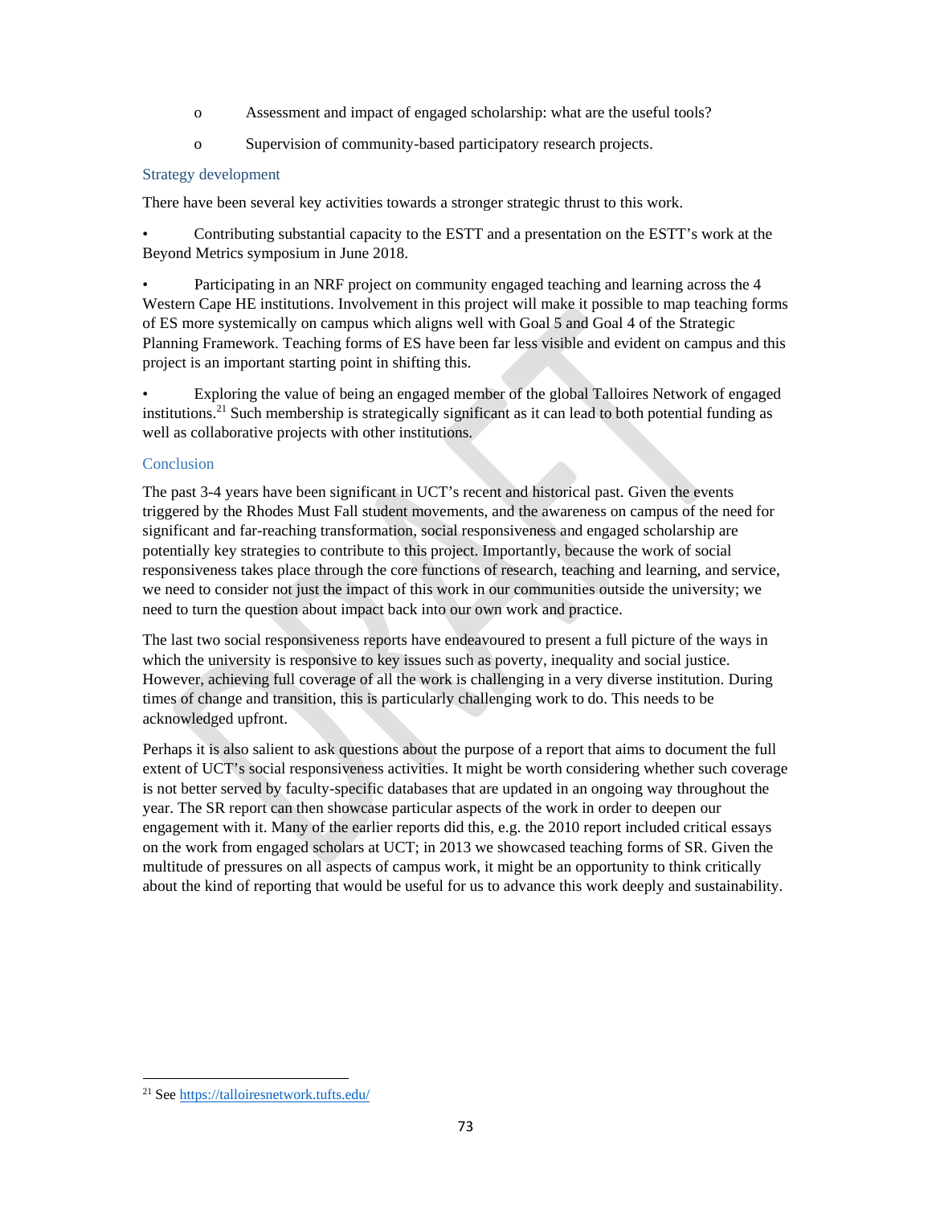- Assessment and impact of engaged scholarship: what are the useful tools?
- Supervision of community-based participatory research projects.

### Strategy development

There have been several key activities towards a stronger strategic thrust to this work.

- Contributing substantial capacity to the ESTT and a presentation on the ESTT's work at the Beyond Metrics symposium in June 2018.

- Participating in an NRF project on community engaged teaching and learning across the 4 Western Cape HE institutions. Involvement in this project will make it possible to map teaching forms of ES more systemically on campus which aligns well with Goal 5 and Goal 4 of the Strategic Planning Framework. Teaching forms of ES have been far less visible and evident on campus and this project is an important starting point in shifting this.

- Exploring the value of being an engaged member of the global Talloires Network of engaged institutions.[21] Such membership is strategically significant as it can lead to both potential funding as well as collaborative projects with other institutions.

### Conclusion

The past 3-4 years have been significant in UCT's recent and historical past. Given the events triggered by the Rhodes Must Fall student movements, and the awareness on campus of the need for significant and far-reaching transformation, social responsiveness and engaged scholarship are potentially key strategies to contribute to this project. Importantly, because the work of social responsiveness takes place through the core functions of research, teaching and learning, and service, we need to consider not just the impact of this work in our communities outside the university; we need to turn the question about impact back into our own work and practice.

The last two social responsiveness reports have endeavoured to present a full picture of the ways in which the university is responsive to key issues such as poverty, inequality and social justice. However, achieving full coverage of all the work is challenging in a very diverse institution. During times of change and transition, this is particularly challenging work to do. This needs to be acknowledged upfront.

Perhaps it is also salient to ask questions about the purpose of a report that aims to document the full extent of UCT's social responsiveness activities. It might be worth considering whether such coverage is not better served by faculty-specific databases that are updated in an ongoing way throughout the year. The SR report can then showcase particular aspects of the work in order to deepen our engagement with it. Many of the earlier reports did this, e.g. the 2010 report included critical essays on the work from engaged scholars at UCT; in 2013 we showcased teaching forms of SR. Given the multitude of pressures on all aspects of campus work, it might be an opportunity to think critically about the kind of reporting that would be useful for us to advance this work deeply and sustainability.

---

[21] See https://talloiresnetwork.tufts.edu/